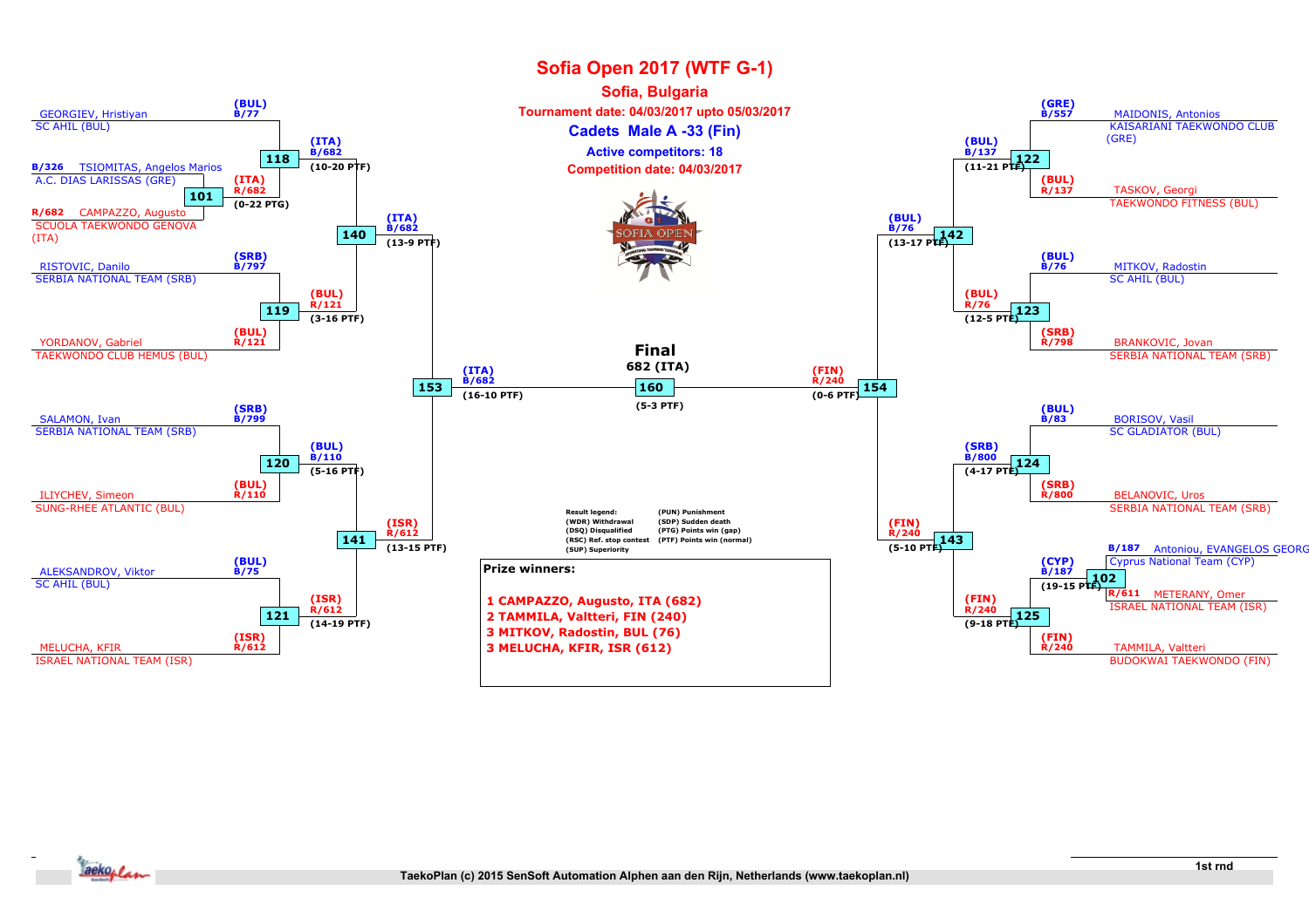# Sofia Open 2017 (WTF G-1)

## Sofia, Bulgaria

**Tournament date: 04/03/2017 upto 05/03/2017**

**Cadets Male A -33 (Fin)**

**Active competitors: 18**

**Competition date: 04/03/2017**

### Left bracket

**Match 101:**
- B/326 TSIOMITAS, Angelos Marios — A.C. DIAS LARISSAS (GRE)
- R/682 CAMPAZZO, Augusto — SCUOLA TAEKWONDO GENOVA (ITA)
- Winner: (ITA) R/682 (0-22 PTG)

**Match 118:**
- GEORGIEV, Hristiyan — SC AHIL (BUL) (BUL) B/77
- Winner of 101 (ITA) R/682
- Winner: (ITA) B/682 (10-20 PTF)

**Match 119:**
- RISTOVIC, Danilo — SERBIA NATIONAL TEAM (SRB) (SRB) B/797
- YORDANOV, Gabriel — TAEKWONDO CLUB HEMUS (BUL) (BUL) R/121
- Winner: (BUL) R/121 (3-16 PTF)

**Match 140:**
- Winner: (ITA) B/682 (13-9 PTF)

**Match 120:**
- SALAMON, Ivan — SERBIA NATIONAL TEAM (SRB) (SRB) B/799
- ILIYCHEV, Simeon — SUNG-RHEE ATLANTIC (BUL) (BUL) R/110
- Winner: (BUL) B/110 (5-16 PTF)

**Match 121:**
- ALEKSANDROV, Viktor — SC AHIL (BUL) (BUL) B/75
- MELUCHA, KFIR — ISRAEL NATIONAL TEAM (ISR) (ISR) R/612
- Winner: (ISR) R/612 (14-19 PTF)

**Match 141:**
- Winner: (ISR) R/612 (13-15 PTF)

**Match 153:**
- Winner: (ITA) B/682 (16-10 PTF)

### Right bracket

**Match 122:**
- MAIDONIS, Antonios — KAISARIANI TAEKWONDO CLUB (GRE) (GRE) B/557
- TASKOV, Georgi — TAEKWONDO FITNESS (BUL) (BUL) R/137
- Winner: (BUL) B/137 (11-21 PTF)

**Match 123:**
- MITKOV, Radostin — SC AHIL (BUL) (BUL) B/76
- BRANKOVIC, Jovan — SERBIA NATIONAL TEAM (SRB) (SRB) R/798
- Winner: (BUL) R/76 (12-5 PTF)

**Match 142:**
- Winner: (BUL) B/76 (13-17 PTF)

**Match 124:**
- BORISOV, Vasil — SC GLADIATOR (BUL) (BUL) B/83
- BELANOVIC, Uros — SERBIA NATIONAL TEAM (SRB) (SRB) R/800
- Winner: (SRB) B/800 (4-17 PTF)

**Match 102:**
- B/187 Antoniou, EVANGELOS GEORG — Cyprus National Team (CYP)
- R/611 METERANY, Omer — ISRAEL NATIONAL TEAM (ISR)
- Winner: (CYP) B/187 (19-15 PTF)

**Match 125:**
- Winner of 102 (CYP) B/187
- TAMMILA, Valtteri — BUDOKWAI TAEKWONDO (FIN) (FIN) R/240
- Winner: (FIN) R/240 (9-18 PTF)

**Match 143:**
- Winner: (FIN) R/240 (5-10 PTF)

**Match 154:**
- Winner: (FIN) R/240 (0-6 PTF)

### Final

**Match 160:** (ITA) B/682 vs (FIN) R/240

**Final: 682 (ITA)** (5-3 PTF)

### Result legend

| | |
|---|---|
| (WDR) Withdrawal | (PUN) Punishment |
| (DSQ) Disqualified | (SDP) Sudden death |
| (RSC) Ref. stop contest | (PTG) Points win (gap) |
| (SUP) Superiority | (PTF) Points win (normal) |

### Prize winners:

1. CAMPAZZO, Augusto, ITA (682)
2. TAMMILA, Valtteri, FIN (240)
3. MITKOV, Radostin, BUL (76)
3. MELUCHA, KFIR, ISR (612)

1st rnd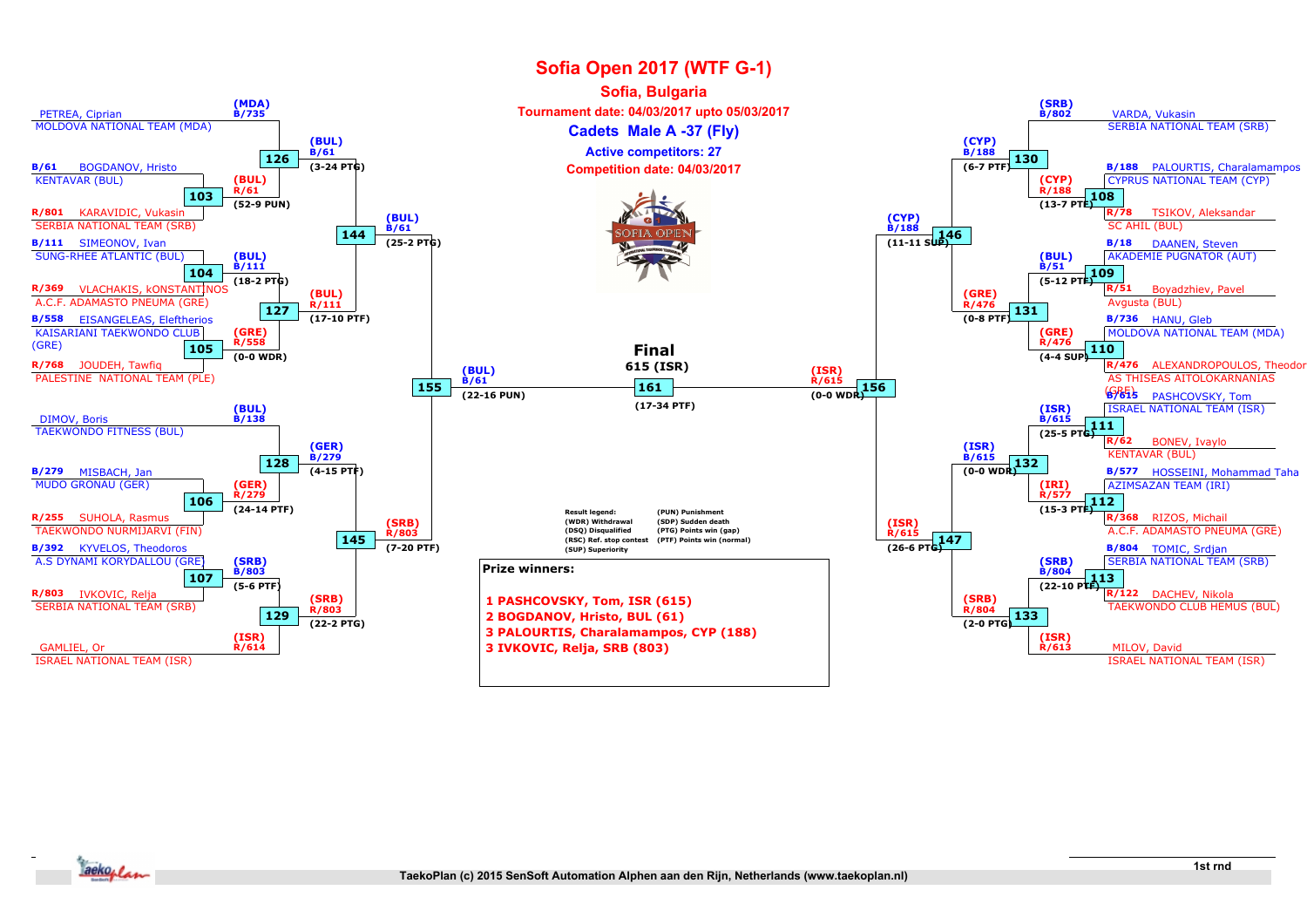# Sofia Open 2017 (WTF G-1)

## Sofia, Bulgaria

**Tournament date: 04/03/2017 upto 05/03/2017**

### Cadets Male A -37 (Fly)

**Active competitors: 27**

**Competition date: 04/03/2017**

**Left bracket**

| Match | Blue | Red | Winner | Result |
|---|---|---|---|---|
| 126 | PETREA, Ciprian – MOLDOVA NATIONAL TEAM (MDA) (B/735) | BOGDANOV, Hristo – KENTAVAR (BUL) (B/61, via 103) | (BUL) B/61 | 3-24 PTG |
| 103 | B/61 BOGDANOV, Hristo – KENTAVAR (BUL) | R/801 KARAVIDIC, Vukasin – SERBIA NATIONAL TEAM (SRB) | (BUL) R/61 | 52-9 PUN |
| 104 | B/111 SIMEONOV, Ivan – SUNG-RHEE ATLANTIC (BUL) | R/369 VLACHAKIS, kONSTANTINOS – A.C.F. ADAMASTO PNEUMA (GRE) | (BUL) B/111 | 18-2 PTG |
| 105 | B/558 EISANGELEAS, Eleftherios – KAISARIANI TAEKWONDO CLUB (GRE) | R/768 JOUDEH, Tawfiq – PALESTINE NATIONAL TEAM (PLE) | (GRE) R/558 | 0-0 WDR |
| 127 | (BUL) B/111 | (GRE) R/558 | (BUL) R/111 | 17-10 PTF |
| 144 | (BUL) B/61 | (BUL) R/111 | (BUL) B/61 | 25-2 PTG |
| 128 | DIMOV, Boris – TAEKWONDO FITNESS (BUL) (B/138) | (GER) R/279 | (GER) B/279 | 4-15 PTF |
| 106 | B/279 MISBACH, Jan – MUDO GRONAU (GER) | R/255 SUHOLA, Rasmus – TAEKWONDO NURMIJARVI (FIN) | (GER) R/279 | 24-14 PTF |
| 107 | B/392 KYVELOS, Theodoros – A.S DYNAMI KORYDALLOU (GRE) | R/803 IVKOVIC, Relja – SERBIA NATIONAL TEAM (SRB) | (SRB) B/803 | 5-6 PTF |
| 129 | (SRB) B/803 | GAMLIEL, Or – ISRAEL NATIONAL TEAM (ISR) (R/614) | (SRB) R/803 | 22-2 PTG |
| 145 | (GER) B/279 | (SRB) R/803 | (SRB) R/803 | 7-20 PTF |
| 155 | (BUL) B/61 | (SRB) R/803 | (BUL) B/61 | 22-16 PUN |

**Right bracket**

| Match | Blue | Red | Winner | Result |
|---|---|---|---|---|
| 130 | VARDA, Vukasin – SERBIA NATIONAL TEAM (SRB) (B/802) | (CYP) R/188 | (CYP) B/188 | 6-7 PTF |
| 108 | B/188 PALOURTIS, Charalamampos – CYPRUS NATIONAL TEAM (CYP) | R/78 TSIKOV, Aleksandar – SC AHIL (BUL) | (CYP) R/188 | 13-7 PTF |
| 109 | B/18 DAANEN, Steven – AKADEMIE PUGNATOR (AUT) | R/51 Boyadzhiev, Pavel – Avgusta (BUL) | (BUL) B/51 | 5-12 PTF |
| 110 | B/736 HANU, Gleb – MOLDOVA NATIONAL TEAM (MDA) | R/476 ALEXANDROPOULOS, Theodor – AS THISEAS AITOLOKARNANIAS (GRE) | (GRE) R/476 | 4-4 SUP |
| 131 | (BUL) B/51 | (GRE) R/476 | (GRE) R/476 | 0-8 PTF |
| 146 | (CYP) B/188 | (GRE) R/476 | (CYP) B/188 | 11-11 SUP |
| 111 | B/615 PASHCOVSKY, Tom – ISRAEL NATIONAL TEAM (ISR) | R/62 BONEV, Ivaylo – KENTAVAR (BUL) | (ISR) B/615 | 25-5 PTG |
| 112 | B/577 HOSSEINI, Mohammad Taha – AZIMSAZAN TEAM (IRI) | R/368 RIZOS, Michail – A.C.F. ADAMASTO PNEUMA (GRE) | (IRI) R/577 | 15-3 PTF |
| 132 | (ISR) B/615 | (IRI) R/577 | (ISR) B/615 | 0-0 WDR |
| 113 | B/804 TOMIC, Srdjan – SERBIA NATIONAL TEAM (SRB) | R/122 DACHEV, Nikola – TAEKWONDO CLUB HEMUS (BUL) | (SRB) B/804 | 22-10 PTF |
| 133 | (SRB) B/804 | MILOV, David – ISRAEL NATIONAL TEAM (ISR) (R/613) | (SRB) R/804 | 2-0 PTG |
| 147 | (ISR) B/615 | (SRB) R/804 | (ISR) R/615 | 26-6 PTG |
| 156 | (CYP) B/188 | (ISR) R/615 | (ISR) R/615 | 0-0 WDR |

**Final**

| Match | Blue | Red | Winner | Result |
|---|---|---|---|---|
| 161 | (BUL) B/61 | (ISR) R/615 | 615 (ISR) | 17-34 PTF |

**Result legend:**

- (WDR) Withdrawal
- (DSQ) Disqualified
- (RSC) Ref. stop contest
- (SUP) Superiority
- (PUN) Punishment
- (SDP) Sudden death
- (PTG) Points win (gap)
- (PTF) Points win (normal)

**Prize winners:**

1. PASHCOVSKY, Tom, ISR (615)
2. BOGDANOV, Hristo, BUL (61)
3. PALOURTIS, Charalamampos, CYP (188)
3. IVKOVIC, Relja, SRB (803)

1st rnd

TaekoPlan (c) 2015 SenSoft Automation Alphen aan den Rijn, Netherlands (www.taekoplan.nl)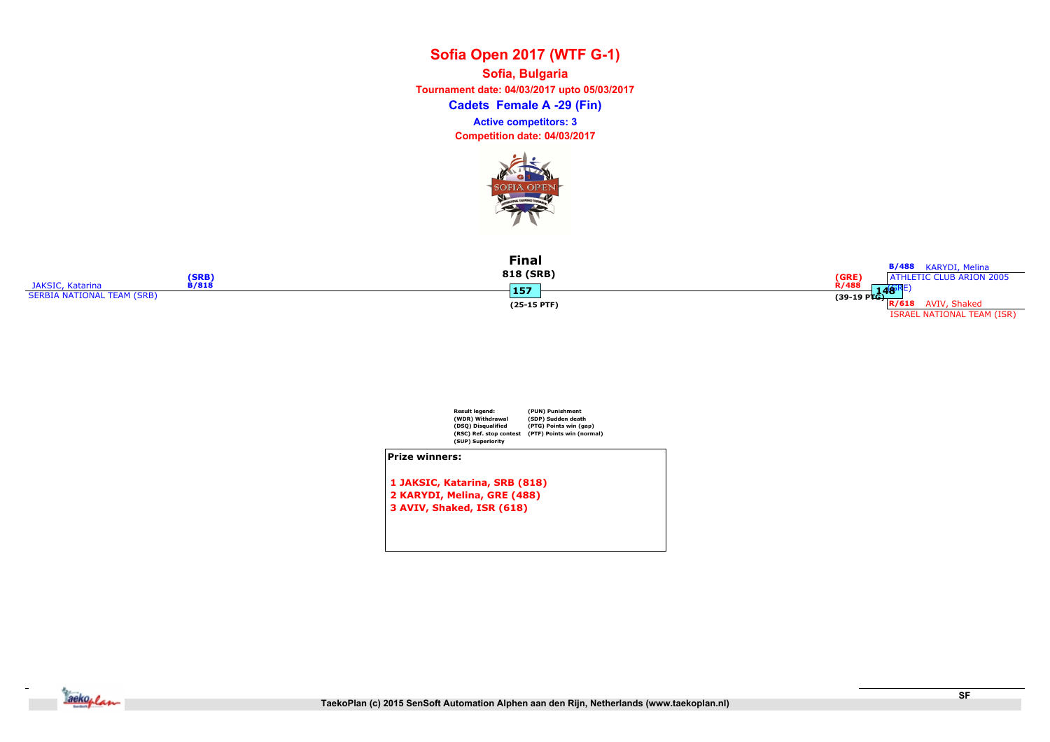# Sofia Open 2017 (WTF G-1)

**Sofia, Bulgaria**

**Tournament date: 04/03/2017 upto 05/03/2017**

**Cadets Female A -29 (Fin)**

**Active competitors: 3**

**Competition date: 04/03/2017**

## Final

**818 (SRB)**

JAKSIC, Katarina (SRB) B/818
SERBIA NATIONAL TEAM (SRB)

157
(25-15 PTF)

(GRE) R/488

148
(39-19 PTG)

B/488 KARYDI, Melina
ATHLETIC CLUB ARION 2005 (GRE)

R/618 AVIV, Shaked
ISRAEL NATIONAL TEAM (ISR)

Result legend:
(WDR) Withdrawal
(DSQ) Disqualified
(RSC) Ref. stop contest
(SUP) Superiority
(PUN) Punishment
(SDP) Sudden death
(PTG) Points win (gap)
(PTF) Points win (normal)

**Prize winners:**

1 JAKSIC, Katarina, SRB (818)
2 KARYDI, Melina, GRE (488)
3 AVIV, Shaked, ISR (618)

SF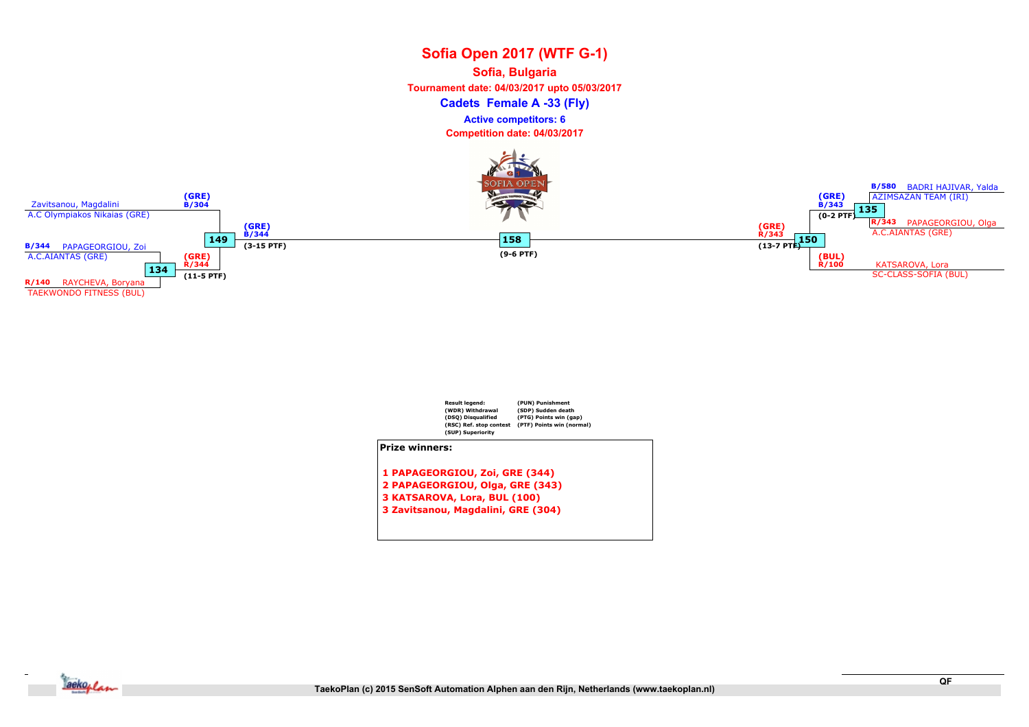# Sofia Open 2017 (WTF G-1)

**Sofia, Bulgaria**

**Tournament date: 04/03/2017 upto 05/03/2017**

## Cadets Female A -33 (Fly)

**Active competitors: 6**

**Competition date: 04/03/2017**

Zavitsanou, Magdalini
A.C Olympiakos Nikaias (GRE)

B/344 PAPAGEORGIOU, Zoi
A.C.AIANTAS (GRE)

134

R/140 RAYCHEVA, Boryana
TAEKWONDO FITNESS (BUL)

(GRE)
B/304

(GRE)
R/344
(11-5 PTF)

149

(GRE)
B/344
(3-15 PTF)

158

(9-6 PTF)

(GRE)
R/343
(13-7 PTF)

150

(GRE)
B/343
(0-2 PTF)

135

B/580 BADRI HAJIVAR, Yalda
AZIMSAZAN TEAM (IRI)

R/343 PAPAGEORGIOU, Olga
A.C.AIANTAS (GRE)

(BUL)
R/100

KATSAROVA, Lora
SC-CLASS-SOFIA (BUL)

| Result legend: | |
|---|---|
| (WDR) Withdrawal | (PUN) Punishment |
| (DSQ) Disqualified | (SDP) Sudden death |
| (RSC) Ref. stop contest | (PTG) Points win (gap) |
| (SUP) Superiority | (PTF) Points win (normal) |

**Prize winners:**

1 PAPAGEORGIOU, Zoi, GRE (344)
2 PAPAGEORGIOU, Olga, GRE (343)
3 KATSAROVA, Lora, BUL (100)
3 Zavitsanou, Magdalini, GRE (304)

QF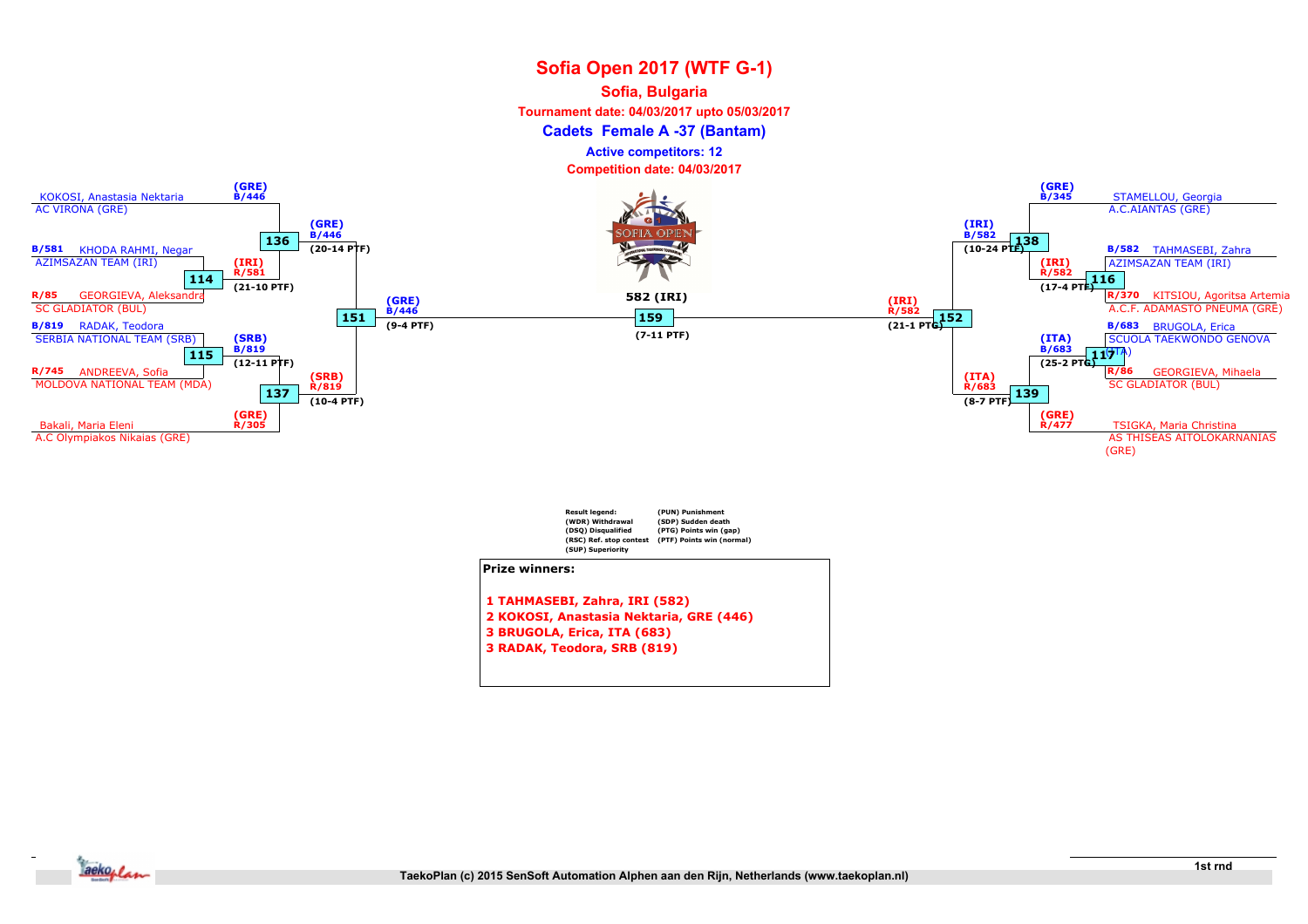# Sofia Open 2017 (WTF G-1)

## Sofia, Bulgaria

**Tournament date: 04/03/2017 upto 05/03/2017**

**Cadets Female A -37 (Bantam)**

**Active competitors: 12**

**Competition date: 04/03/2017**

KOKOSI, Anastasia Nektaria — AC VIRONA (GRE) — (GRE) B/446

B/581 KHODA RAHMI, Negar — AZIMSAZAN TEAM (IRI)

R/85 GEORGIEVA, Aleksandra — SC GLADIATOR (BUL)

Match 114: (IRI) R/581 (21-10 PTF)

Match 136: (GRE) B/446 (20-14 PTF)

B/819 RADAK, Teodora — SERBIA NATIONAL TEAM (SRB)

R/745 ANDREEVA, Sofia — MOLDOVA NATIONAL TEAM (MDA)

Match 115: (SRB) B/819 (12-11 PTF)

Bakali, Maria Eleni — A.C Olympiakos Nikaias (GRE) — (GRE) R/305

Match 137: (SRB) R/819 (10-4 PTF)

Match 151: (GRE) B/446 (9-4 PTF)

Match 159: 582 (IRI) (7-11 PTF)

Match 152: (IRI) R/582 (21-1 PTG)

STAMELLOU, Georgia — A.C.AIANTAS (GRE) — (GRE) B/345

B/582 TAHMASEBI, Zahra — AZIMSAZAN TEAM (IRI)

R/370 KITSIOU, Agoritsa Artemia — A.C.F. ADAMASTO PNEUMA (GRE)

Match 116: (IRI) R/582 (17-4 PTF)

Match 138: (IRI) B/582 (10-24 PTF)

B/683 BRUGOLA, Erica — SCUOLA TAEKWONDO GENOVA (ITA)

R/86 GEORGIEVA, Mihaela — SC GLADIATOR (BUL)

Match 117: (ITA) B/683 (25-2 PTG)

TSIGKA, Maria Christina — AS THISEAS AITOLOKARNANIAS (GRE) — (GRE) R/477

Match 139: (ITA) R/683 (8-7 PTF)

| Result legend: | |
|---|---|
| (WDR) Withdrawal | (PUN) Punishment |
| (DSQ) Disqualified | (SDP) Sudden death |
| (RSC) Ref. stop contest | (PTG) Points win (gap) |
| (SUP) Superiority | (PTF) Points win (normal) |

**Prize winners:**

1 TAHMASEBI, Zahra, IRI (582)
2 KOKOSI, Anastasia Nektaria, GRE (446)
3 BRUGOLA, Erica, ITA (683)
3 RADAK, Teodora, SRB (819)

1st rnd

TaekoPlan (c) 2015 SenSoft Automation Alphen aan den Rijn, Netherlands (www.taekoplan.nl)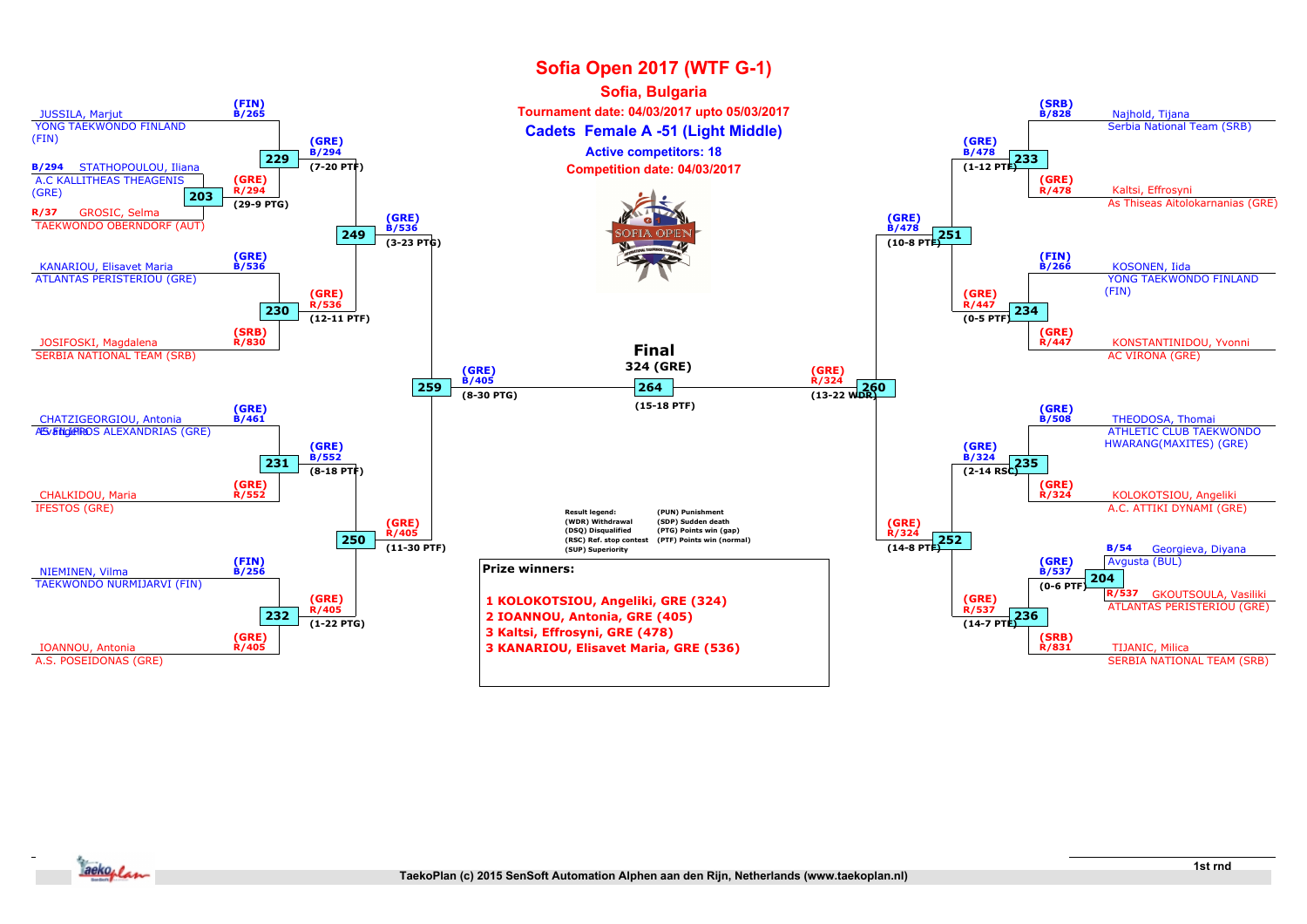# Sofia Open 2017 (WTF G-1)

## Sofia, Bulgaria

**Tournament date: 04/03/2017 upto 05/03/2017**

### Cadets Female A -51 (Light Middle)

**Active competitors: 18**

**Competition date: 04/03/2017**

## Bracket (left side)

- JUSSILA, Marjut — YONG TAEKWONDO FINLAND (FIN) — (FIN) B/265
- Match 203: B/294 STATHOPOULOU, Iliana — A.C KALLITHEAS THEAGENIS (GRE) vs R/37 GROSIC, Selma — TAEKWONDO OBERNDORF (AUT) — winner (GRE) R/294 (29-9 PTG)
- Match 229: (GRE) B/294 (7-20 PTF)
- KANARIOU, Elisavet Maria — ATLANTAS PERISTERIOU (GRE) — (GRE) B/536
- JOSIFOSKI, Magdalena — SERBIA NATIONAL TEAM (SRB) — (SRB) R/830
- Match 230: (GRE) R/536 (12-11 PTF)
- Match 249: (GRE) B/536 (3-23 PTG)
- CHATZIGEORGIOU, Antonia — AS EVELPIDOS ALEXANDRIAS (GRE) — (GRE) B/461
- CHALKIDOU, Maria — IFESTOS (GRE) — (GRE) R/552
- Match 231: (GRE) B/552 (8-18 PTF)
- NIEMINEN, Vilma — TAEKWONDO NURMIJARVI (FIN) — (FIN) B/256
- IOANNOU, Antonia — A.S. POSEIDONAS (GRE) — (GRE) R/405
- Match 232: (GRE) R/405 (1-22 PTG)
- Match 250: (GRE) R/405 (11-30 PTF)
- Match 259: (GRE) B/405 (8-30 PTG)

## Bracket (right side)

- Najhold, Tijana — Serbia National Team (SRB) — (SRB) B/828
- Kaltsi, Effrosyni — As Thiseas Aitolokarnanias (GRE) — (GRE) R/478
- Match 233: (GRE) B/478 (1-12 PTF)
- KOSONEN, Iida — YONG TAEKWONDO FINLAND (FIN) — (FIN) B/266
- KONSTANTINIDOU, Yvonni — AC VIRONA (GRE) — (GRE) R/447
- Match 234: (GRE) R/447 (0-5 PTF)
- Match 251: (GRE) B/478 (10-8 PTF)
- THEODOSA, Thomai — ATHLETIC CLUB TAEKWONDO HWARANG(MAXITES) (GRE) — (GRE) B/508
- KOLOKOTSIOU, Angeliki — A.C. ATTIKI DYNAMI (GRE) — (GRE) R/324
- Match 235: (GRE) B/324 (2-14 RSC)
- Match 204: B/54 Georgieva, Diyana — Avgusta (BUL) vs R/537 GKOUTSOULA, Vasiliki — ATLANTAS PERISTERIOU (GRE) — winner (GRE) B/537 (0-6 PTF)
- TIJANIC, Milica — SERBIA NATIONAL TEAM (SRB) — (SRB) R/831
- Match 236: (GRE) R/537 (14-7 PTF)
- Match 252: (GRE) R/324 (14-8 PTF)
- Match 260: (GRE) R/324 (13-22 WDR)

## Final

**324 (GRE)**

Match 264 (15-18 PTF)

Result legend:

| | |
|---|---|
| (WDR) Withdrawal | (PUN) Punishment |
| (DSQ) Disqualified | (SDP) Sudden death |
| (RSC) Ref. stop contest | (PTG) Points win (gap) |
| (SUP) Superiority | (PTF) Points win (normal) |

**Prize winners:**

1. **1 KOLOKOTSIOU, Angeliki, GRE (324)**
2. **2 IOANNOU, Antonia, GRE (405)**
3. **3 Kaltsi, Effrosyni, GRE (478)**
4. **3 KANARIOU, Elisavet Maria, GRE (536)**

1st rnd

TaekoPlan (c) 2015 SenSoft Automation Alphen aan den Rijn, Netherlands (www.taekoplan.nl)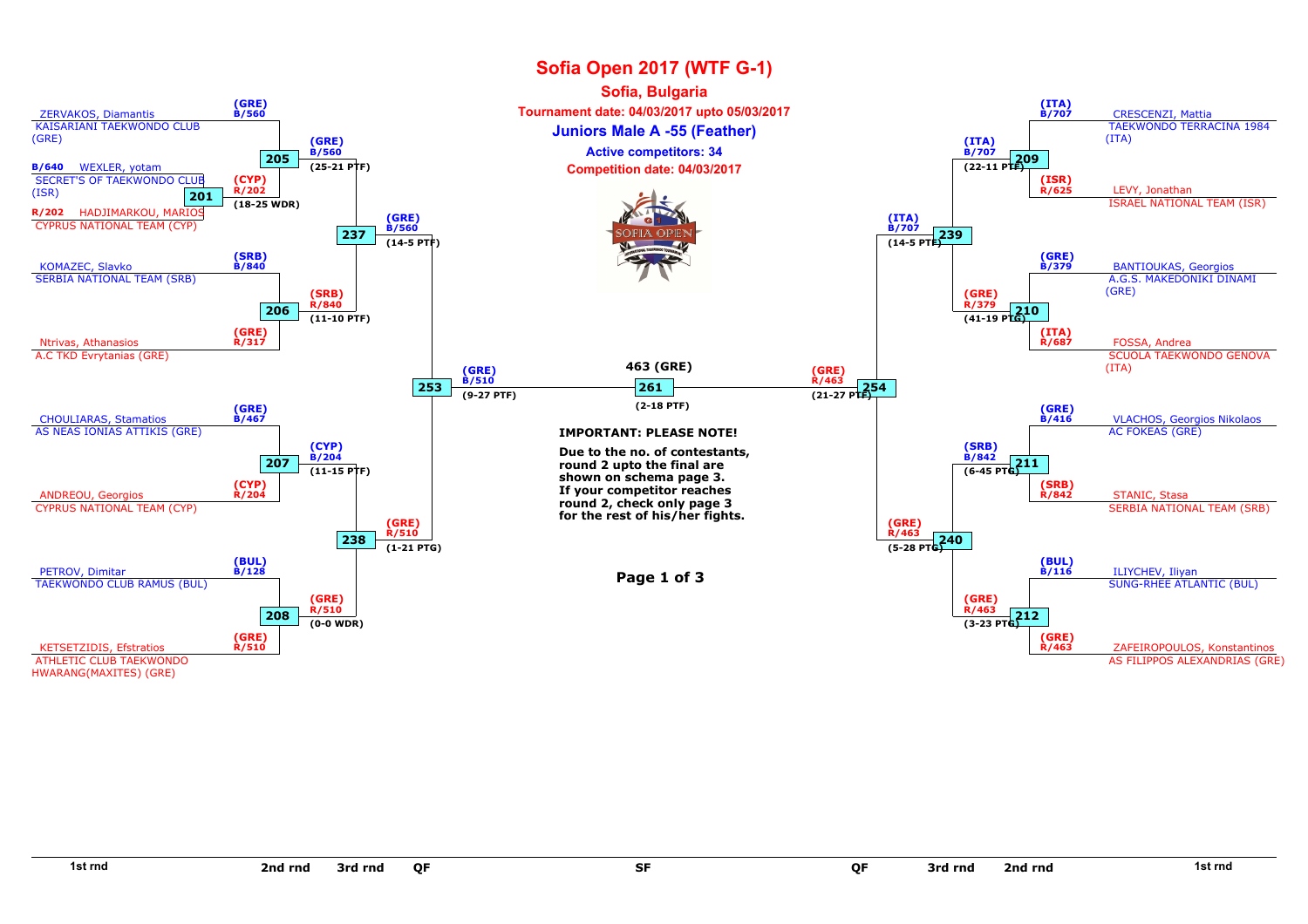# Sofia Open 2017 (WTF G-1)

## Sofia, Bulgaria

**Tournament date: 04/03/2017 upto 05/03/2017**

### Juniors Male A -55 (Feather)

**Active competitors: 34**

**Competition date: 04/03/2017**

| Match | Blue | Red | Winner | Score |
| --- | --- | --- | --- | --- |
| 201 | B/640 WEXLER, yotam – SECRET'S OF TAEKWONDO CLUB (ISR) | R/202 HADJIMARKOU, MARIOS – CYPRUS NATIONAL TEAM (CYP) | (CYP) R/202 | (18-25 WDR) |
| 205 | B/560 ZERVAKOS, Diamantis – KAISARIANI TAEKWONDO CLUB (GRE) | R/202 (CYP) | (GRE) B/560 | (25-21 PTF) |
| 206 | B/840 KOMAZEC, Slavko – SERBIA NATIONAL TEAM (SRB) | R/317 Ntrivas, Athanasios – A.C TKD Evrytanias (GRE) | (SRB) R/840 | (11-10 PTF) |
| 207 | B/467 CHOULIARAS, Stamatios – AS NEAS IONIAS ATTIKIS (GRE) | R/204 ANDREOU, Georgios – CYPRUS NATIONAL TEAM (CYP) | (CYP) B/204 | (11-15 PTF) |
| 208 | B/128 PETROV, Dimitar – TAEKWONDO CLUB RAMUS (BUL) | R/510 KETSETZIDIS, Efstratios – ATHLETIC CLUB TAEKWONDO HWARANG(MAXITES) (GRE) | (GRE) R/510 | (0-0 WDR) |
| 237 | (GRE) B/560 | (SRB) R/840 | (GRE) B/560 | (14-5 PTF) |
| 238 | (CYP) B/204 | (GRE) R/510 | (GRE) R/510 | (1-21 PTG) |
| 253 | (GRE) B/560 | (GRE) R/510 | (GRE) B/510 | (9-27 PTF) |
| 209 | B/707 CRESCENZI, Mattia – TAEKWONDO TERRACINA 1984 (ITA) | R/625 LEVY, Jonathan – ISRAEL NATIONAL TEAM (ISR) | (ITA) B/707 | (22-11 PTF) |
| 210 | B/379 BANTIOUKAS, Georgios – A.G.S. MAKEDONIKI DINAMI (GRE) | R/687 FOSSA, Andrea – SCUOLA TAEKWONDO GENOVA (ITA) | (GRE) R/379 | (41-19 PTG) |
| 211 | B/416 VLACHOS, Georgios Nikolaos – AC FOKEAS (GRE) | R/842 STANIC, Stasa – SERBIA NATIONAL TEAM (SRB) | (SRB) B/842 | (6-45 PTG) |
| 212 | B/116 ILIYCHEV, Iliyan – SUNG-RHEE ATLANTIC (BUL) | R/463 ZAFEIROPOULOS, Konstantinos – AS FILIPPOS ALEXANDRIAS (GRE) | (GRE) R/463 | (3-23 PTG) |
| 239 | (ITA) B/707 | (GRE) R/379 | (ITA) B/707 | (14-5 PTF) |
| 240 | (SRB) B/842 | (GRE) R/463 | (GRE) R/463 | (5-28 PTG) |
| 254 | (ITA) B/707 | (GRE) R/463 | (GRE) R/463 | (21-27 PTF) |
| 261 | (GRE) B/510 | (GRE) R/463 | 463 (GRE) | (2-18 PTF) |

**IMPORTANT: PLEASE NOTE!**

**Due to the no. of contestants, round 2 upto the final are shown on schema page 3. If your competitor reaches round 2, check only page 3 for the rest of his/her fights.**

1st rnd | 2nd rnd | 3rd rnd | QF | SF | QF | 3rd rnd | 2nd rnd | 1st rnd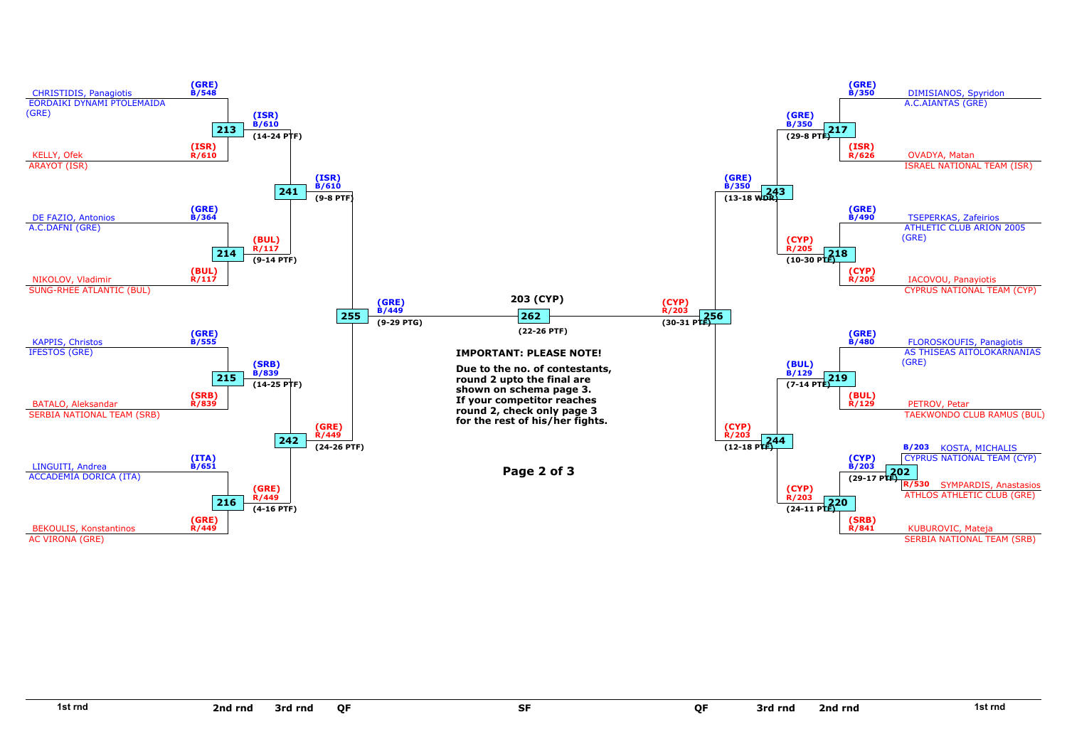## Tournament bracket

### Left half

**1st round**

| Match | Blue | Red |
|---|---|---|
| 213 | (GRE) B/548 — CHRISTIDIS, Panagiotis — EORDAIKI DYNAMI PTOLEMAIDA (GRE) | (ISR) R/610 — KELLY, Ofek — ARAYOT (ISR) |
| 214 | (GRE) B/364 — DE FAZIO, Antonios — A.C.DAFNI (GRE) | (BUL) R/117 — NIKOLOV, Vladimir — SUNG-RHEE ATLANTIC (BUL) |
| 215 | (GRE) B/555 — KAPPIS, Christos — IFESTOS (GRE) | (SRB) R/839 — BATALO, Aleksandar — SERBIA NATIONAL TEAM (SRB) |
| 216 | (ITA) B/651 — LINGUITI, Andrea — ACCADEMIA DORICA (ITA) | (GRE) R/449 — BEKOULIS, Konstantinos — AC VIRONA (GRE) |

**2nd round**

- 213: (ISR) B/610 (14-24 PTF)
- 214: (BUL) R/117 (9-14 PTF)
- 215: (SRB) B/839 (14-25 PTF)
- 216: (GRE) R/449 (4-16 PTF)

**3rd round**

- 241: (ISR) B/610 (9-8 PTF)
- 242: (GRE) R/449 (24-26 PTF)

**QF**

- 255: (GRE) B/449 (9-29 PTG)

### Right half

**1st round**

| Match | Blue | Red |
|---|---|---|
| 217 | (GRE) B/350 — DIMISIANOS, Spyridon — A.C.AIANTAS (GRE) | (ISR) R/626 — OVADYA, Matan — ISRAEL NATIONAL TEAM (ISR) |
| 218 | (GRE) B/490 — TSEPERKAS, Zafeirios — ATHLETIC CLUB ARION 2005 (GRE) | (CYP) R/205 — IACOVOU, Panayiotis — CYPRUS NATIONAL TEAM (CYP) |
| 219 | (GRE) B/480 — FLOROSKOUFIS, Panagiotis — AS THISEAS AITOLOKARNANIAS (GRE) | (BUL) R/129 — PETROV, Petar — TAEKWONDO CLUB RAMUS (BUL) |
| 202 | B/203 — KOSTA, MICHALIS — CYPRUS NATIONAL TEAM (CYP) | R/530 — SYMPARDIS, Anastasios — ATHLOS ATHLETIC CLUB (GRE) |
| 220 | (CYP) B/203 (29-17 PTF) | (SRB) R/841 — KUBUROVIC, Mateja — SERBIA NATIONAL TEAM (SRB) |

**2nd round**

- 217: (GRE) B/350 (29-8 PTF)
- 218: (CYP) R/205 (10-30 PTF)
- 219: (BUL) B/129 (7-14 PTF)
- 220: (CYP) R/203 (24-11 PTF)

**3rd round**

- 243: (GRE) B/350 (13-18 WDR)
- 244: (CYP) R/203 (12-18 PTF)

**QF**

- 256: (CYP) R/203 (30-31 PTF)

### SF

- 262: 203 (CYP) (22-26 PTF)

**IMPORTANT: PLEASE NOTE!**

**Due to the no. of contestants, round 2 upto the final are shown on schema page 3. If your competitor reaches round 2, check only page 3 for the rest of his/her fights.**

1st rnd | 2nd rnd | 3rd rnd | QF | SF | QF | 3rd rnd | 2nd rnd | 1st rnd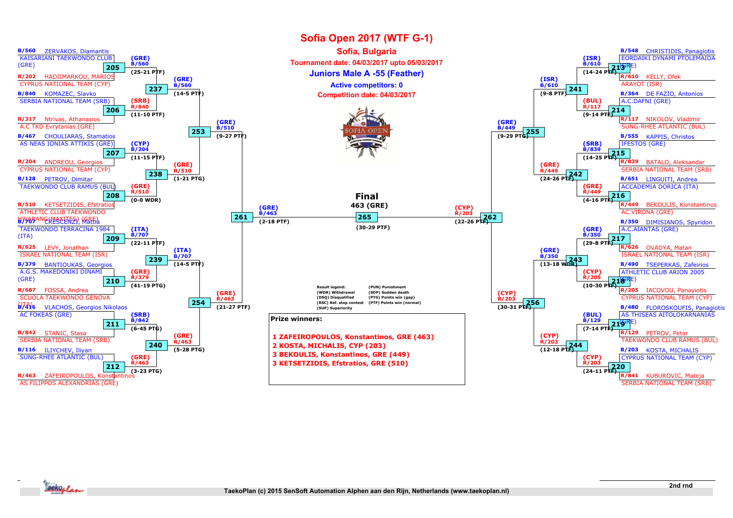# Sofia Open 2017 (WTF G-1)

## Sofia, Bulgaria

**Tournament date: 04/03/2017 upto 05/03/2017**

### Juniors Male A -55 (Feather)

**Active competitors: 0**

**Competition date: 04/03/2017**

## Left half of bracket

### First round

| Match | Blue (B) | Red (R) | Winner | Score |
|---|---|---|---|---|
| 205 | B/560 ZERVAKOS, Diamantis – KAISARIANI TAEKWONDO CLUB (GRE) | R/202 HADJIMARKOU, MARIOS – CYPRUS NATIONAL TEAM (CYP) | (GRE) B/560 | (25-21 PTF) |
| 206 | B/840 KOMAZEC, Slavko – SERBIA NATIONAL TEAM (SRB) | R/317 Ntrivas, Athanasios – A.C TKD Evrytanias (GRE) | (SRB) R/840 | (11-10 PTF) |
| 207 | B/467 CHOULIARAS, Stamatios – AS NEAS IONIAS ATTIKIS (GRE) | R/204 ANDREOU, Georgios – CYPRUS NATIONAL TEAM (CYP) | (CYP) B/204 | (11-15 PTF) |
| 208 | B/128 PETROV, Dimitar – TAEKWONDO CLUB RAMUS (BUL) | R/510 KETSETZIDIS, Efstratios – ATHLETIC CLUB TAEKWONDO HWARANG(MAXITES) (GRE) | (GRE) R/510 | (0-0 WDR) |
| 209 | B/707 CRESCENZI, Mattia – TAEKWONDO TERRACINA 1984 (ITA) | R/625 LEVY, Jonathan – ISRAEL NATIONAL TEAM (ISR) | (ITA) B/707 | (22-11 PTF) |
| 210 | B/379 BANTIOUKAS, Georgios – A.G.S. MAKEDONIKI DINAMI (GRE) | R/687 FOSSA, Andrea – SCUOLA TAEKWONDO GENOVA (ITA) | (GRE) R/379 | (41-19 PTG) |
| 211 | B/416 VLACHOS, Georgios Nikolaos – AC FOKEAS (GRE) | R/842 STANIC, Stasa – SERBIA NATIONAL TEAM (SRB) | (SRB) B/842 | (6-45 PTG) |
| 212 | B/116 ILIYCHEV, Iliyan – SUNG-RHEE ATLANTIC (BUL) | R/463 ZAFEIROPOULOS, Konstantinos – AS FILIPPOS ALEXANDRIAS (GRE) | (GRE) R/463 | (3-23 PTG) |

### Second round

| Match | Winner | Score |
|---|---|---|
| 237 | (GRE) B/560 | (14-5 PTF) |
| 238 | (GRE) R/510 | (1-21 PTG) |
| 239 | (ITA) B/707 | (14-5 PTF) |
| 240 | (GRE) R/463 | (5-28 PTG) |

### Quarterfinals

| Match | Winner | Score |
|---|---|---|
| 253 | (GRE) B/510 | (9-27 PTF) |
| 254 | (GRE) R/463 | (21-27 PTF) |

### Semifinal

| Match | Winner | Score |
|---|---|---|
| 261 | (GRE) B/463 | (2-18 PTF) |

## Right half of bracket

### First round

| Match | Blue (B) | Red (R) | Winner | Score |
|---|---|---|---|---|
| 213 | B/548 CHRISTIDIS, Panagiotis – EORDAIKI DYNAMI PTOLEMAIDA (GRE) | R/610 KELLY, Ofek – ARAYOT (ISR) | (ISR) B/610 | (14-24 PTF) |
| 214 | B/364 DE FAZIO, Antonios – A.C.DAFNI (GRE) | R/117 NIKOLOV, Vladimir – SUNG-RHEE ATLANTIC (BUL) | (BUL) R/117 | (9-14 PTF) |
| 215 | B/555 KAPPIS, Christos – IFESTOS (GRE) | R/839 BATALO, Aleksandar – SERBIA NATIONAL TEAM (SRB) | (SRB) B/839 | (14-25 PTF) |
| 216 | B/651 LINGUITI, Andrea – ACCADEMIA DORICA (ITA) | R/449 BEKOULIS, Konstantinos – AC VIRONA (GRE) | (GRE) R/449 | (4-16 PTF) |
| 217 | B/350 DIMISIANOS, Spyridon – A.C.AIANTAS (GRE) | R/626 OVADYA, Matan – ISRAEL NATIONAL TEAM (ISR) | (GRE) B/350 | (29-8 PTF) |
| 218 | B/490 TSEPERKAS, Zafeirios – ATHLETIC CLUB ARION 2005 (GRE) | R/205 IACOVOU, Panayiotis – CYPRUS NATIONAL TEAM (CYP) | (CYP) R/205 | (10-30 PTF) |
| 219 | B/480 FLOROSKOUFIS, Panagiotis – AS THISEAS AITOLOKARNANIAS (GRE) | R/129 PETROV, Petar – TAEKWONDO CLUB RAMUS (BUL) | (BUL) B/129 | (7-14 PTF) |
| 220 | B/203 KOSTA, MICHALIS – CYPRUS NATIONAL TEAM (CYP) | R/841 KUBUROVIC, Mateja – SERBIA NATIONAL TEAM (SRB) | (CYP) R/203 | (24-11 PTF) |

### Second round

| Match | Winner | Score |
|---|---|---|
| 241 | (ISR) B/610 | (9-8 PTF) |
| 242 | (GRE) R/449 | (24-26 PTF) |
| 243 | (GRE) B/350 | (13-18 WDR) |
| 244 | (CYP) R/203 | (12-18 PTF) |

### Quarterfinals

| Match | Winner | Score |
|---|---|---|
| 255 | (GRE) B/449 | (9-29 PTG) |
| 256 | (CYP) R/203 | (30-31 PTF) |

### Semifinal

| Match | Winner | Score |
|---|---|---|
| 262 | (CYP) R/203 | (22-26 PTF) |

## Final

| Match | Winner | Score |
|---|---|---|
| 265 | 463 (GRE) | (30-29 PTF) |

**Result legend:**

- (WDR) Withdrawal
- (DSQ) Disqualified
- (RSC) Ref. stop contest
- (SUP) Superiority
- (PUN) Punishment
- (SDP) Sudden death
- (PTG) Points win (gap)
- (PTF) Points win (normal)

**Prize winners:**

1. ZAFEIROPOULOS, Konstantinos, GRE (463)
2. KOSTA, MICHALIS, CYP (203)
3. BEKOULIS, Konstantinos, GRE (449)
3. KETSETZIDIS, Efstratios, GRE (510)

2nd rnd

TaekoPlan (c) 2015 SenSoft Automation Alphen aan den Rijn, Netherlands (www.taekoplan.nl)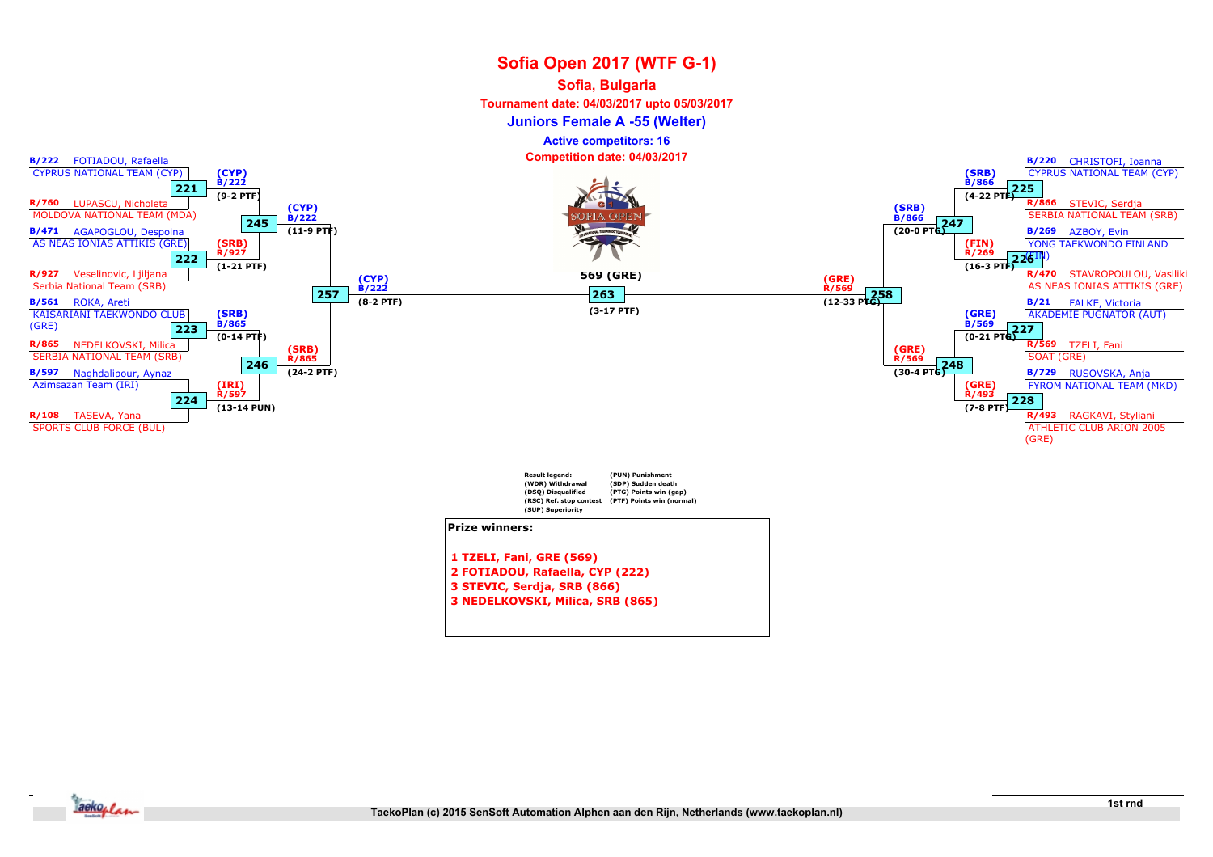# Sofia Open 2017 (WTF G-1)

## Sofia, Bulgaria

**Tournament date: 04/03/2017 upto 05/03/2017**

### Juniors Female A -55 (Welter)

**Active competitors: 16**

**Competition date: 04/03/2017**

B/222 FOTIADOU, Rafaella
CYPRUS NATIONAL TEAM (CYP)

221 — (CYP) B/222 (9-2 PTF)

R/760 LUPASCU, Nicholeta
MOLDOVA NATIONAL TEAM (MDA)

245 — (CYP) B/222 (11-9 PTF)

B/471 AGAPOGLOU, Despoina
AS NEAS IONIAS ATTIKIS (GRE)

222 — (SRB) R/927 (1-21 PTF)

R/927 Veselinovic, Ljiljana
Serbia National Team (SRB)

257 — (CYP) B/222 (8-2 PTF)

B/561 ROKA, Areti
KAISARIANI TAEKWONDO CLUB (GRE)

223 — (SRB) B/865 (0-14 PTF)

R/865 NEDELKOVSKI, Milica
SERBIA NATIONAL TEAM (SRB)

246 — (SRB) R/865 (24-2 PTF)

B/597 Naghdalipour, Aynaz
Azimsazan Team (IRI)

224 — (IRI) R/597 (13-14 PUN)

R/108 TASEVA, Yana
SPORTS CLUB FORCE (BUL)

263 — 569 (GRE) (3-17 PTF)

B/220 CHRISTOFI, Ioanna
CYPRUS NATIONAL TEAM (CYP)

225 — (SRB) B/866 (4-22 PTF)

R/866 STEVIC, Serdja
SERBIA NATIONAL TEAM (SRB)

247 — (SRB) B/866 (20-0 PTG)

B/269 AZBOY, Evin
YONG TAEKWONDO FINLAND (FIN)

226 — (FIN) R/269 (16-3 PTF)

R/470 STAVROPOULOU, Vasiliki
AS NEAS IONIAS ATTIKIS (GRE)

258 — (GRE) R/569 (12-33 PTG)

B/21 FALKE, Victoria
AKADEMIE PUGNATOR (AUT)

227 — (GRE) B/569 (0-21 PTG)

R/569 TZELI, Fani
SOAT (GRE)

248 — (GRE) R/569 (30-4 PTG)

B/729 RUSOVSKA, Anja
FYROM NATIONAL TEAM (MKD)

228 — (GRE) R/493 (7-8 PTF)

R/493 RAGKAVI, Styliani
ATHLETIC CLUB ARION 2005 (GRE)

| Result legend: | |
|---|---|
| (WDR) Withdrawal | (PUN) Punishment |
| (DSQ) Disqualified | (SDP) Sudden death |
| (RSC) Ref. stop contest | (PTG) Points win (gap) |
| (SUP) Superiority | (PTF) Points win (normal) |

**Prize winners:**

1. **TZELI, Fani, GRE (569)**
2. **FOTIADOU, Rafaella, CYP (222)**
3. **STEVIC, Serdja, SRB (866)**
3. **NEDELKOVSKI, Milica, SRB (865)**

TaekoPlan (c) 2015 SenSoft Automation Alphen aan den Rijn, Netherlands (www.taekoplan.nl)

1st rnd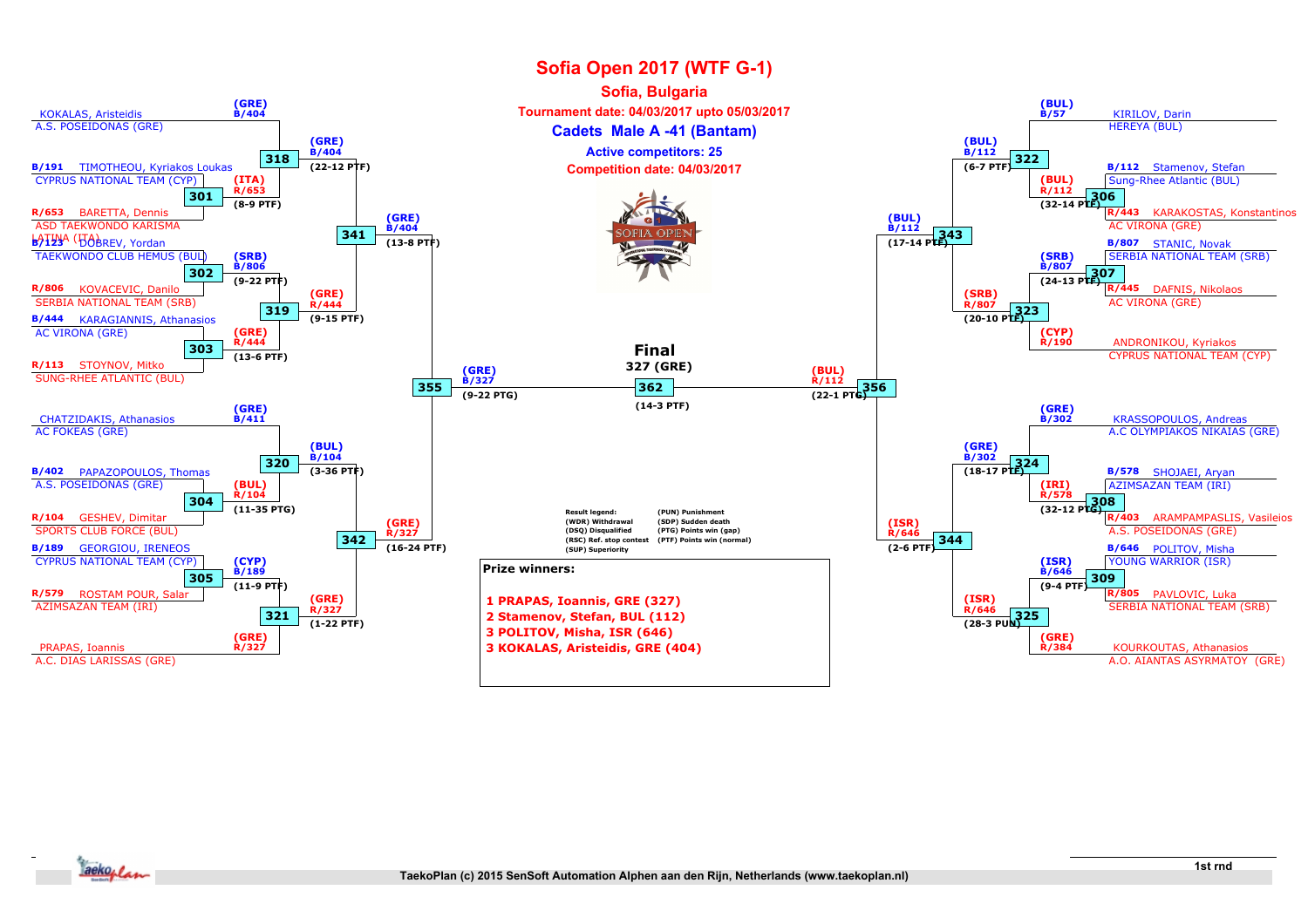# Sofia Open 2017 (WTF G-1)

## Sofia, Bulgaria

**Tournament date: 04/03/2017 upto 05/03/2017**

### Cadets Male A -41 (Bantam)

**Active competitors: 25**

**Competition date: 04/03/2017**

## Left bracket (upper half)

- KOKALAS, Aristeidis — A.S. POSEIDONAS (GRE) — (GRE) B/404
- Match 318: B/191 TIMOTHEOU, Kyriakos Loukas — CYPRUS NATIONAL TEAM (CYP) vs (GRE) B/404 → (GRE) B/404 (22-12 PTF)
- Match 301: R/653 BARETTA, Dennis — ASD TAEKWONDO KARISMA LATINA (ITA) → (ITA) R/653 (8-9 PTF)
- Match 341: (GRE) B/404 (13-8 PTF)
- Match 302: B/123 DOBREV, Yordan — TAEKWONDO CLUB HEMUS (BUL) vs R/806 KOVACEVIC, Danilo — SERBIA NATIONAL TEAM (SRB) → (SRB) B/806 (9-22 PTF)
- Match 319: (GRE) R/444 (9-15 PTF)
- Match 303: B/444 KARAGIANNIS, Athanasios — AC VIRONA (GRE) vs R/113 STOYNOV, Mitko — SUNG-RHEE ATLANTIC (BUL) → (GRE) R/444 (13-6 PTF)
- Match 355: (GRE) B/327 (9-22 PTG)

## Left bracket (lower half)

- CHATZIDAKIS, Athanasios — AC FOKEAS (GRE) — (GRE) B/411
- Match 320: (BUL) B/104 (3-36 PTF)
- Match 304: B/402 PAPAZOPOULOS, Thomas — A.S. POSEIDONAS (GRE) vs R/104 GESHEV, Dimitar — SPORTS CLUB FORCE (BUL) → (BUL) R/104 (11-35 PTG)
- Match 342: (GRE) R/327 (16-24 PTF)
- Match 305: B/189 GEORGIOU, IRENEOS — CYPRUS NATIONAL TEAM (CYP) vs R/579 ROSTAM POUR, Salar — AZIMSAZAN TEAM (IRI) → (CYP) B/189 (11-9 PTF)
- Match 321: (GRE) R/327 (1-22 PTF)
- PRAPAS, Ioannis — A.C. DIAS LARISSAS (GRE) — (GRE) R/327

## Final

Match 362: 327 (GRE) (14-3 PTF)

(GRE) B/327 vs (BUL) R/112

## Right bracket (upper half)

- KIRILOV, Darin — HEREYA (BUL) — (BUL) B/57
- Match 322: (BUL) B/112 (6-7 PTF)
- Match 306: B/112 Stamenov, Stefan — Sung-Rhee Atlantic (BUL) vs R/443 KARAKOSTAS, Konstantinos — AC VIRONA (GRE) → (BUL) R/112 (32-14 PTF)
- Match 343: (BUL) B/112 (17-14 PTF)
- Match 307: B/807 STANIC, Novak — SERBIA NATIONAL TEAM (SRB) vs R/445 DAFNIS, Nikolaos — AC VIRONA (GRE) → (SRB) B/807 (24-13 PTF)
- Match 323: (SRB) R/807 (20-10 PTF)
- ANDRONIKOU, Kyriakos — CYPRUS NATIONAL TEAM (CYP) — (CYP) R/190
- Match 356: (BUL) R/112 (22-1 PTG)

## Right bracket (lower half)

- KRASSOPOULOS, Andreas — A.C OLYMPIAKOS NIKAIAS (GRE) — (GRE) B/302
- Match 324: (GRE) B/302 (18-17 PTF)
- Match 308: B/578 SHOJAEI, Aryan — AZIMSAZAN TEAM (IRI) vs R/403 ARAMPAMPASLIS, Vasileios — A.S. POSEIDONAS (GRE) → (IRI) R/578 (32-12 PTG)
- Match 344: (ISR) R/646 (2-6 PTF)
- Match 309: B/646 POLITOV, Misha — YOUNG WARRIOR (ISR) vs R/805 PAVLOVIC, Luka — SERBIA NATIONAL TEAM (SRB) → (ISR) B/646 (9-4 PTF)
- Match 325: (ISR) R/646 (28-3 PUN)
- KOURKOUTAS, Athanasios — A.O. AIANTAS ASYRMATOY (GRE) — (GRE) R/384

## Result legend

| | |
|---|---|
| (WDR) Withdrawal | (SDP) Sudden death |
| (DSQ) Disqualified | (PTG) Points win (gap) |
| (RSC) Ref. stop contest | (PTF) Points win (normal) |
| (SUP) Superiority | (PUN) Punishment |

## Prize winners:

1 PRAPAS, Ioannis, GRE (327)
2 Stamenov, Stefan, BUL (112)
3 POLITOV, Misha, ISR (646)
3 KOKALAS, Aristeidis, GRE (404)

1st rnd

TaekoPlan (c) 2015 SenSoft Automation Alphen aan den Rijn, Netherlands (www.taekoplan.nl)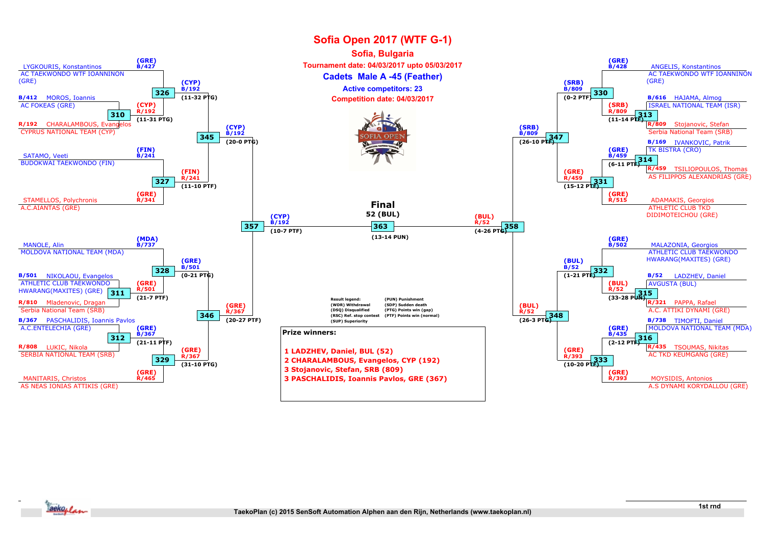# Sofia Open 2017 (WTF G-1)

## Sofia, Bulgaria

**Tournament date: 04/03/2017 upto 05/03/2017**

### Cadets Male A -45 (Feather)

**Active competitors: 23**

**Competition date: 04/03/2017**

## Final

**52 (BUL)**

| Match | Blue | Red | Winner | Result |
|---|---|---|---|---|
| 326 | LYGKOURIS, Konstantinos – AC TAEKWONDO WTF IOANNINON (GRE) (B/427) | CHARALAMBOUS, Evangelos (R/192) | (CYP) B/192 | (11-32 PTG) |
| 310 | MOROS, Ioannis – AC FOKEAS (GRE) (B/412) | CHARALAMBOUS, Evangelos – CYPRUS NATIONAL TEAM (CYP) (R/192) | (CYP) R/192 | (11-31 PTG) |
| 327 | SATAMO, Veeti – BUDOKWAI TAEKWONDO (FIN) (B/241) | STAMELLOS, Polychronis – A.C.AIANTAS (GRE) (R/341) | (FIN) R/241 | (11-10 PTF) |
| 345 | (CYP) B/192 | (FIN) R/241 | (CYP) B/192 | (20-0 PTG) |
| 328 | MANOLE, Alin – MOLDOVA NATIONAL TEAM (MDA) (B/737) | NIKOLAOU, Evangelos (R/501) | (GRE) B/501 | (0-21 PTG) |
| 311 | NIKOLAOU, Evangelos – ATHLETIC CLUB TAEKWONDO HWARANG(MAXITES) (GRE) (B/501) | Mladenovic, Dragan – Serbia National Team (SRB) (R/810) | (GRE) R/501 | (21-7 PTF) |
| 312 | PASCHALIDIS, Ioannis Pavlos – A.C.ENTELECHIA (GRE) (B/367) | LUKIC, Nikola – SERBIA NATIONAL TEAM (SRB) (R/808) | (GRE) B/367 | (21-11 PTF) |
| 329 | PASCHALIDIS, Ioannis Pavlos (B/367) | MANITARIS, Christos – AS NEAS IONIAS ATTIKIS (GRE) (R/465) | (GRE) R/367 | (31-10 PTG) |
| 346 | (GRE) B/501 | (GRE) R/367 | (GRE) R/367 | (20-27 PTF) |
| 357 | (CYP) B/192 | (GRE) R/367 | (CYP) B/192 | (10-7 PTF) |
| 330 | ANGELIS, Konstantinos – AC TAEKWONDO WTF IOANNINON (GRE) (B/428) | Stojanovic, Stefan (R/809) | (SRB) B/809 | (0-2 PTF) |
| 313 | HAJAMA, Almog – ISRAEL NATIONAL TEAM (ISR) (B/616) | Stojanovic, Stefan – Serbia National Team (SRB) (R/809) | (SRB) R/809 | (11-14 PTF) |
| 314 | IVANKOVIC, Patrik – TK BISTRA (CRO) (B/169) | TSILIOPOULOS, Thomas – AS FILIPPOS ALEXANDRIAS (GRE) (R/459) | (GRE) B/459 | (6-11 PTF) |
| 331 | TSILIOPOULOS, Thomas (B/459) | ADAMAKIS, Georgios – ATHLETIC CLUB TKD DIDIMOTEICHOU (GRE) (R/515) | (GRE) R/459 | (15-12 PTF) |
| 347 | (SRB) B/809 | (GRE) R/459 | (SRB) B/809 | (26-10 PTF) |
| 332 | MALAZONIA, Georgios – ATHLETIC CLUB TAEKWONDO HWARANG(MAXITES) (GRE) (B/502) | LADZHEV, Daniel (R/52) | (BUL) B/52 | (1-21 PTF) |
| 315 | LADZHEV, Daniel – AVGUSTA (BUL) (B/52) | PAPPA, Rafael – A.C. ATTIKI DYNAMI (GRE) (R/321) | (BUL) R/52 | (33-28 PUN) |
| 316 | TIMOFTI, Daniel – MOLDOVA NATIONAL TEAM (MDA) (B/738) | TSOUMAS, Nikitas – AC TKD KEUMGANG (GRE) (R/435) | (GRE) B/435 | (2-12 PTF) |
| 333 | TSOUMAS, Nikitas (B/435) | MOYSIDIS, Antonios – A.S DYNAMI KORYDALLOU (GRE) (R/393) | (GRE) R/393 | (10-20 PTF) |
| 348 | (BUL) B/52 | (GRE) R/393 | (BUL) R/52 | (26-3 PTG) |
| 358 | (SRB) B/809 | (BUL) R/52 | (BUL) R/52 | (4-26 PTG) |
| 363 | (CYP) B/192 | (BUL) R/52 | 52 (BUL) | (13-14 PUN) |

**Result legend:**

- (WDR) Withdrawal
- (DSQ) Disqualified
- (RSC) Ref. stop contest
- (SUP) Superiority
- (PUN) Punishment
- (SDP) Sudden death
- (PTG) Points win (gap)
- (PTF) Points win (normal)

**Prize winners:**

1 LADZHEV, Daniel, BUL (52)
2 CHARALAMBOUS, Evangelos, CYP (192)
3 Stojanovic, Stefan, SRB (809)
3 PASCHALIDIS, Ioannis Pavlos, GRE (367)

1st rnd

TaekoPlan (c) 2015 SenSoft Automation Alphen aan den Rijn, Netherlands (www.taekoplan.nl)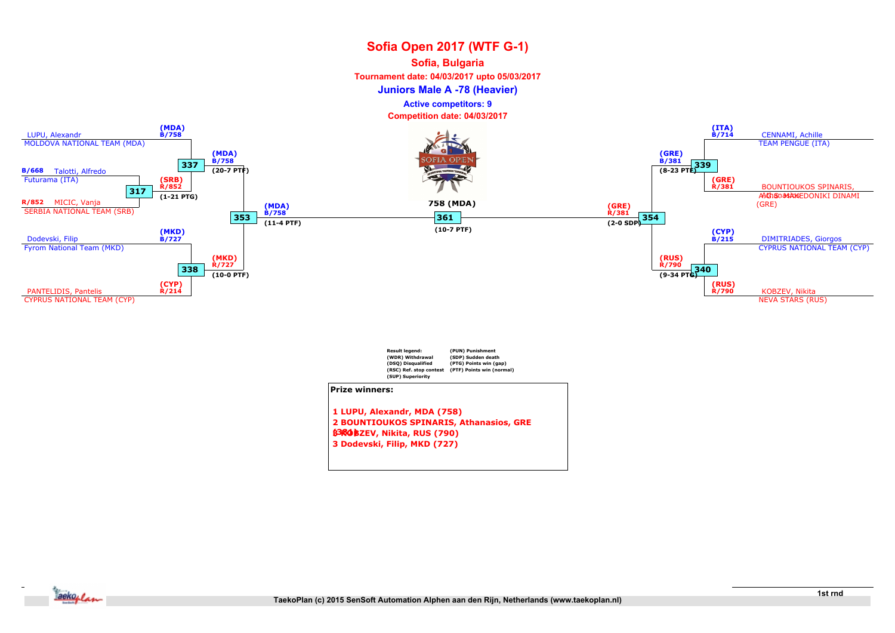# Sofia Open 2017 (WTF G-1)

## Sofia, Bulgaria

**Tournament date: 04/03/2017 upto 05/03/2017**

### Juniors Male A -78 (Heavier)

**Active competitors: 9**

**Competition date: 04/03/2017**

**Left bracket:**

- LUPU, Alexandr – MOLDOVA NATIONAL TEAM (MDA) – (MDA) B/758
- B/668 Talotti, Alfredo – Futurama (ITA)
- R/852 MICIC, Vanja – SERBIA NATIONAL TEAM (SRB)
- Dodevski, Filip – Fyrom National Team (MKD) – (MKD) B/727
- PANTELIDIS, Pantelis – CYPRUS NATIONAL TEAM (CYP) – (CYP) R/214

| Match | Winner | Result |
|---|---|---|
| 317 | (SRB) R/852 | (1-21 PTG) |
| 337 | (MDA) B/758 | (20-7 PTF) |
| 338 | (MKD) R/727 | (10-0 PTF) |
| 353 | (MDA) B/758 | (11-4 PTF) |

**Right bracket:**

- CENNAMI, Achille – TEAM PENGUE (ITA) – (ITA) B/714
- BOUNTIOUKOS SPINARIS, Athanasios – AG. MAKEDONIKI DINAMI (GRE) – (GRE) R/381
- DIMITRIADES, Giorgos – CYPRUS NATIONAL TEAM (CYP) – (CYP) B/215
- KOBZEV, Nikita – NEVA STARS (RUS) – (RUS) R/790

| Match | Winner | Result |
|---|---|---|
| 339 | (GRE) B/381 | (8-23 PTF) |
| 340 | (RUS) R/790 | (9-34 PTG) |
| 354 | (GRE) R/381 | (2-0 SDP) |

**Final:**

| Match | Winner | Result |
|---|---|---|
| 361 | 758 (MDA) | (10-7 PTF) |

**Result legend:**

| | |
|---|---|
| (WDR) Withdrawal | (PUN) Punishment |
| (DSQ) Disqualified | (SDP) Sudden death |
| (RSC) Ref. stop contest | (PTG) Points win (gap) |
| (SUP) Superiority | (PTF) Points win (normal) |

**Prize winners:**

1 LUPU, Alexandr, MDA (758)
2 BOUNTIOUKOS SPINARIS, Athanasios, GRE (381)
3 KOBZEV, Nikita, RUS (790)
3 Dodevski, Filip, MKD (727)

1st rnd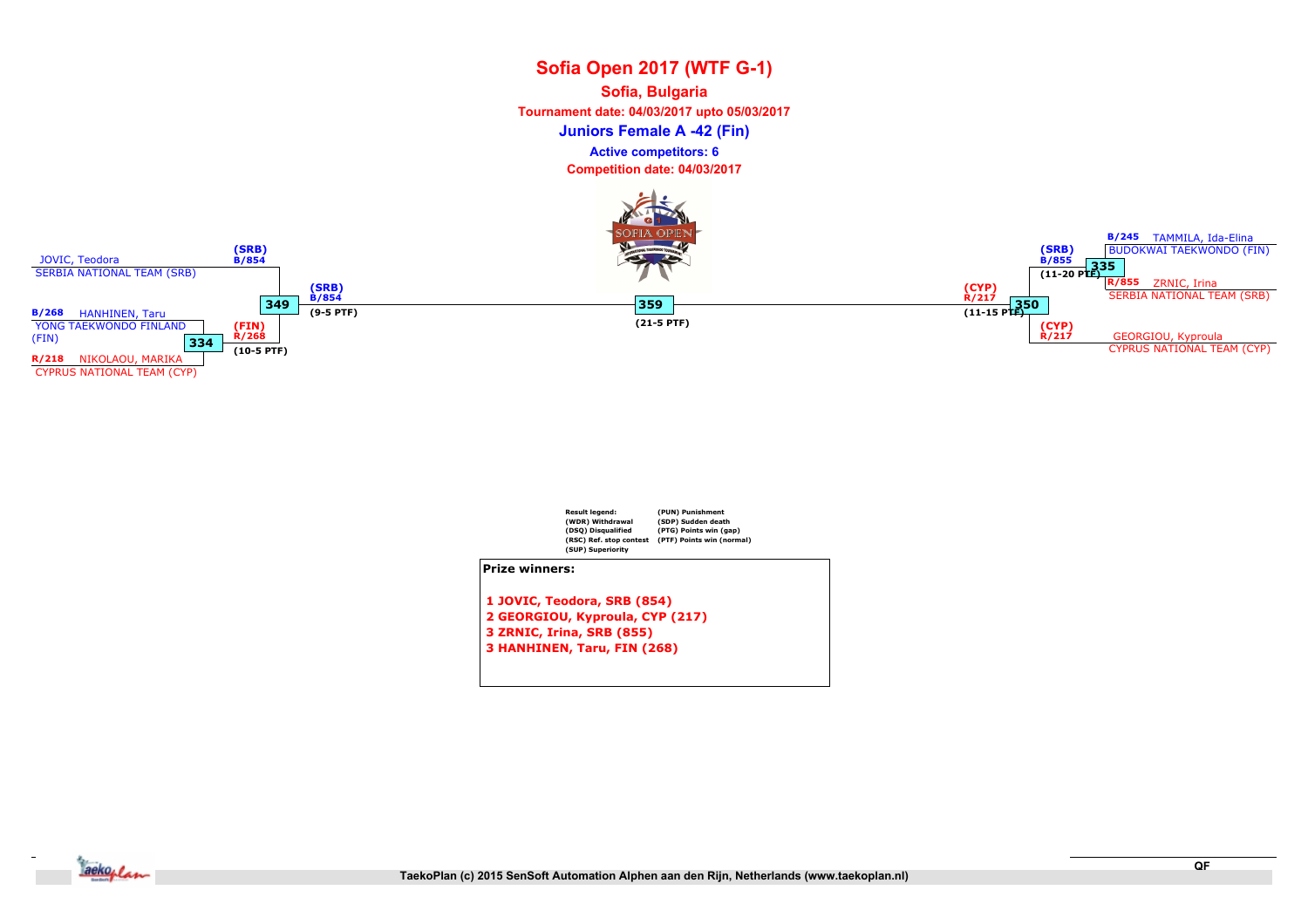# Sofia Open 2017 (WTF G-1)

**Sofia, Bulgaria**

**Tournament date: 04/03/2017 upto 05/03/2017**

**Juniors Female A -42 (Fin)**

**Active competitors: 6**

**Competition date: 04/03/2017**

JOVIC, Teodora
SERBIA NATIONAL TEAM (SRB)

B/268 HANHINEN, Taru
YONG TAEKWONDO FINLAND (FIN)

R/218 NIKOLAOU, MARIKA
CYPRUS NATIONAL TEAM (CYP)

334 — (FIN) R/268 (10-5 PTF)

349 — (SRB) B/854 (9-5 PTF)

359 — (21-5 PTF)

350 — (CYP) R/217 (11-15 PTF)

335 — (SRB) B/855 (11-20 PTF)

B/245 TAMMILA, Ida-Elina
BUDOKWAI TAEKWONDO (FIN)

R/855 ZRNIC, Irina
SERBIA NATIONAL TEAM (SRB)

GEORGIOU, Kyproula
CYPRUS NATIONAL TEAM (CYP)

| Result legend: | |
|---|---|
| (WDR) Withdrawal | (PUN) Punishment |
| (DSQ) Disqualified | (SDP) Sudden death |
| (RSC) Ref. stop contest | (PTG) Points win (gap) |
| (SUP) Superiority | (PTF) Points win (normal) |

**Prize winners:**

1. **JOVIC, Teodora, SRB (854)**
2. **GEORGIOU, Kyproula, CYP (217)**
3. **ZRNIC, Irina, SRB (855)**
3. **HANHINEN, Taru, FIN (268)**

QF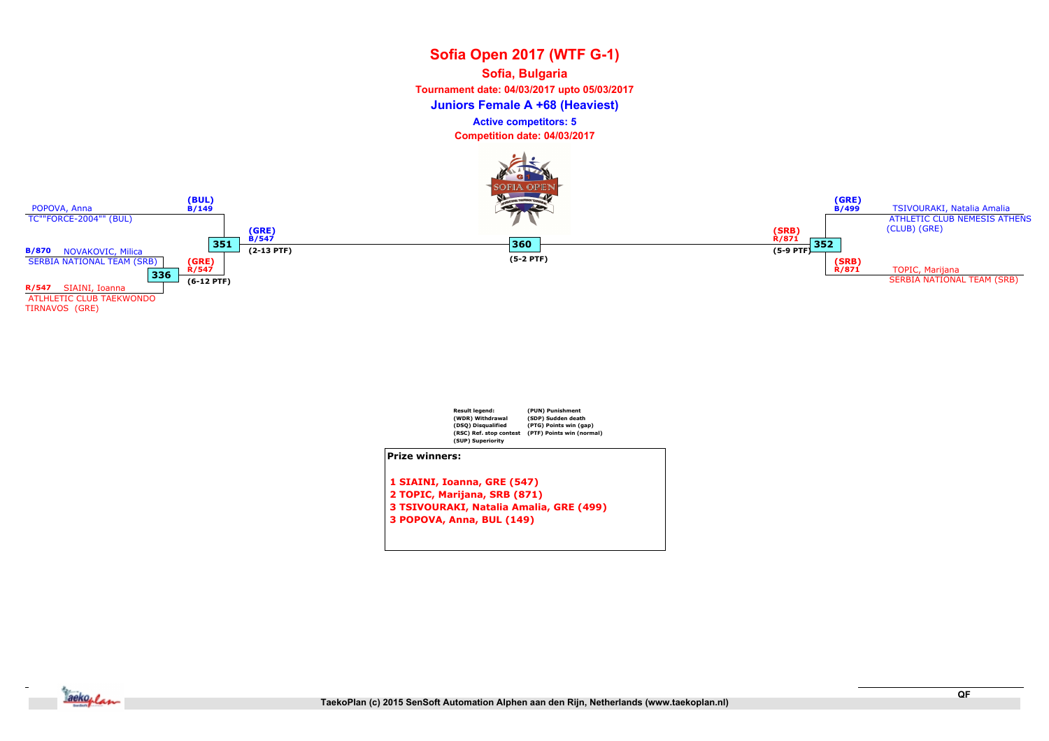# Sofia Open 2017 (WTF G-1)

**Sofia, Bulgaria**

**Tournament date: 04/03/2017 upto 05/03/2017**

**Juniors Female A +68 (Heaviest)**

**Active competitors: 5**

**Competition date: 04/03/2017**

POPOVA, Anna
TC""FORCE-2004"" (BUL)
(BUL) B/149

B/870 NOVAKOVIC, Milica
SERBIA NATIONAL TEAM (SRB)

R/547 SIAINI, Ioanna
ATLHLETIC CLUB TAEKWONDO TIRNAVOS (GRE)

336 — (GRE) R/547 (6-12 PTF)

351 — (GRE) B/547 (2-13 PTF)

360 — (5-2 PTF)

352 — (SRB) R/871 (5-9 PTF)

(GRE) B/499 TSIVOURAKI, Natalia Amalia
ATHLETIC CLUB NEMESIS ATHENS (CLUB) (GRE)

(SRB) R/871 TOPIC, Marijana
SERBIA NATIONAL TEAM (SRB)

| Result legend: | |
|---|---|
| (WDR) Withdrawal | (PUN) Punishment |
| (DSQ) Disqualified | (SDP) Sudden death |
| (RSC) Ref. stop contest | (PTG) Points win (gap) |
| (SUP) Superiority | (PTF) Points win (normal) |

**Prize winners:**

1 SIAINI, Ioanna, GRE (547)
2 TOPIC, Marijana, SRB (871)
3 TSIVOURAKI, Natalia Amalia, GRE (499)
3 POPOVA, Anna, BUL (149)

QF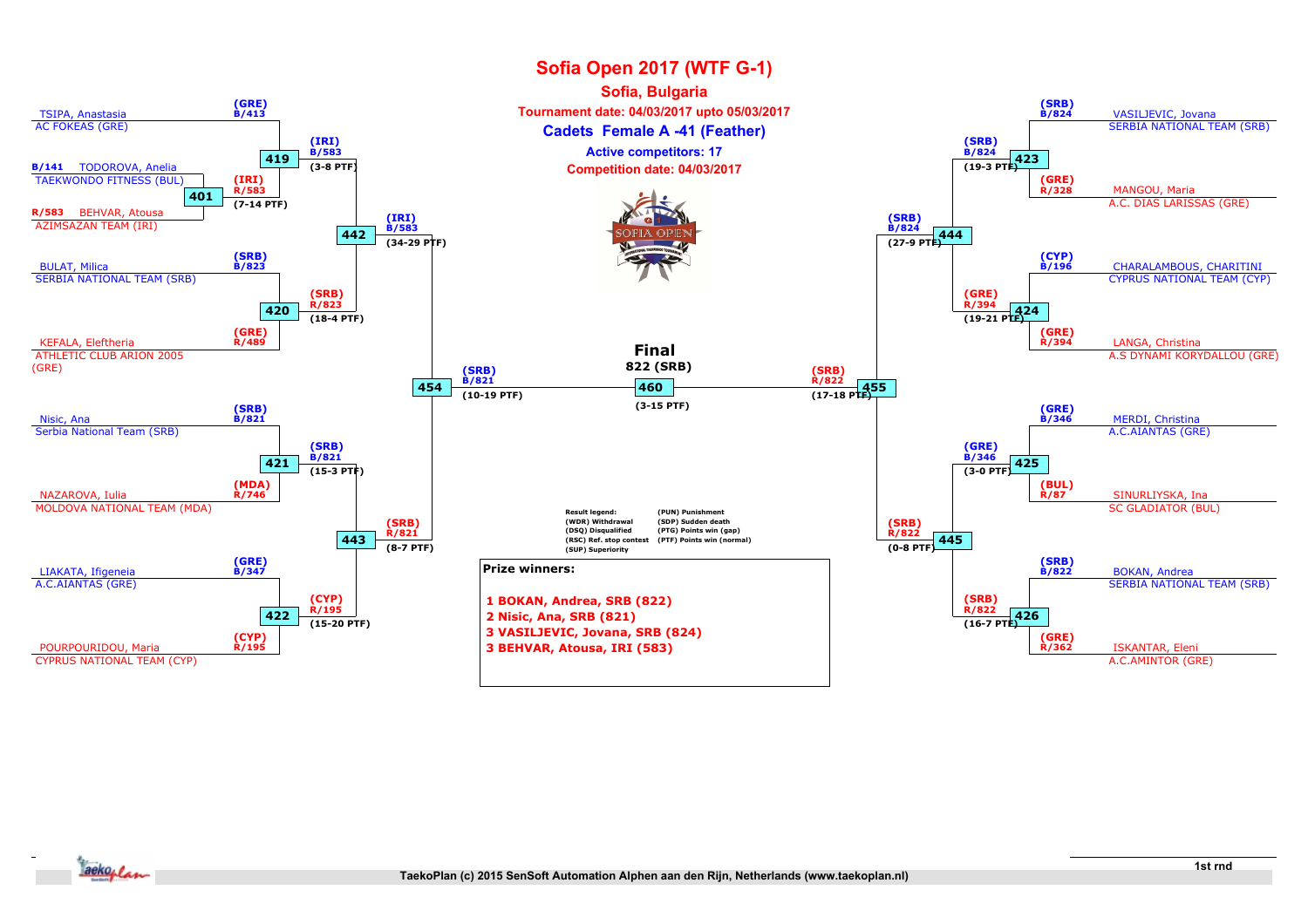# Sofia Open 2017 (WTF G-1)

## Sofia, Bulgaria

**Tournament date: 04/03/2017 upto 05/03/2017**

### Cadets Female A -41 (Feather)

**Active competitors: 17**

**Competition date: 04/03/2017**

## Left bracket

| Match | Blue | Red | Winner | Score |
|---|---|---|---|---|
| 401 | B/141 TODOROVA, Anelia – TAEKWONDO FITNESS (BUL) | R/583 BEHVAR, Atousa – AZIMSAZAN TEAM (IRI) | (IRI) R/583 | 7-14 PTF |
| 419 | (GRE) B/413 TSIPA, Anastasia – AC FOKEAS (GRE) | (IRI) R/583 | (IRI) B/583 | 3-8 PTF |
| 420 | (SRB) B/823 BULAT, Milica – SERBIA NATIONAL TEAM (SRB) | (GRE) R/489 KEFALA, Eleftheria – ATHLETIC CLUB ARION 2005 (GRE) | (SRB) R/823 | 18-4 PTF |
| 421 | (SRB) B/821 Nisic, Ana – Serbia National Team (SRB) | (MDA) R/746 NAZAROVA, Iulia – MOLDOVA NATIONAL TEAM (MDA) | (SRB) B/821 | 15-3 PTF |
| 422 | (GRE) B/347 LIAKATA, Ifigeneia – A.C.AIANTAS (GRE) | (CYP) R/195 POURPOURIDOU, Maria – CYPRUS NATIONAL TEAM (CYP) | (CYP) R/195 | 15-20 PTF |
| 442 | (IRI) B/583 | (SRB) R/823 | (IRI) B/583 | 34-29 PTF |
| 443 | (SRB) B/821 | (CYP) R/195 | (SRB) R/821 | 8-7 PTF |
| 454 | (IRI) B/583 | (SRB) R/821 | (SRB) B/821 | 10-19 PTF |

## Right bracket

| Match | Blue | Red | Winner | Score |
|---|---|---|---|---|
| 423 | (SRB) B/824 VASILJEVIC, Jovana – SERBIA NATIONAL TEAM (SRB) | (GRE) R/328 MANGOU, Maria – A.C. DIAS LARISSAS (GRE) | (SRB) B/824 | 19-3 PTF |
| 424 | (CYP) B/196 CHARALAMBOUS, CHARITINI – CYPRUS NATIONAL TEAM (CYP) | (GRE) R/394 LANGA, Christina – A.S DYNAMI KORYDALLOU (GRE) | (GRE) R/394 | 19-21 PTF |
| 425 | (GRE) B/346 MERDI, Christina – A.C.AIANTAS (GRE) | (BUL) R/87 SINURLIYSKA, Ina – SC GLADIATOR (BUL) | (GRE) B/346 | 3-0 PTF |
| 426 | (SRB) B/822 BOKAN, Andrea – SERBIA NATIONAL TEAM (SRB) | (GRE) R/362 ISKANTAR, Eleni – A.C.AMINTOR (GRE) | (SRB) R/822 | 16-7 PTF |
| 444 | (SRB) B/824 | (GRE) R/394 | (SRB) B/824 | 27-9 PTF |
| 445 | (GRE) B/346 | (SRB) R/822 | (SRB) R/822 | 0-8 PTF |
| 455 | (SRB) B/824 | (SRB) R/822 | (SRB) R/822 | 17-18 PTF |

## Final

| Match | Blue | Red | Winner | Score |
|---|---|---|---|---|
| 460 | (SRB) B/821 | (SRB) R/822 | 822 (SRB) | 3-15 PTF |

**Result legend:**

- (WDR) Withdrawal
- (DSQ) Disqualified
- (RSC) Ref. stop contest
- (SUP) Superiority
- (PUN) Punishment
- (SDP) Sudden death
- (PTG) Points win (gap)
- (PTF) Points win (normal)

**Prize winners:**

1 BOKAN, Andrea, SRB (822)
2 Nisic, Ana, SRB (821)
3 VASILJEVIC, Jovana, SRB (824)
3 BEHVAR, Atousa, IRI (583)

1st rnd

TaekoPlan (c) 2015 SenSoft Automation Alphen aan den Rijn, Netherlands (www.taekoplan.nl)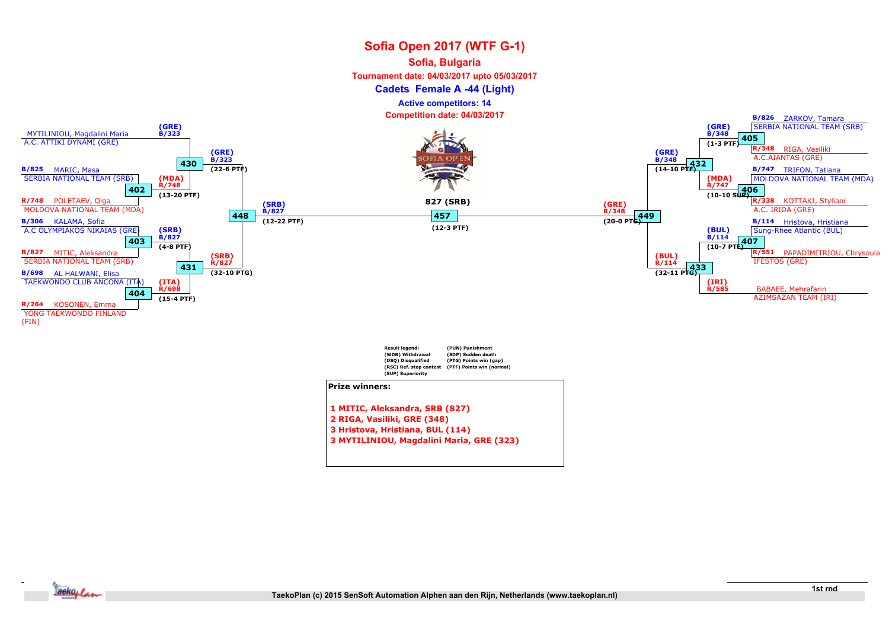# Sofia Open 2017 (WTF G-1)

## Sofia, Bulgaria

**Tournament date: 04/03/2017 upto 05/03/2017**

### Cadets Female A -44 (Light)

**Active competitors: 14**

**Competition date: 04/03/2017**

**Left bracket — first round**

| Match | Blue | Red | Winner | Score |
|---|---|---|---|---|
| 402 | B/825 MARIC, Masa — SERBIA NATIONAL TEAM (SRB) | R/748 POLETAEV, Olga — MOLDOVA NATIONAL TEAM (MDA) | (MDA) R/748 | 13-20 PTF |
| 403 | B/306 KALAMA, Sofia — A.C OLYMPIAKOS NIKAIAS (GRE) | R/827 MITIC, Aleksandra — SERBIA NATIONAL TEAM (SRB) | (SRB) B/827 | 4-8 PTF |
| 404 | B/698 AL HALWANI, Elisa — TAEKWONDO CLUB ANCONA (ITA) | R/264 KOSONEN, Emma — YONG TAEKWONDO FINLAND (FIN) | (ITA) R/698 | 15-4 PTF |

**Left bracket — quarterfinals and semifinal**

| Match | Blue | Red | Winner | Score |
|---|---|---|---|---|
| 430 | MYTILINIOU, Magdalini Maria — A.C. ATTIKI DYNAMI (GRE) (GRE) B/323 | (MDA) R/748 | (GRE) B/323 | 22-6 PTF |
| 431 | (SRB) B/827 | (ITA) R/698 | (SRB) R/827 | 32-10 PTG |
| 448 | (GRE) B/323 | (SRB) R/827 | (SRB) B/827 | 12-22 PTF |

**Right bracket — first round**

| Match | Blue | Red | Winner | Score |
|---|---|---|---|---|
| 405 | B/826 ZARKOV, Tamara — SERBIA NATIONAL TEAM (SRB) | R/348 RIGA, Vasiliki — A.C.AIANTAS (GRE) | (GRE) B/348 | 1-3 PTF |
| 406 | B/747 TRIFON, Tatiana — MOLDOVA NATIONAL TEAM (MDA) | R/338 KOTTAKI, Styliani — A.C. IRIDA (GRE) | (MDA) R/747 | 10-10 SUP |
| 407 | B/114 Hristova, Hristiana — Sung-Rhee Atlantic (BUL) | R/551 PAPADIMITRIOU, Chrysoula — IFESTOS (GRE) | (BUL) B/114 | 10-7 PTF |

**Right bracket — quarterfinals and semifinal**

| Match | Blue | Red | Winner | Score |
|---|---|---|---|---|
| 432 | (GRE) B/348 | (MDA) R/747 | (GRE) B/348 | 14-10 PTF |
| 433 | (BUL) B/114 | (IRI) R/585 BABAEE, Mehrafarin — AZIMSAZAN TEAM (IRI) | (BUL) R/114 | 32-11 PTG |
| 449 | (GRE) B/348 | (BUL) R/114 | (GRE) R/348 | 20-0 PTG |

**Final**

| Match | Blue | Red | Winner | Score |
|---|---|---|---|---|
| 457 | (SRB) B/827 | (GRE) R/348 | 827 (SRB) | 12-3 PTF |

**Result legend:**
- (WDR) Withdrawal
- (DSQ) Disqualified
- (RSC) Ref. stop contest
- (SUP) Superiority
- (PUN) Punishment
- (SDP) Sudden death
- (PTG) Points win (gap)
- (PTF) Points win (normal)

**Prize winners:**

1 MITIC, Aleksandra, SRB (827)
2 RIGA, Vasiliki, GRE (348)
3 Hristova, Hristiana, BUL (114)
3 MYTILINIOU, Magdalini Maria, GRE (323)

TaekoPlan (c) 2015 SenSoft Automation Alphen aan den Rijn, Netherlands (www.taekoplan.nl)

1st rnd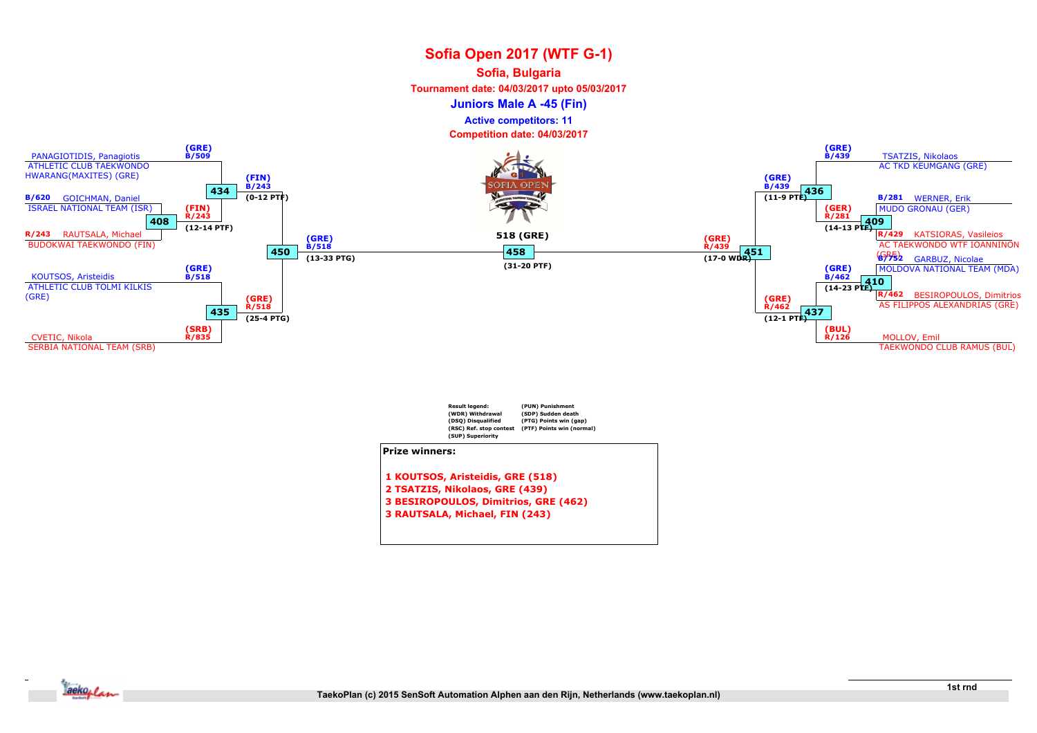# Sofia Open 2017 (WTF G-1)

## Sofia, Bulgaria

**Tournament date: 04/03/2017 upto 05/03/2017**

### Juniors Male A -45 (Fin)

**Active competitors: 11**

**Competition date: 04/03/2017**

PANAGIOTIDIS, Panagiotis
ATHLETIC CLUB TAEKWONDO HWARANG(MAXITES) (GRE)
(GRE) B/509

B/620 GOICHMAN, Daniel
ISRAEL NATIONAL TEAM (ISR)

R/243 RAUTSALA, Michael
BUDOKWAI TAEKWONDO (FIN)

408 — (FIN) R/243 (12-14 PTF)

434 — (FIN) B/243 (0-12 PTF)

KOUTSOS, Aristeidis
ATHLETIC CLUB TOLMI KILKIS (GRE)
(GRE) B/518

CVETIC, Nikola
SERBIA NATIONAL TEAM (SRB)
(SRB) R/835

435 — (GRE) R/518 (25-4 PTG)

450 — (GRE) B/518 (13-33 PTG)

458 — 518 (GRE) (31-20 PTF)

451 — (GRE) R/439 (17-0 WDR)

TSATZIS, Nikolaos
AC TKD KEUMGANG (GRE)
(GRE) B/439

B/281 WERNER, Erik
MUDO GRONAU (GER)

R/429 KATSIORAS, Vasileios
AC TAEKWONDO WTF IOANNINON (GRE)

409 — (GER) R/281 (14-13 PTF)

436 — (GRE) B/439 (11-9 PTF)

B/752 GARBUZ, Nicolae
MOLDOVA NATIONAL TEAM (MDA)

R/462 BESIROPOULOS, Dimitrios
AS FILIPPOS ALEXANDRIAS (GRE)

410 — (GRE) B/462 (14-23 PTF)

MOLLOV, Emil
TAEKWONDO CLUB RAMUS (BUL)
(BUL) R/126

437 — (GRE) R/462 (12-1 PTF)

| Result legend: | |
|---|---|
| (WDR) Withdrawal | (PUN) Punishment |
| (DSQ) Disqualified | (SDP) Sudden death |
| (RSC) Ref. stop contest | (PTG) Points win (gap) |
| (SUP) Superiority | (PTF) Points win (normal) |

**Prize winners:**

1 KOUTSOS, Aristeidis, GRE (518)
2 TSATZIS, Nikolaos, GRE (439)
3 BESIROPOULOS, Dimitrios, GRE (462)
3 RAUTSALA, Michael, FIN (243)

1st rnd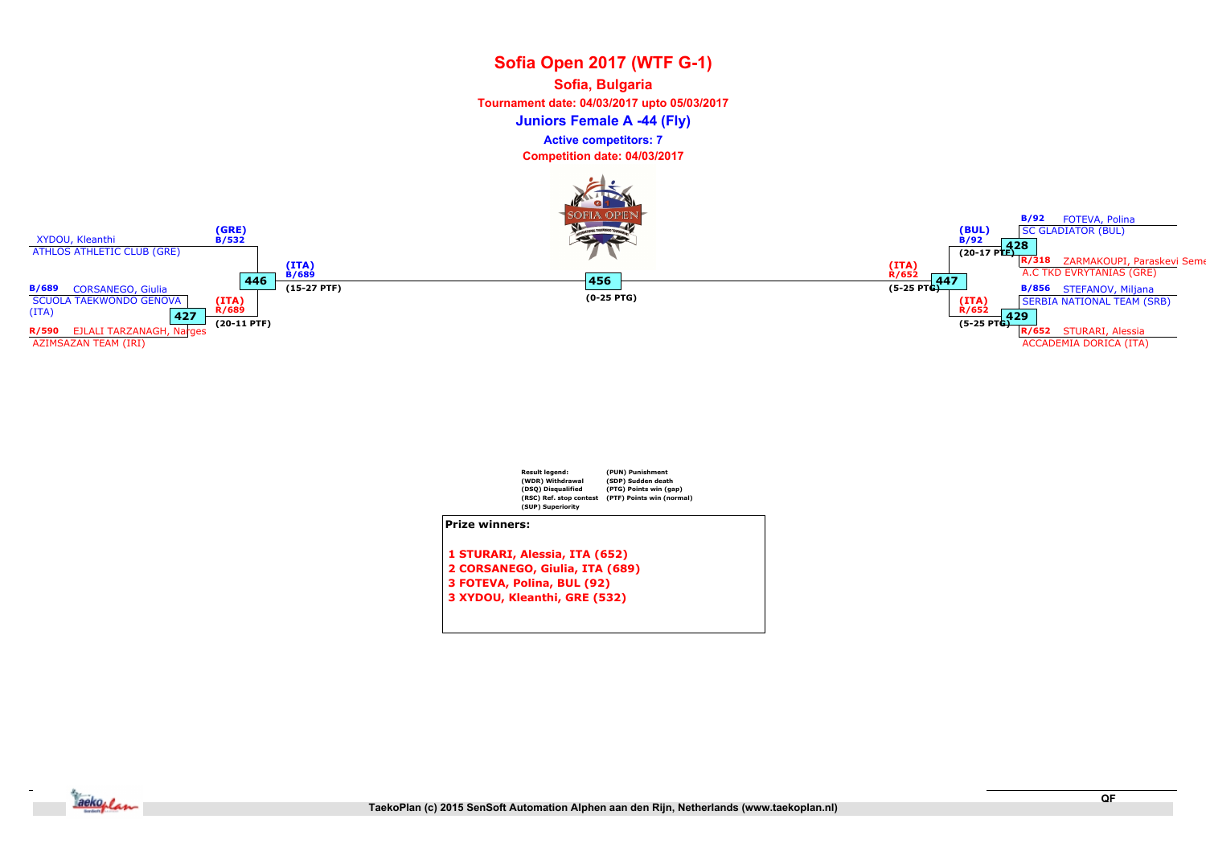# Sofia Open 2017 (WTF G-1)

**Sofia, Bulgaria**

**Tournament date: 04/03/2017 upto 05/03/2017**

## Juniors Female A -44 (Fly)

**Active competitors: 7**

**Competition date: 04/03/2017**

XYDOU, Kleanthi
ATHLOS ATHLETIC CLUB (GRE)

B/689 CORSANEGO, Giulia
SCUOLA TAEKWONDO GENOVA (ITA)

R/590 EJLALI TARZANAGH, Narges
AZIMSAZAN TEAM (IRI)

427: (ITA) R/689 (20-11 PTF)

446: (GRE) B/532 vs (ITA) R/689 — (ITA) B/689 (15-27 PTF)

456: (0-25 PTG)

B/92 FOTEVA, Polina
SC GLADIATOR (BUL)

R/318 ZARMAKOUPI, Paraskevi Seme
A.C TKD EVRYTANIAS (GRE)

B/856 STEFANOV, Miljana
SERBIA NATIONAL TEAM (SRB)

R/652 STURARI, Alessia
ACCADEMIA DORICA (ITA)

428: (BUL) B/92 (20-17 PTF)

429: (ITA) R/652 (5-25 PTG)

447: (ITA) R/652 (5-25 PTG)

Result legend:
(WDR) Withdrawal
(DSQ) Disqualified
(RSC) Ref. stop contest
(SUP) Superiority
(PUN) Punishment
(SDP) Sudden death
(PTG) Points win (gap)
(PTF) Points win (normal)

**Prize winners:**

1 STURARI, Alessia, ITA (652)
2 CORSANEGO, Giulia, ITA (689)
3 FOTEVA, Polina, BUL (92)
3 XYDOU, Kleanthi, GRE (532)

QF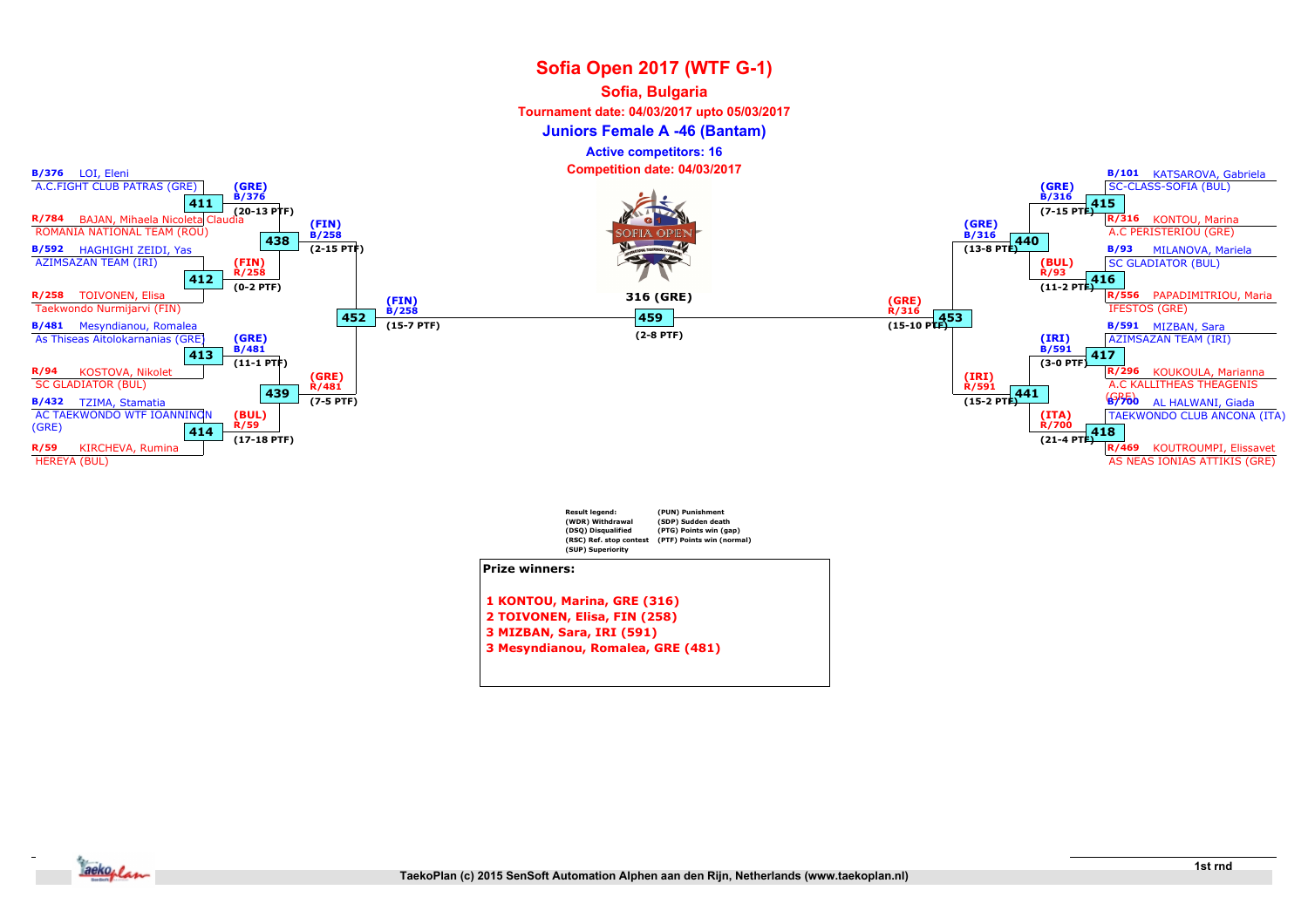# Sofia Open 2017 (WTF G-1)

## Sofia, Bulgaria

**Tournament date: 04/03/2017 upto 05/03/2017**

### Juniors Female A -46 (Bantam)

**Active competitors: 16**

**Competition date: 04/03/2017**

## First round

| Match | Blue | Red | Winner | Score |
|---|---|---|---|---|
| 411 | B/376 LOI, Eleni – A.C.FIGHT CLUB PATRAS (GRE) | R/784 BAJAN, Mihaela Nicoleta Claudia – ROMANIA NATIONAL TEAM (ROU) | (GRE) B/376 | (20-13 PTF) |
| 412 | B/592 HAGHIGHI ZEIDI, Yas – AZIMSAZAN TEAM (IRI) | R/258 TOIVONEN, Elisa – Taekwondo Nurmijarvi (FIN) | (FIN) R/258 | (0-2 PTF) |
| 413 | B/481 Mesyndianou, Romalea – As Thiseas Aitolokarnanias (GRE) | R/94 KOSTOVA, Nikolet – SC GLADIATOR (BUL) | (GRE) B/481 | (11-1 PTF) |
| 414 | B/432 TZIMA, Stamatia – AC TAEKWONDO WTF IOANNINON (GRE) | R/59 KIRCHEVA, Rumina – HEREYA (BUL) | (BUL) R/59 | (17-18 PTF) |
| 415 | B/101 KATSAROVA, Gabriela – SC-CLASS-SOFIA (BUL) | R/316 KONTOU, Marina – A.C PERISTERIOU (GRE) | (GRE) B/316 | (7-15 PTF) |
| 416 | B/93 MILANOVA, Mariela – SC GLADIATOR (BUL) | R/556 PAPADIMITRIOU, Maria – IFESTOS (GRE) | (BUL) R/93 | (11-2 PTF) |
| 417 | B/591 MIZBAN, Sara – AZIMSAZAN TEAM (IRI) | R/296 KOUKOULA, Marianna – A.C KALLITHEAS THEAGENIS (GRE) | (IRI) B/591 | (3-0 PTF) |
| 418 | B/700 AL HALWANI, Giada – TAEKWONDO CLUB ANCONA (ITA) | R/469 KOUTROUMPI, Elissavet – AS NEAS IONIAS ATTIKIS (GRE) | (ITA) R/700 | (21-4 PTF) |

## Quarterfinals

| Match | Winner | Score |
|---|---|---|
| 438 | (FIN) B/258 | (2-15 PTF) |
| 439 | (GRE) R/481 | (7-5 PTF) |
| 440 | (GRE) B/316 | (13-8 PTF) |
| 441 | (IRI) R/591 | (15-2 PTF) |

## Semifinals

| Match | Winner | Score |
|---|---|---|
| 452 | (FIN) B/258 | (15-7 PTF) |
| 453 | (GRE) R/316 | (15-10 PTF) |

## Final

| Match | Winner | Score |
|---|---|---|
| 459 | 316 (GRE) | (2-8 PTF) |

**Result legend:**

- (WDR) Withdrawal
- (DSQ) Disqualified
- (RSC) Ref. stop contest
- (SUP) Superiority
- (PUN) Punishment
- (SDP) Sudden death
- (PTG) Points win (gap)
- (PTF) Points win (normal)

**Prize winners:**

1 KONTOU, Marina, GRE (316)
2 TOIVONEN, Elisa, FIN (258)
3 MIZBAN, Sara, IRI (591)
3 Mesyndianou, Romalea, GRE (481)

1st rnd

TaekoPlan (c) 2015 SenSoft Automation Alphen aan den Rijn, Netherlands (www.taekoplan.nl)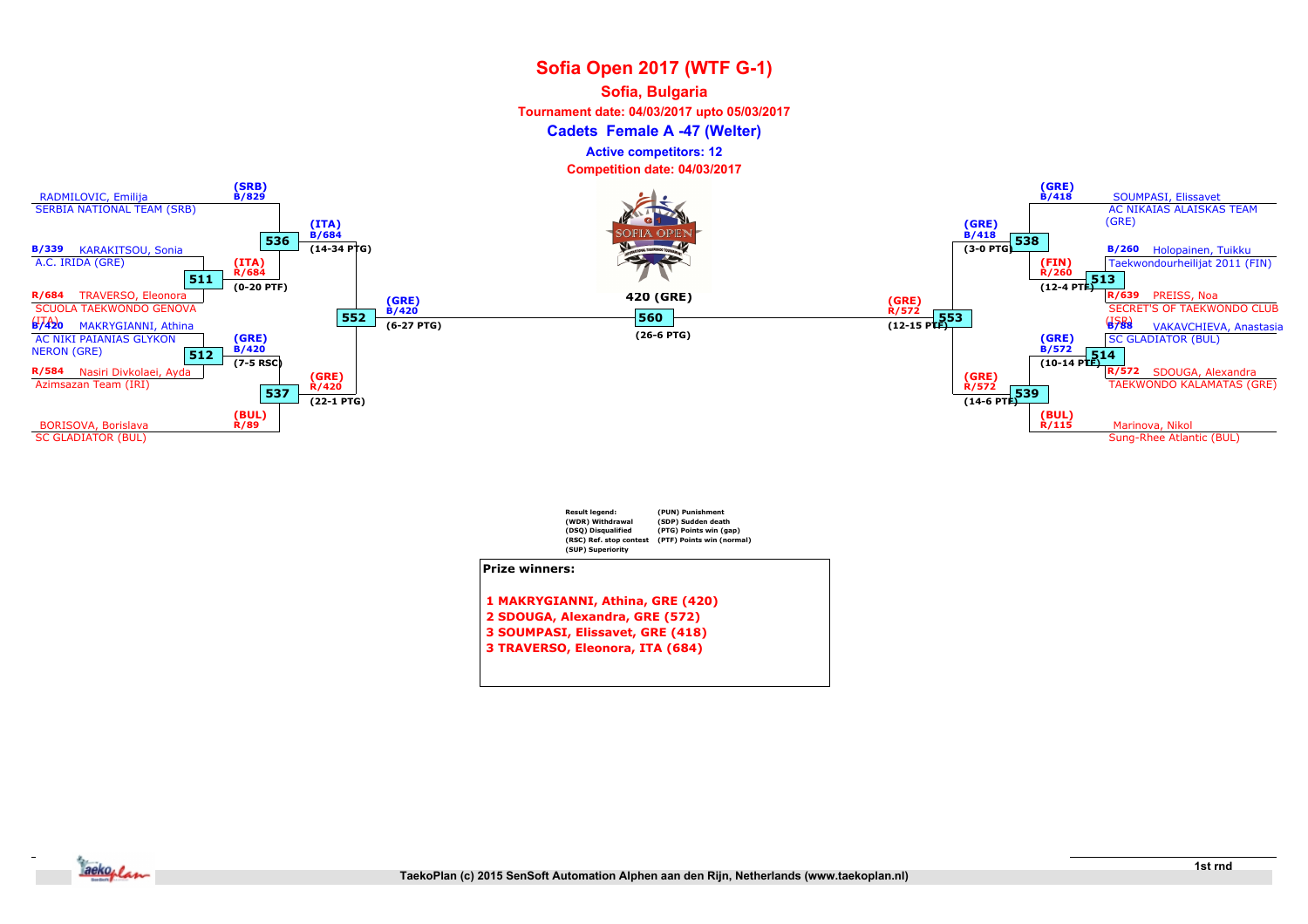# Sofia Open 2017 (WTF G-1)

## Sofia, Bulgaria

**Tournament date: 04/03/2017 upto 05/03/2017**

**Cadets Female A -47 (Welter)**

**Active competitors: 12**

**Competition date: 04/03/2017**

RADMILOVIC, Emilija
SERBIA NATIONAL TEAM (SRB)

(SRB) B/829

536 — (ITA) B/684 (14-34 PTG)

B/339 KARAKITSOU, Sonia
A.C. IRIDA (GRE)

511 — (ITA) R/684 (0-20 PTF)

R/684 TRAVERSO, Eleonora
SCUOLA TAEKWONDO GENOVA (ITA)

552 — (GRE) B/420 (6-27 PTG)

B/420 MAKRYGIANNI, Athina
AC NIKI PAIANIAS GLYKON NERON (GRE)

512 — (GRE) B/420 (7-5 RSC)

R/584 Nasiri Divkolaei, Ayda
Azimsazan Team (IRI)

537 — (GRE) R/420 (22-1 PTG)

BORISOVA, Borislava
SC GLADIATOR (BUL)

(BUL) R/89

560 — 420 (GRE) (26-6 PTG)

SOUMPASI, Elissavet
AC NIKAIAS ALAISKAS TEAM (GRE)

(GRE) B/418

538 — (GRE) B/418 (3-0 PTG)

B/260 Holopainen, Tuikku
Taekwondourheilijat 2011 (FIN)

513 — (FIN) R/260 (12-4 PTF)

R/639 PREISS, Noa
SECRET'S OF TAEKWONDO CLUB (ISR)

553 — (GRE) R/572 (12-15 PTF)

B/88 VAKAVCHIEVA, Anastasia
SC GLADIATOR (BUL)

514 — (GRE) B/572 (10-14 PTF)

R/572 SDOUGA, Alexandra
TAEKWONDO KALAMATAS (GRE)

539 — (GRE) R/572 (14-6 PTF)

Marinova, Nikol
Sung-Rhee Atlantic (BUL)

(BUL) R/115

Result legend:
(WDR) Withdrawal
(DSQ) Disqualified
(RSC) Ref. stop contest
(SUP) Superiority
(PUN) Punishment
(SDP) Sudden death
(PTG) Points win (gap)
(PTF) Points win (normal)

**Prize winners:**

1 MAKRYGIANNI, Athina, GRE (420)
2 SDOUGA, Alexandra, GRE (572)
3 SOUMPASI, Elissavet, GRE (418)
3 TRAVERSO, Eleonora, ITA (684)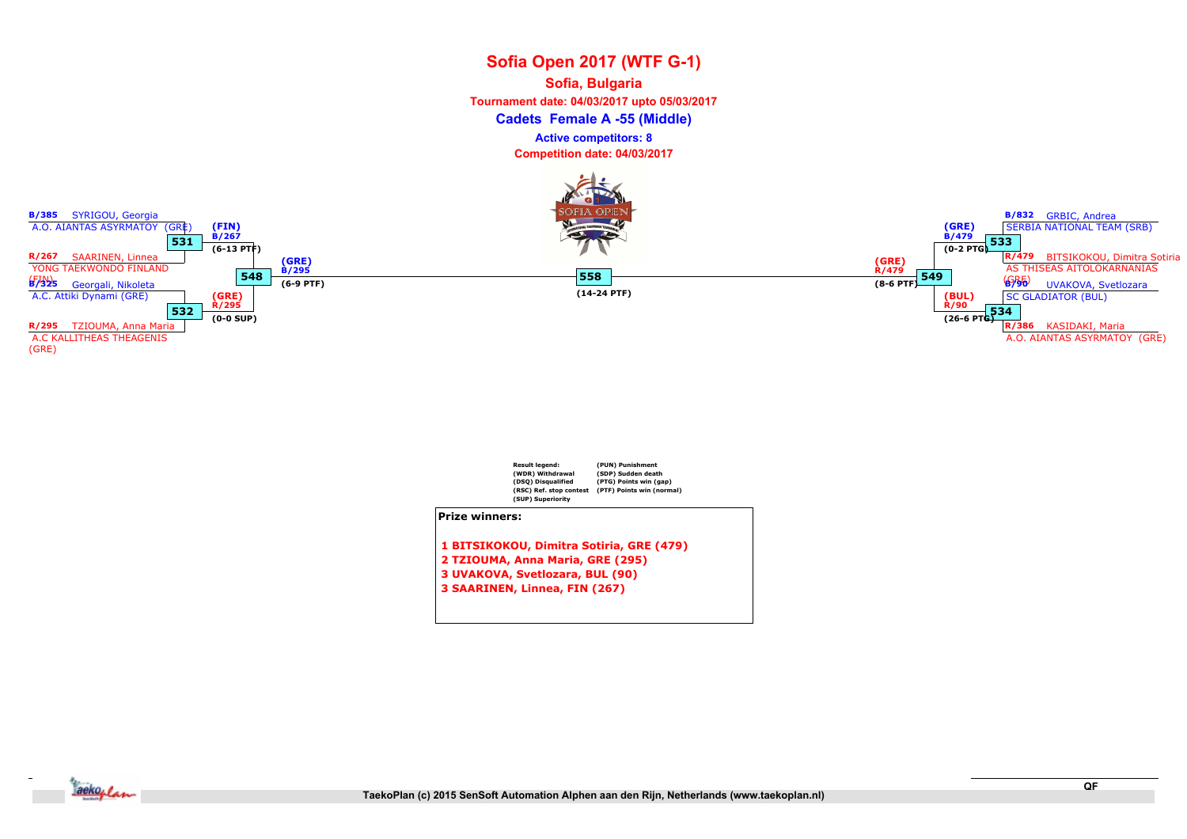# Sofia Open 2017 (WTF G-1)

## Sofia, Bulgaria

**Tournament date: 04/03/2017 upto 05/03/2017**

**Cadets Female A -55 (Middle)**

**Active competitors: 8**

**Competition date: 04/03/2017**

B/385 SYRIGOU, Georgia
A.O. AIANTAS ASYRMATOY (GRE)

531 — (FIN) B/267 (6-13 PTF)

R/267 SAARINEN, Linnea
YONG TAEKWONDO FINLAND (FIN)

548 — (GRE) B/295 (6-9 PTF)

B/325 Georgali, Nikoleta
A.C. Attiki Dynami (GRE)

532 — (GRE) R/295 (0-0 SUP)

R/295 TZIOUMA, Anna Maria
A.C KALLITHEAS THEAGENIS (GRE)

558 — (14-24 PTF)

B/832 GRBIC, Andrea
SERBIA NATIONAL TEAM (SRB)

533 — (GRE) B/479 (0-2 PTG)

R/479 BITSIKOKOU, Dimitra Sotiria
AS THISEAS AITOLOKARNANIAS (GRE)

549 — (GRE) R/479 (8-6 PTF)

B/90 UVAKOVA, Svetlozara
SC GLADIATOR (BUL)

534 — (BUL) R/90 (26-6 PTG)

R/386 KASIDAKI, Maria
A.O. AIANTAS ASYRMATOY (GRE)

Result legend:
(WDR) Withdrawal
(DSQ) Disqualified
(RSC) Ref. stop contest
(SUP) Superiority
(PUN) Punishment
(SDP) Sudden death
(PTG) Points win (gap)
(PTF) Points win (normal)

**Prize winners:**

1 BITSIKOKOU, Dimitra Sotiria, GRE (479)
2 TZIOUMA, Anna Maria, GRE (295)
3 UVAKOVA, Svetlozara, BUL (90)
3 SAARINEN, Linnea, FIN (267)

QF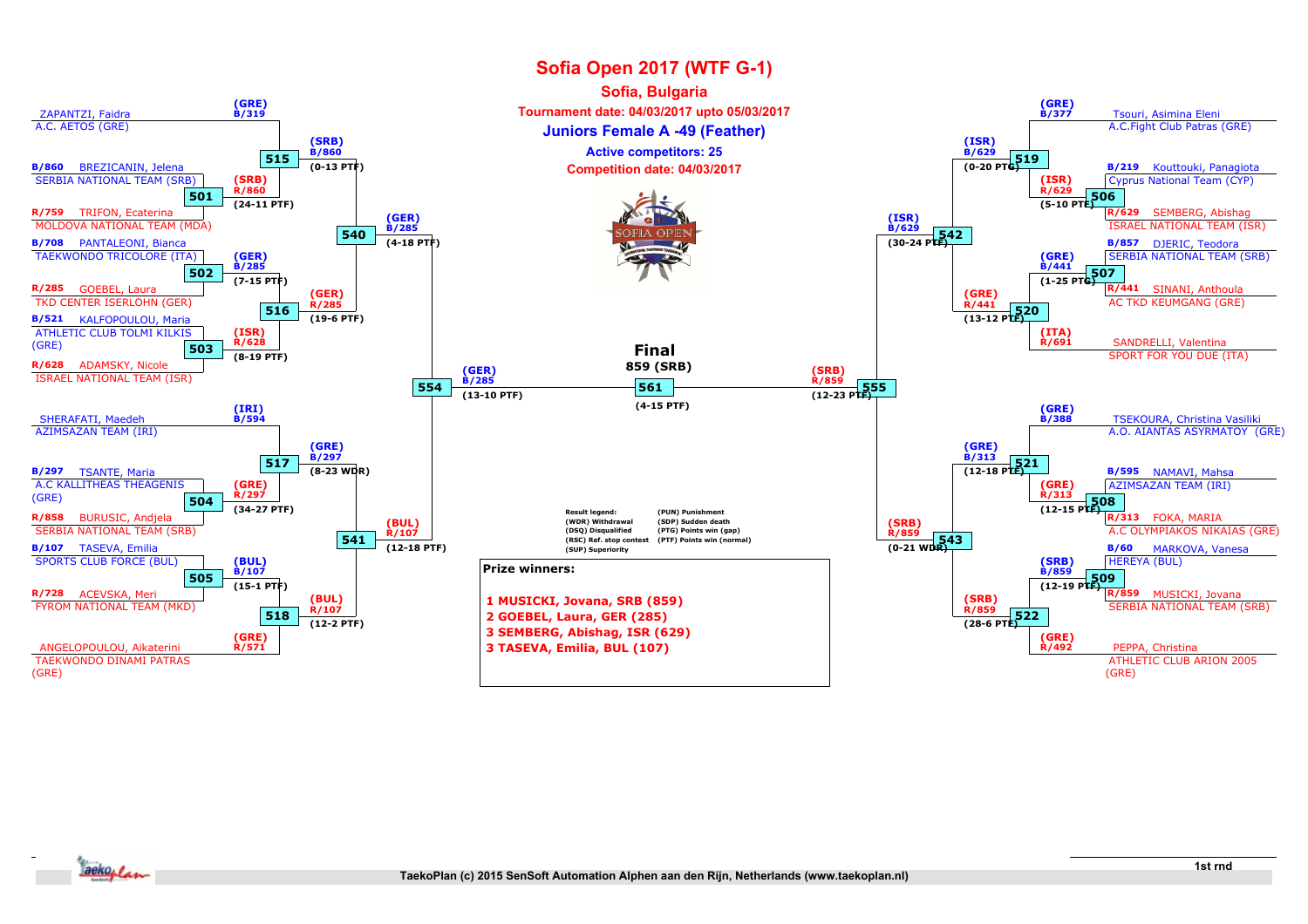# Sofia Open 2017 (WTF G-1)

## Sofia, Bulgaria

**Tournament date: 04/03/2017 upto 05/03/2017**

### Juniors Female A -49 (Feather)

**Active competitors: 25**

**Competition date: 04/03/2017**

## Left bracket

| Competitor | Team | Match | Winner | Result |
|---|---|---|---|---|
| ZAPANTZI, Faidra | A.C. AETOS (GRE) | 515 | (SRB) B/860 | (0-13 PTF) |
| B/860 BREZICANIN, Jelena | SERBIA NATIONAL TEAM (SRB) | 501 | (SRB) R/860 | (24-11 PTF) |
| R/759 TRIFON, Ecaterina | MOLDOVA NATIONAL TEAM (MDA) | | | |
| B/708 PANTALEONI, Bianca | TAEKWONDO TRICOLORE (ITA) | 502 | (GER) B/285 | (7-15 PTF) |
| R/285 GOEBEL, Laura | TKD CENTER ISERLOHN (GER) | 516 | (GER) R/285 | (19-6 PTF) |
| B/521 KALFOPOULOU, Maria | ATHLETIC CLUB TOLMI KILKIS (GRE) | 503 | (ISR) R/628 | (8-19 PTF) |
| R/628 ADAMSKY, Nicole | ISRAEL NATIONAL TEAM (ISR) | | | |
| SHERAFATI, Maedeh | AZIMSAZAN TEAM (IRI) | 517 | (GRE) B/297 | (8-23 WDR) |
| B/297 TSANTE, Maria | A.C KALLITHEAS THEAGENIS (GRE) | 504 | (GRE) R/297 | (34-27 PTF) |
| R/858 BURUSIC, Andjela | SERBIA NATIONAL TEAM (SRB) | | | |
| B/107 TASEVA, Emilia | SPORTS CLUB FORCE (BUL) | 505 | (BUL) B/107 | (15-1 PTF) |
| R/728 ACEVSKA, Meri | FYROM NATIONAL TEAM (MKD) | 518 | (BUL) R/107 | (12-2 PTF) |
| ANGELOPOULOU, Aikaterini | TAEKWONDO DINAMI PATRAS (GRE) | | | |

- 540: (GER) B/285 (4-18 PTF)
- 541: (BUL) R/107 (12-18 PTF)
- 554: (GER) B/285 (13-10 PTF)

## Right bracket

| Competitor | Team | Match | Winner | Result |
|---|---|---|---|---|
| Tsouri, Asimina Eleni | A.C.Fight Club Patras (GRE) | 519 | (ISR) B/629 | (0-20 PTG) |
| B/219 Kouttouki, Panagiota | Cyprus National Team (CYP) | 506 | (ISR) R/629 | (5-10 PTF) |
| R/629 SEMBERG, Abishag | ISRAEL NATIONAL TEAM (ISR) | | | |
| B/857 DJERIC, Teodora | SERBIA NATIONAL TEAM (SRB) | 507 | (GRE) B/441 | (1-25 PTG) |
| R/441 SINANI, Anthoula | AC TKD KEUMGANG (GRE) | 520 | (GRE) R/441 | (13-12 PTF) |
| SANDRELLI, Valentina | SPORT FOR YOU DUE (ITA) | | | |
| TSEKOURA, Christina Vasiliki | A.O. AIANTAS ASYRMATOY (GRE) | 521 | (GRE) B/313 | (12-18 PTF) |
| B/595 NAMAVI, Mahsa | AZIMSAZAN TEAM (IRI) | 508 | (GRE) R/313 | (12-15 PTF) |
| R/313 FOKA, MARIA | A.C OLYMPIAKOS NIKAIAS (GRE) | | | |
| B/60 MARKOVA, Vanesa | HEREYA (BUL) | 509 | (SRB) B/859 | (12-19 PTF) |
| R/859 MUSICKI, Jovana | SERBIA NATIONAL TEAM (SRB) | 522 | (SRB) R/859 | (28-6 PTF) |
| PEPPA, Christina | ATHLETIC CLUB ARION 2005 (GRE) | | | |

- 542: (ISR) B/629 (30-24 PTF)
- 543: (SRB) R/859 (0-21 WDR)
- 555: (SRB) R/859 (12-23 PTF)

## Final

**859 (SRB)**

561 (4-15 PTF)

Result legend:
- (WDR) Withdrawal
- (DSQ) Disqualified
- (RSC) Ref. stop contest
- (SUP) Superiority
- (PUN) Punishment
- (SDP) Sudden death
- (PTG) Points win (gap)
- (PTF) Points win (normal)

**Prize winners:**

1. **1 MUSICKI, Jovana, SRB (859)**
2. **2 GOEBEL, Laura, GER (285)**
3. **3 SEMBERG, Abishag, ISR (629)**
4. **3 TASEVA, Emilia, BUL (107)**

TaekoPlan (c) 2015 SenSoft Automation Alphen aan den Rijn, Netherlands (www.taekoplan.nl)

1st rnd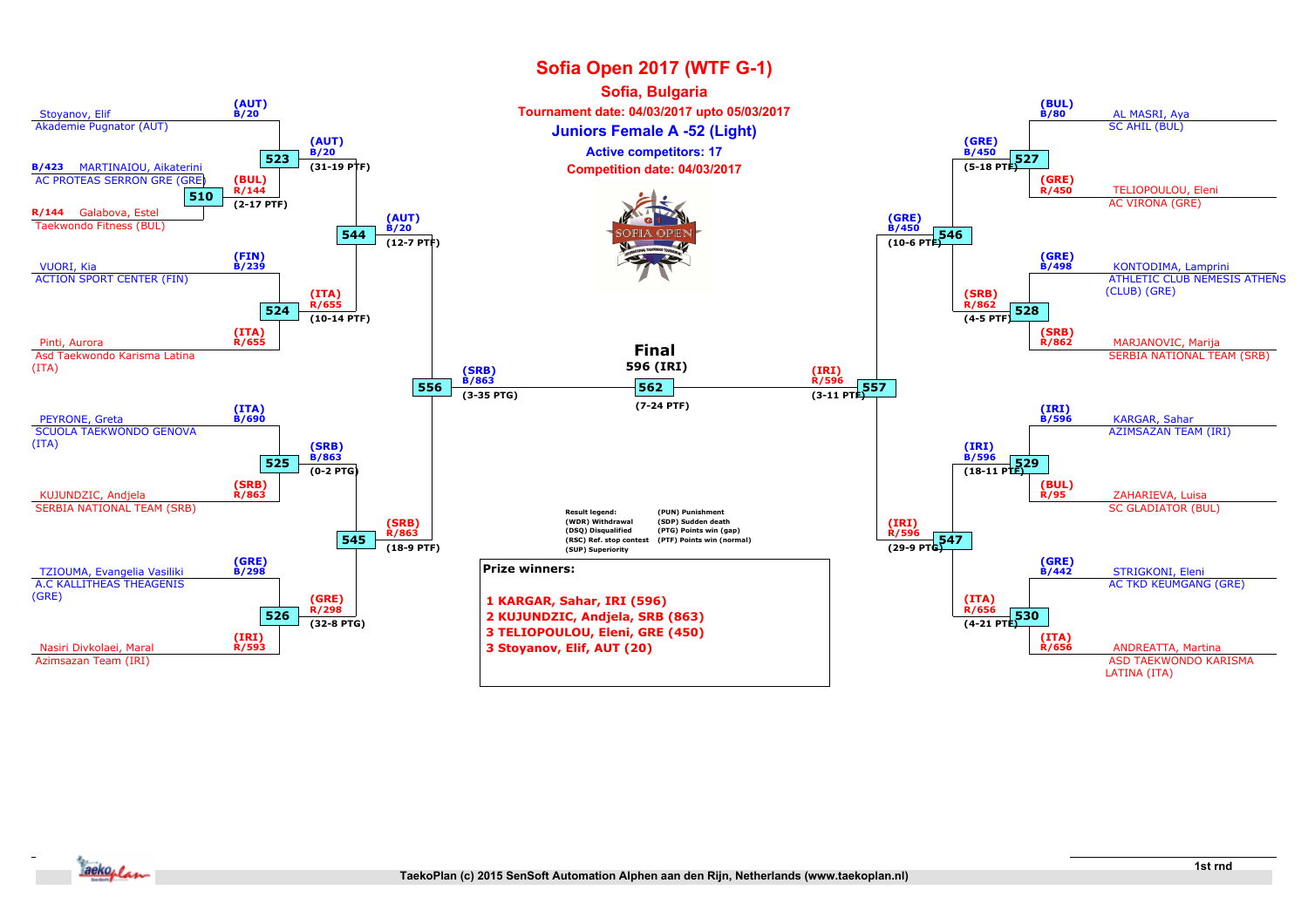# Sofia Open 2017 (WTF G-1)

## Sofia, Bulgaria

Tournament date: 04/03/2017 upto 05/03/2017

### Juniors Female A -52 (Light)

Active competitors: 17

Competition date: 04/03/2017

**Left bracket**

| Competitor | Club | Code | Match | Result |
|---|---|---|---|---|
| Stoyanov, Elif | Akademie Pugnator (AUT) | (AUT) B/20 | | |
| B/423 MARTINAIOU, Aikaterini | AC PROTEAS SERRON GRE (GRE) | | 510 | (BUL) R/144 (2-17 PTF) |
| R/144 Galabova, Estel | Taekwondo Fitness (BUL) | | | |
| | | | 523 | (AUT) B/20 (31-19 PTF) |
| VUORI, Kia | ACTION SPORT CENTER (FIN) | (FIN) B/239 | | |
| Pinti, Aurora | Asd Taekwondo Karisma Latina (ITA) | (ITA) R/655 | 524 | (ITA) R/655 (10-14 PTF) |
| | | | 544 | (AUT) B/20 (12-7 PTF) |
| PEYRONE, Greta | SCUOLA TAEKWONDO GENOVA (ITA) | (ITA) B/690 | | |
| KUJUNDZIC, Andjela | SERBIA NATIONAL TEAM (SRB) | (SRB) R/863 | 525 | (SRB) B/863 (0-2 PTG) |
| TZIOUMA, Evangelia Vasiliki | A.C KALLITHEAS THEAGENIS (GRE) | (GRE) B/298 | | |
| Nasiri Divkolaei, Maral | Azimsazan Team (IRI) | (IRI) R/593 | 526 | (GRE) R/298 (32-8 PTG) |
| | | | 545 | (SRB) R/863 (18-9 PTF) |
| | | | 556 | (SRB) B/863 (3-35 PTG) |

**Right bracket**

| Competitor | Club | Code | Match | Result |
|---|---|---|---|---|
| AL MASRI, Aya | SC AHIL (BUL) | (BUL) B/80 | | |
| TELIOPOULOU, Eleni | AC VIRONA (GRE) | (GRE) R/450 | 527 | (GRE) B/450 (5-18 PTF) |
| KONTODIMA, Lamprini | ATHLETIC CLUB NEMESIS ATHENS (CLUB) (GRE) | (GRE) B/498 | | |
| MARJANOVIC, Marija | SERBIA NATIONAL TEAM (SRB) | (SRB) R/862 | 528 | (SRB) R/862 (4-5 PTF) |
| | | | 546 | (GRE) B/450 (10-6 PTF) |
| KARGAR, Sahar | AZIMSAZAN TEAM (IRI) | (IRI) B/596 | | |
| ZAHARIEVA, Luisa | SC GLADIATOR (BUL) | (BUL) R/95 | 529 | (IRI) B/596 (18-11 PTF) |
| STRIGKONI, Eleni | AC TKD KEUMGANG (GRE) | (GRE) B/442 | | |
| ANDREATTA, Martina | ASD TAEKWONDO KARISMA LATINA (ITA) | (ITA) R/656 | 530 | (ITA) R/656 (4-21 PTF) |
| | | | 547 | (IRI) R/596 (29-9 PTG) |
| | | | 557 | (IRI) R/596 (3-11 PTF) |

**Final**

596 (IRI)

562 (7-24 PTF)

Result legend:
- (WDR) Withdrawal
- (DSQ) Disqualified
- (RSC) Ref. stop contest
- (SUP) Superiority
- (PUN) Punishment
- (SDP) Sudden death
- (PTG) Points win (gap)
- (PTF) Points win (normal)

**Prize winners:**

1. KARGAR, Sahar, IRI (596)
2. KUJUNDZIC, Andjela, SRB (863)
3. TELIOPOULOU, Eleni, GRE (450)
3. Stoyanov, Elif, AUT (20)

1st rnd

TaekoPlan (c) 2015 SenSoft Automation Alphen aan den Rijn, Netherlands (www.taekoplan.nl)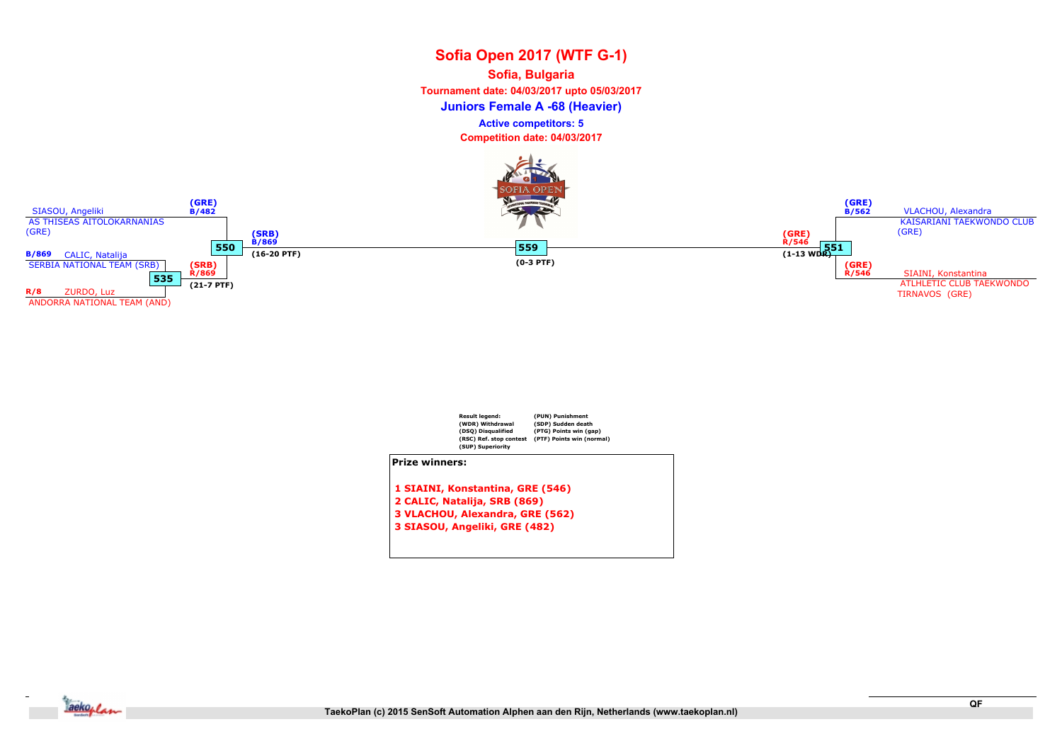# Sofia Open 2017 (WTF G-1)

**Sofia, Bulgaria**

**Tournament date: 04/03/2017 upto 05/03/2017**

**Juniors Female A -68 (Heavier)**

**Active competitors: 5**

**Competition date: 04/03/2017**

SIASOU, Angeliki (GRE) B/482
AS THISEAS AITOLOKARNANIAS (GRE)

B/869 CALIC, Natalija
SERBIA NATIONAL TEAM (SRB)

R/8 ZURDO, Luz
ANDORRA NATIONAL TEAM (AND)

535 — (SRB) R/869 (21-7 PTF)

550 — (SRB) B/869 (16-20 PTF)

559 — (0-3 PTF)

551 — (GRE) R/546 (1-13 WDR)

VLACHOU, Alexandra (GRE) B/562
KAISARIANI TAEKWONDO CLUB (GRE)

SIAINI, Konstantina (GRE) R/546
ATLHLETIC CLUB TAEKWONDO TIRNAVOS (GRE)

| Result legend: | |
|---|---|
| (WDR) Withdrawal | (PUN) Punishment |
| (DSQ) Disqualified | (SDP) Sudden death |
| (RSC) Ref. stop contest | (PTG) Points win (gap) |
| (SUP) Superiority | (PTF) Points win (normal) |

**Prize winners:**

1 SIAINI, Konstantina, GRE (546)
2 CALIC, Natalija, SRB (869)
3 VLACHOU, Alexandra, GRE (562)
3 SIASOU, Angeliki, GRE (482)

QF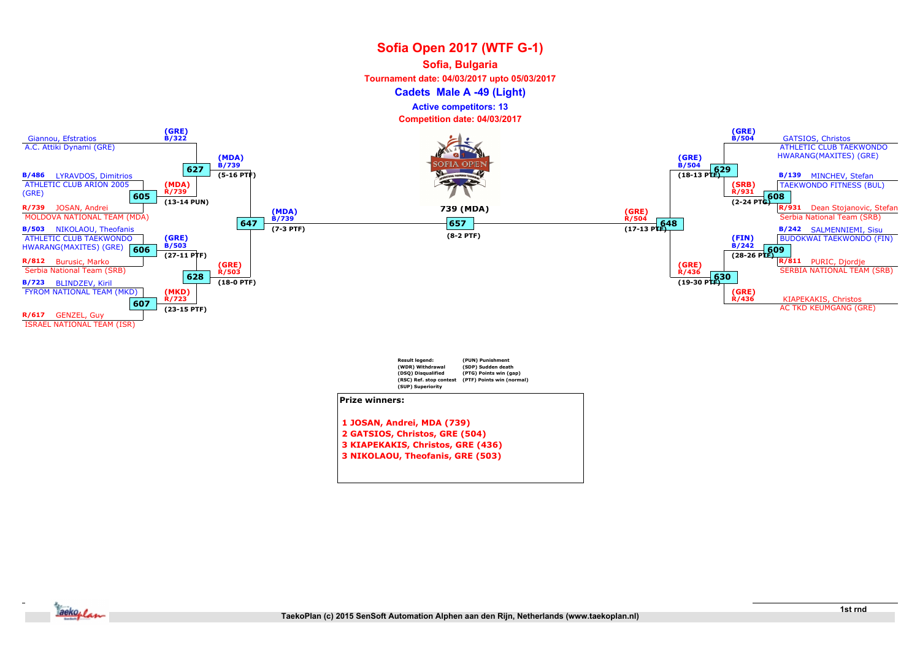# Sofia Open 2017 (WTF G-1)

## Sofia, Bulgaria

**Tournament date: 04/03/2017 upto 05/03/2017**

### Cadets Male A -49 (Light)

**Active competitors: 13**

**Competition date: 04/03/2017**

**Left side of bracket:**

- Giannou, Efstratios — A.C. Attiki Dynami (GRE)
- B/486 LYRAVDOS, Dimitrios — ATHLETIC CLUB ARION 2005 (GRE)
- R/739 JOSAN, Andrei — MOLDOVA NATIONAL TEAM (MDA)
- B/503 NIKOLAOU, Theofanis — ATHLETIC CLUB TAEKWONDO HWARANG(MAXITES) (GRE)
- R/812 Burusic, Marko — Serbia National Team (SRB)
- B/723 BLINDZEV, Kiril — FYROM NATIONAL TEAM (MKD)
- R/617 GENZEL, Guy — ISRAEL NATIONAL TEAM (ISR)

**Right side of bracket:**

- GATSIOS, Christos — ATHLETIC CLUB TAEKWONDO HWARANG(MAXITES) (GRE)
- B/139 MINCHEV, Stefan — TAEKWONDO FITNESS (BUL)
- R/931 Dean Stojanovic, Stefan — Serbia National Team (SRB)
- B/242 SALMENNIEMI, Sisu — BUDOKWAI TAEKWONDO (FIN)
- R/811 PURIC, Djordje — SERBIA NATIONAL TEAM (SRB)
- KIAPEKAKIS, Christos — AC TKD KEUMGANG (GRE)

**Matches:**

| Match | Winner | Score |
|---|---|---|
| 605 | (MDA) R/739 | 13-14 PUN |
| 606 | (GRE) B/503 | 27-11 PTF |
| 607 | (MKD) R/723 | 23-15 PTF |
| 627 | (MDA) B/739 | 5-16 PTF |
| 628 | (GRE) R/503 | 18-0 PTF |
| 647 | (MDA) B/739 | 7-3 PTF |
| 608 | (SRB) R/931 | 2-24 PTG |
| 609 | (FIN) B/242 | 28-26 PTF |
| 629 | (GRE) B/504 | 18-13 PTF |
| 630 | (GRE) R/436 | 19-30 PTF |
| 648 | (GRE) R/504 | 17-13 PTF |
| 657 | 739 (MDA) | 8-2 PTF |

First round byes: (GRE) B/322, (GRE) B/504, (GRE) R/436

**Result legend:**

- (WDR) Withdrawal
- (DSQ) Disqualified
- (RSC) Ref. stop contest
- (SUP) Superiority
- (PUN) Punishment
- (SDP) Sudden death
- (PTG) Points win (gap)
- (PTF) Points win (normal)

**Prize winners:**

1 JOSAN, Andrei, MDA (739)
2 GATSIOS, Christos, GRE (504)
3 KIAPEKAKIS, Christos, GRE (436)
3 NIKOLAOU, Theofanis, GRE (503)

1st rnd

TaekoPlan (c) 2015 SenSoft Automation Alphen aan den Rijn, Netherlands (www.taekoplan.nl)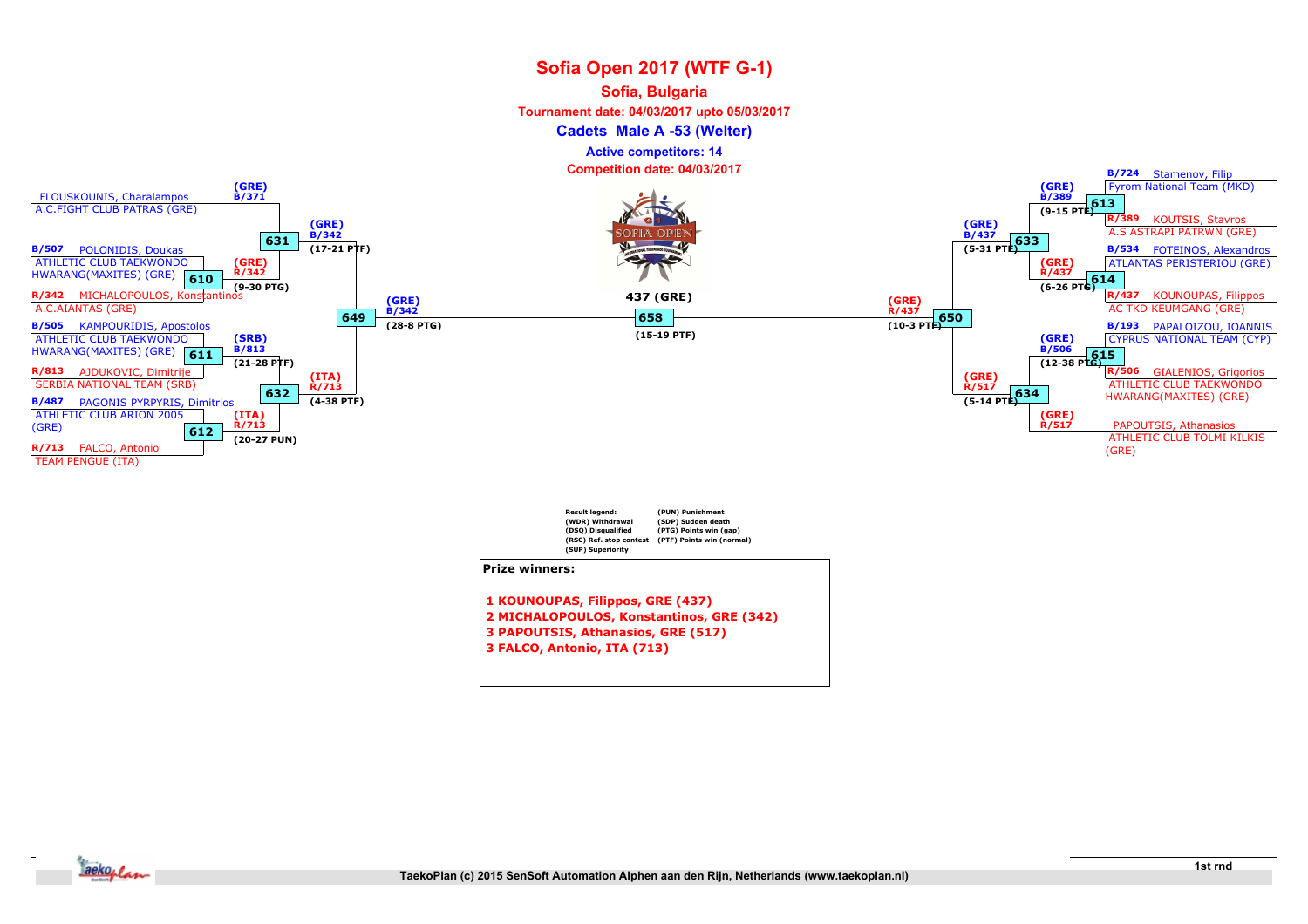# Sofia Open 2017 (WTF G-1)

## Sofia, Bulgaria

**Tournament date: 04/03/2017 upto 05/03/2017**

### Cadets Male A -53 (Welter)

**Active competitors: 14**

**Competition date: 04/03/2017**

## Left half of bracket

| Competitor | Club | Match | Winner | Result |
|---|---|---|---|---|
| FLOUSKOUNIS, Charalampos | A.C.FIGHT CLUB PATRAS (GRE) | | | |
| B/507 POLONIDIS, Doukas | ATHLETIC CLUB TAEKWONDO HWARANG(MAXITES) (GRE) | 610 | (GRE) R/342 | (9-30 PTG) |
| R/342 MICHALOPOULOS, Konstantinos | A.C.AIANTAS (GRE) | | | |
| B/505 KAMPOURIDIS, Apostolos | ATHLETIC CLUB TAEKWONDO HWARANG(MAXITES) (GRE) | 611 | (SRB) B/813 | (21-28 PTF) |
| R/813 AJDUKOVIC, Dimitrije | SERBIA NATIONAL TEAM (SRB) | | | |
| B/487 PAGONIS PYRPYRIS, Dimitrios | ATHLETIC CLUB ARION 2005 (GRE) | 612 | (ITA) R/713 | (20-27 PUN) |
| R/713 FALCO, Antonio | TEAM PENGUE (ITA) | | | |

| Match | Participants | Winner | Result |
|---|---|---|---|
| 631 | (GRE) B/371 FLOUSKOUNIS vs (GRE) R/342 | (GRE) B/342 | (17-21 PTF) |
| 632 | (SRB) B/813 vs (ITA) R/713 | (ITA) R/713 | (4-38 PTF) |
| 649 | (GRE) B/342 vs (ITA) R/713 | (GRE) B/342 | (28-8 PTG) |

## Right half of bracket

| Competitor | Club | Match | Winner | Result |
|---|---|---|---|---|
| B/724 Stamenov, Filip | Fyrom National Team (MKD) | 613 | (GRE) B/389 | (9-15 PTF) |
| R/389 KOUTSIS, Stavros | A.S ASTRAPI PATRWN (GRE) | | | |
| B/534 FOTEINOS, Alexandros | ATLANTAS PERISTERIOU (GRE) | 614 | (GRE) R/437 | (6-26 PTG) |
| R/437 KOUNOUPAS, Filippos | AC TKD KEUMGANG (GRE) | | | |
| B/193 PAPALOIZOU, IOANNIS | CYPRUS NATIONAL TEAM (CYP) | 615 | (GRE) B/506 | (12-38 PTG) |
| R/506 GIALENIOS, Grigorios | ATHLETIC CLUB TAEKWONDO HWARANG(MAXITES) (GRE) | | | |
| PAPOUTSIS, Athanasios | ATHLETIC CLUB TOLMI KILKIS (GRE) | | | |

| Match | Participants | Winner | Result |
|---|---|---|---|
| 633 | (GRE) B/389 vs (GRE) R/437 | (GRE) B/437 | (5-31 PTF) |
| 634 | (GRE) B/506 vs (GRE) R/517 | (GRE) R/517 | (5-14 PTF) |
| 650 | (GRE) B/437 vs (GRE) R/517 | (GRE) R/437 | (10-3 PTF) |

## Final

| Match | Participants | Winner | Result |
|---|---|---|---|
| 658 | (GRE) B/342 vs (GRE) R/437 | 437 (GRE) | (15-19 PTF) |

**Result legend:**

- (WDR) Withdrawal
- (DSQ) Disqualified
- (RSC) Ref. stop contest
- (SUP) Superiority
- (PUN) Punishment
- (SDP) Sudden death
- (PTG) Points win (gap)
- (PTF) Points win (normal)

**Prize winners:**

1 KOUNOUPAS, Filippos, GRE (437)
2 MICHALOPOULOS, Konstantinos, GRE (342)
3 PAPOUTSIS, Athanasios, GRE (517)
3 FALCO, Antonio, ITA (713)

1st rnd

TaekoPlan (c) 2015 SenSoft Automation Alphen aan den Rijn, Netherlands (www.taekoplan.nl)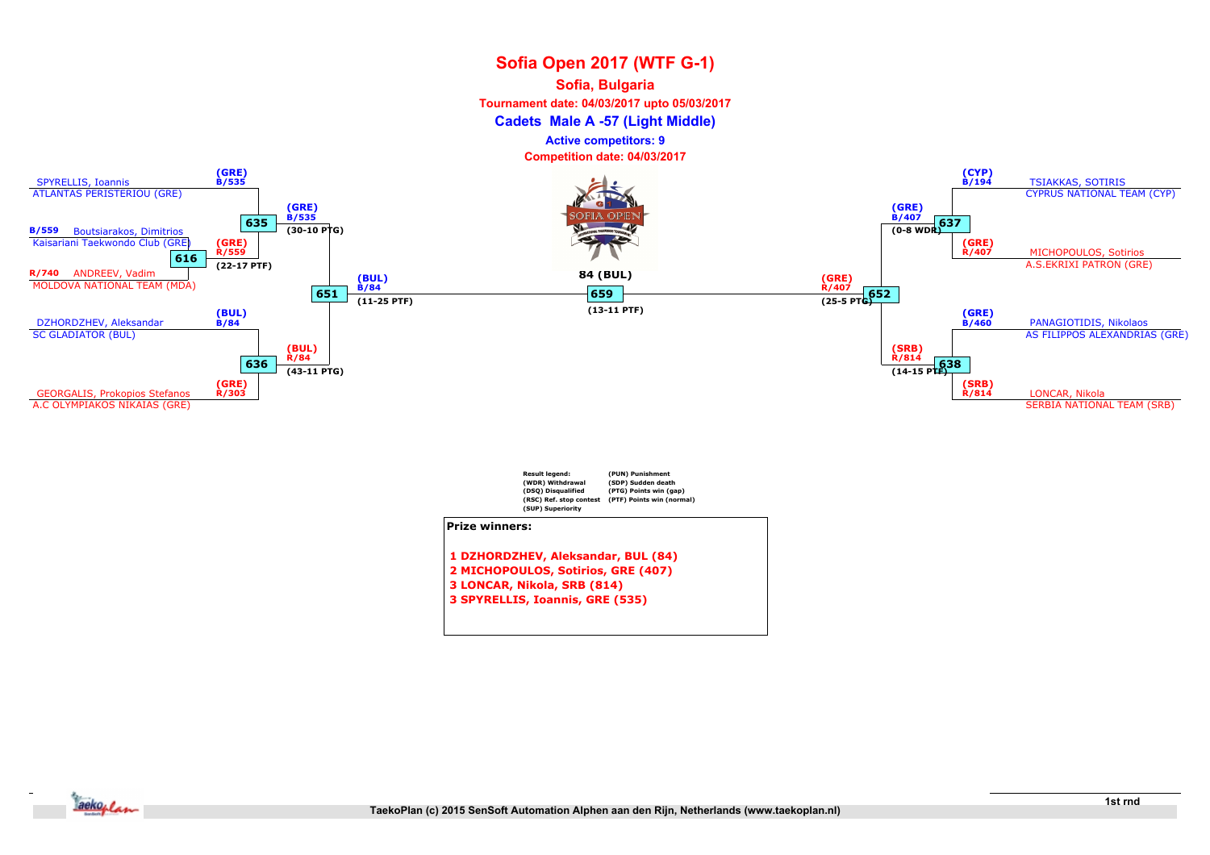# Sofia Open 2017 (WTF G-1)

## Sofia, Bulgaria

**Tournament date: 04/03/2017 upto 05/03/2017**

**Cadets Male A -57 (Light Middle)**

**Active competitors: 9**

**Competition date: 04/03/2017**

SPYRELLIS, Ioannis
ATLANTAS PERISTERIOU (GRE)
(GRE) B/535

B/559 Boutsiarakos, Dimitrios
Kaisariani Taekwondo Club (GRE)

R/740 ANDREEV, Vadim
MOLDOVA NATIONAL TEAM (MDA)

616: (GRE) R/559 (22-17 PTF)

635: (GRE) B/535 (30-10 PTG)

DZHORDZHEV, Aleksandar
SC GLADIATOR (BUL)
(BUL) B/84

GEORGALIS, Prokopios Stefanos
A.C OLYMPIAKOS NIKAIAS (GRE)
(GRE) R/303

636: (BUL) R/84 (43-11 PTG)

651: (BUL) B/84 (11-25 PTF)

659: 84 (BUL) (13-11 PTF)

652: (GRE) R/407 (25-5 PTG)

TSIAKKAS, SOTIRIS
CYPRUS NATIONAL TEAM (CYP)
(CYP) B/194

MICHOPOULOS, Sotirios
A.S.EKRIXI PATRON (GRE)
(GRE) R/407

637: (GRE) B/407 (0-8 WDR)

PANAGIOTIDIS, Nikolaos
AS FILIPPOS ALEXANDRIAS (GRE)
(GRE) B/460

LONCAR, Nikola
SERBIA NATIONAL TEAM (SRB)
(SRB) R/814

638: (SRB) R/814 (14-15 PTF)

| Result legend: | |
|---|---|
| (WDR) Withdrawal | (PUN) Punishment |
| (DSQ) Disqualified | (SDP) Sudden death |
| (RSC) Ref. stop contest | (PTG) Points win (gap) |
| (SUP) Superiority | (PTF) Points win (normal) |

**Prize winners:**

1 DZHORDZHEV, Aleksandar, BUL (84)
2 MICHOPOULOS, Sotirios, GRE (407)
3 LONCAR, Nikola, SRB (814)
3 SPYRELLIS, Ioannis, GRE (535)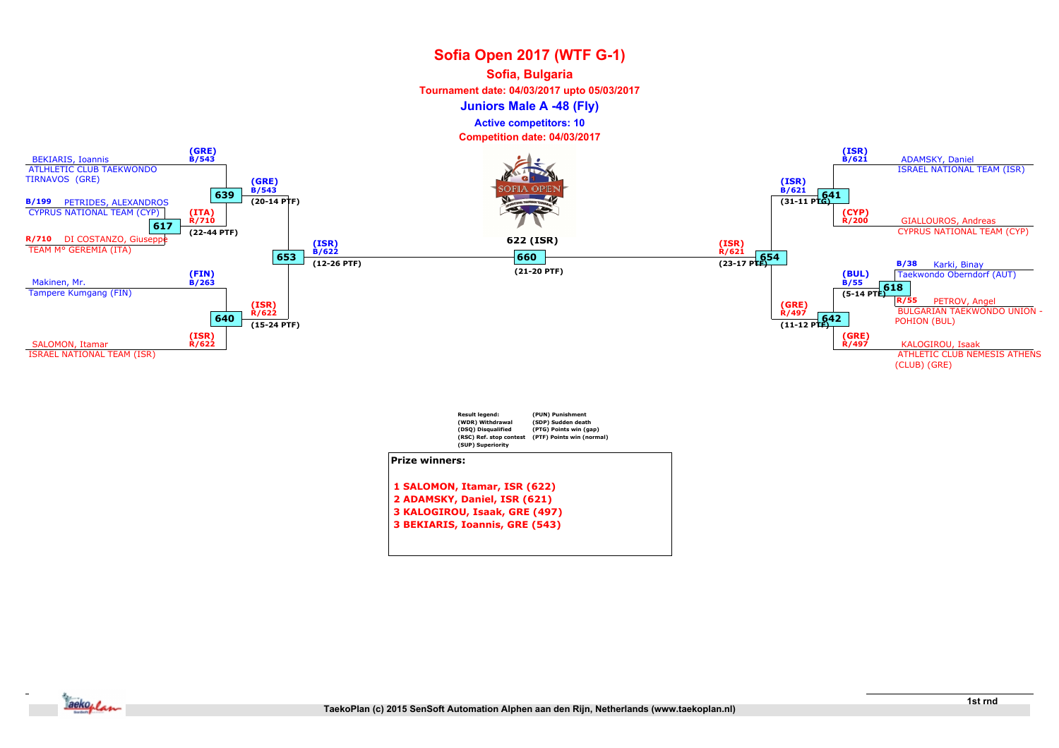# Sofia Open 2017 (WTF G-1)

## Sofia, Bulgaria

**Tournament date: 04/03/2017 upto 05/03/2017**

### Juniors Male A -48 (Fly)

**Active competitors: 10**

**Competition date: 04/03/2017**

**Left bracket**

- BEKIARIS, Ioannis — ATLHLETIC CLUB TAEKWONDO TIRNAVOS (GRE) — (GRE) B/543
- B/199 PETRIDES, ALEXANDROS — CYPRUS NATIONAL TEAM (CYP)
- R/710 DI COSTANZO, Giuseppe — TEAM M° GEREMIA (ITA)
- Match 617: (ITA) R/710 (22-44 PTF)
- Match 639: (GRE) B/543 (20-14 PTF)
- Makinen, Mr. — Tampere Kumgang (FIN) — (FIN) B/263
- SALOMON, Itamar — ISRAEL NATIONAL TEAM (ISR) — (ISR) R/622
- Match 640: (ISR) R/622 (15-24 PTF)
- Match 653: (ISR) B/622 (12-26 PTF)

**Final**

- Match 660: 622 (ISR) (21-20 PTF)

**Right bracket**

- ADAMSKY, Daniel — ISRAEL NATIONAL TEAM (ISR) — (ISR) B/621
- GIALLOUROS, Andreas — CYPRUS NATIONAL TEAM (CYP) — (CYP) R/200
- Match 641: (ISR) B/621 (31-11 PTG)
- B/38 Karki, Binay — Taekwondo Oberndorf (AUT)
- R/55 PETROV, Angel — BULGARIAN TAEKWONDO UNION - POHION (BUL)
- Match 618: (BUL) B/55 (5-14 PTF)
- KALOGIROU, Isaak — ATHLETIC CLUB NEMESIS ATHENS (CLUB) (GRE) — (GRE) R/497
- Match 642: (GRE) R/497 (11-12 PTF)
- Match 654: (ISR) R/621 (23-17 PTF)

| Result legend: | |
|---|---|
| (WDR) Withdrawal | (PUN) Punishment |
| (DSQ) Disqualified | (SDP) Sudden death |
| (RSC) Ref. stop contest | (PTG) Points win (gap) |
| (SUP) Superiority | (PTF) Points win (normal) |

**Prize winners:**

1 SALOMON, Itamar, ISR (622)
2 ADAMSKY, Daniel, ISR (621)
3 KALOGIROU, Isaak, GRE (497)
3 BEKIARIS, Ioannis, GRE (543)

1st rnd

TaekoPlan (c) 2015 SenSoft Automation Alphen aan den Rijn, Netherlands (www.taekoplan.nl)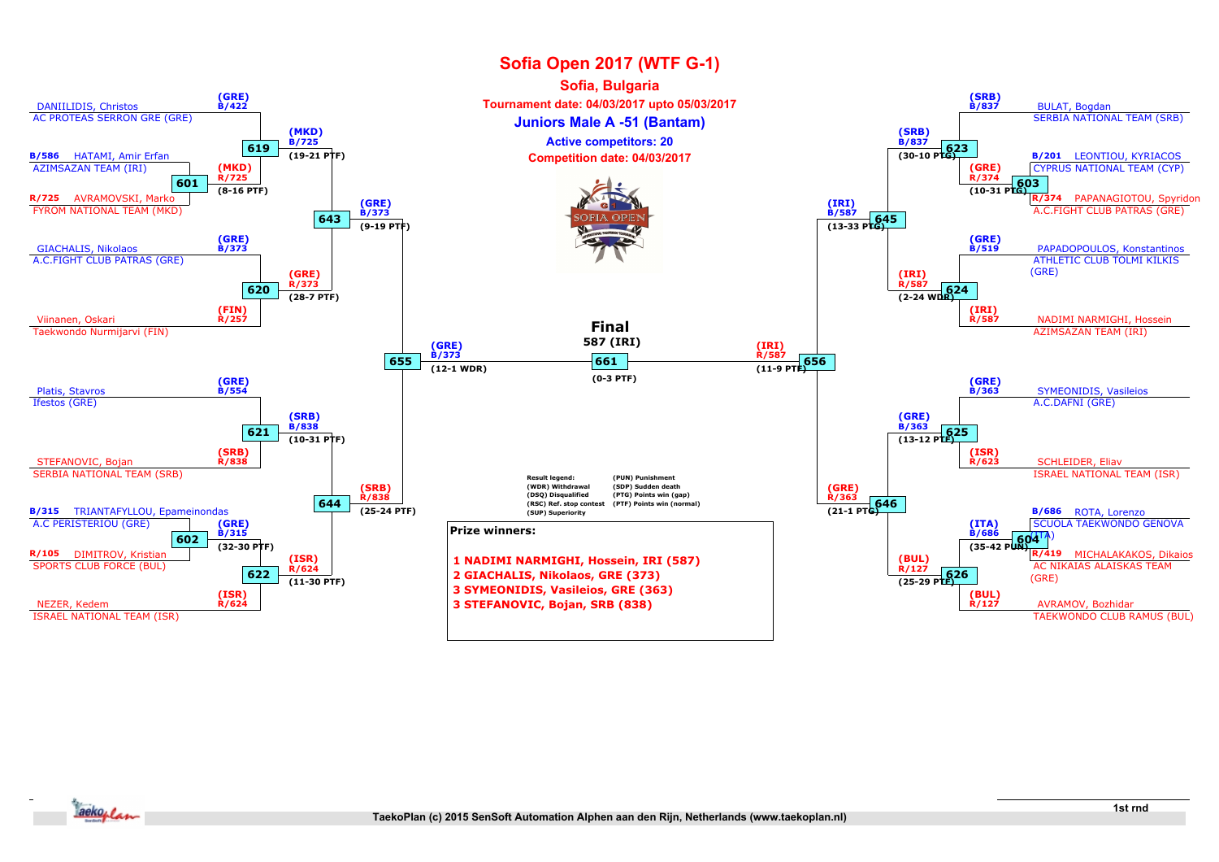# Sofia Open 2017 (WTF G-1)

## Sofia, Bulgaria

**Tournament date: 04/03/2017 upto 05/03/2017**

### Juniors Male A -51 (Bantam)

**Active competitors: 20**

**Competition date: 04/03/2017**

## Left bracket

- DANIILIDIS, Christos — AC PROTEAS SERRON GRE (GRE) — (GRE) B/422
- B/586 HATAMI, Amir Erfan — AZIMSAZAN TEAM (IRI)
- R/725 AVRAMOVSKI, Marko — FYROM NATIONAL TEAM (MKD)
- 601: (MKD) R/725 (8-16 PTF)
- 619: (MKD) B/725 (19-21 PTF)
- GIACHALIS, Nikolaos — A.C.FIGHT CLUB PATRAS (GRE) — (GRE) B/373
- Viinanen, Oskari — Taekwondo Nurmijarvi (FIN) — (FIN) R/257
- 620: (GRE) R/373 (28-7 PTF)
- 643: (GRE) B/373 (9-19 PTF)
- Platis, Stavros — Ifestos (GRE) — (GRE) B/554
- STEFANOVIC, Bojan — SERBIA NATIONAL TEAM (SRB) — (SRB) R/838
- 621: (SRB) B/838 (10-31 PTF)
- B/315 TRIANTAFYLLOU, Epameinondas — A.C PERISTERIOU (GRE)
- R/105 DIMITROV, Kristian — SPORTS CLUB FORCE (BUL)
- 602: (GRE) B/315 (32-30 PTF)
- NEZER, Kedem — ISRAEL NATIONAL TEAM (ISR) — (ISR) R/624
- 622: (ISR) R/624 (11-30 PTF)
- 644: (SRB) R/838 (25-24 PTF)
- 655: (GRE) B/373 (12-1 WDR)

## Final

**661: 587 (IRI)** (0-3 PTF)

## Right bracket

- BULAT, Bogdan — SERBIA NATIONAL TEAM (SRB) — (SRB) B/837
- B/201 LEONTIOU, KYRIACOS — CYPRUS NATIONAL TEAM (CYP)
- R/374 PAPANAGIOTOU, Spyridon — A.C.FIGHT CLUB PATRAS (GRE)
- 603: (GRE) R/374 (10-31 PTF)
- 623: (SRB) B/837 (30-10 PTF)
- PAPADOPOULOS, Konstantinos — ATHLETIC CLUB TOLMI KILKIS (GRE) — (GRE) B/519
- NADIMI NARMIGHI, Hossein — AZIMSAZAN TEAM (IRI) — (IRI) R/587
- 624: (IRI) R/587 (2-24 WDR)
- 645: (IRI) B/587 (13-33 PTG)
- SYMEONIDIS, Vasileios — A.C.DAFNI (GRE) — (GRE) B/363
- SCHLEIDER, Eliav — ISRAEL NATIONAL TEAM (ISR) — (ISR) R/623
- 625: (GRE) B/363 (13-12 PTF)
- B/686 ROTA, Lorenzo — SCUOLA TAEKWONDO GENOVA (ITA)
- R/419 MICHALAKAKOS, Dikaios — AC NIKAIAS ALAISKAS TEAM (GRE)
- 604: (ITA) B/686 (35-42 PUN)
- AVRAMOV, Bozhidar — TAEKWONDO CLUB RAMUS (BUL) — (BUL) R/127
- 626: (BUL) R/127 (25-29 PTF)
- 646: (GRE) R/363 (21-1 PTG)
- 656: (IRI) R/587 (11-9 PTF)

**Result legend:**

| | |
|---|---|
| (WDR) Withdrawal | (PUN) Punishment |
| (DSQ) Disqualified | (SDP) Sudden death |
| (RSC) Ref. stop contest | (PTG) Points win (gap) |
| (SUP) Superiority | (PTF) Points win (normal) |

**Prize winners:**

1 NADIMI NARMIGHI, Hossein, IRI (587)
2 GIACHALIS, Nikolaos, GRE (373)
3 SYMEONIDIS, Vasileios, GRE (363)
3 STEFANOVIC, Bojan, SRB (838)

1st rnd

TaekoPlan (c) 2015 SenSoft Automation Alphen aan den Rijn, Netherlands (www.taekoplan.nl)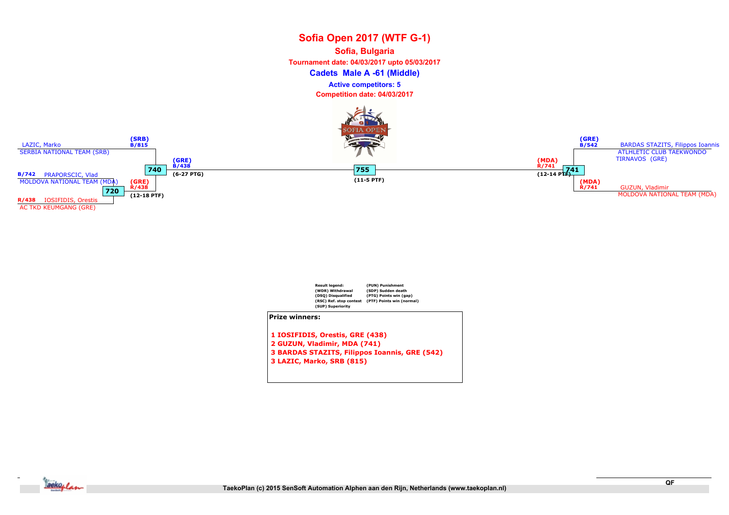# Sofia Open 2017 (WTF G-1)

**Sofia, Bulgaria**

**Tournament date: 04/03/2017 upto 05/03/2017**

## Cadets Male A -61 (Middle)

**Active competitors: 5**

**Competition date: 04/03/2017**

LAZIC, Marko — SERBIA NATIONAL TEAM (SRB) — (SRB) B/815

B/742 PRAPORSCIC, Vlad — MOLDOVA NATIONAL TEAM (MDA)

R/438 IOSIFIDIS, Orestis — AC TKD KEUMGANG (GRE)

720 — (GRE) R/438 (12-18 PTF)

740 — (GRE) B/438 (6-27 PTG)

755 — (11-5 PTF)

741 — (MDA) R/741 (12-14 PTF)

(GRE) B/542 BARDAS STAZITS, Filippos Ioannis — ATLHLETIC CLUB TAEKWONDO TIRNAVOS (GRE)

(MDA) R/741 GUZUN, Vladimir — MOLDOVA NATIONAL TEAM (MDA)

| Result legend: | |
|---|---|
| (WDR) Withdrawal | (PUN) Punishment |
| (DSQ) Disqualified | (SDP) Sudden death |
| (RSC) Ref. stop contest | (PTG) Points win (gap) |
| (SUP) Superiority | (PTF) Points win (normal) |

**Prize winners:**

**1 IOSIFIDIS, Orestis, GRE (438)**
**2 GUZUN, Vladimir, MDA (741)**
**3 BARDAS STAZITS, Filippos Ioannis, GRE (542)**
**3 LAZIC, Marko, SRB (815)**

TaekoPlan (c) 2015 SenSoft Automation Alphen aan den Rijn, Netherlands (www.taekoplan.nl)

QF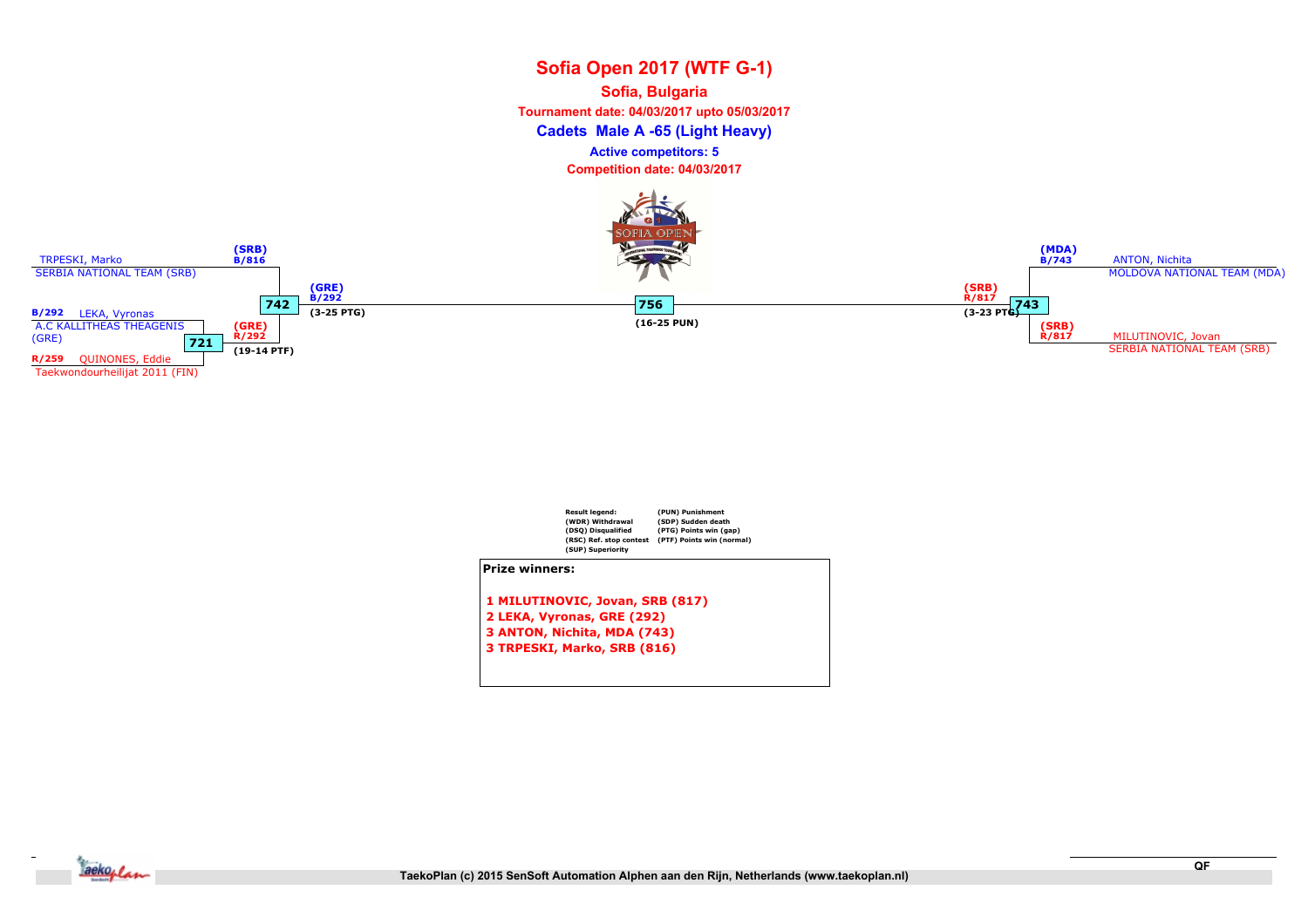# Sofia Open 2017 (WTF G-1)

**Sofia, Bulgaria**

**Tournament date: 04/03/2017 upto 05/03/2017**

**Cadets Male A -65 (Light Heavy)**

**Active competitors: 5**

**Competition date: 04/03/2017**

(SRB) B/816 TRPESKI, Marko
SERBIA NATIONAL TEAM (SRB)

B/292 LEKA, Vyronas
A.C KALLITHEAS THEAGENIS (GRE)

R/259 QUINONES, Eddie
Taekwondourheilijat 2011 (FIN)

721 — (GRE) R/292 (19-14 PTF)

742 — (GRE) B/292 (3-25 PTG)

756 — (16-25 PUN)

743 — (SRB) R/817 (3-23 PTG)

(MDA) B/743 ANTON, Nichita
MOLDOVA NATIONAL TEAM (MDA)

(SRB) R/817 MILUTINOVIC, Jovan
SERBIA NATIONAL TEAM (SRB)

Result legend:
(WDR) Withdrawal
(DSQ) Disqualified
(RSC) Ref. stop contest
(SUP) Superiority
(PUN) Punishment
(SDP) Sudden death
(PTG) Points win (gap)
(PTF) Points win (normal)

**Prize winners:**

1 MILUTINOVIC, Jovan, SRB (817)
2 LEKA, Vyronas, GRE (292)
3 ANTON, Nichita, MDA (743)
3 TRPESKI, Marko, SRB (816)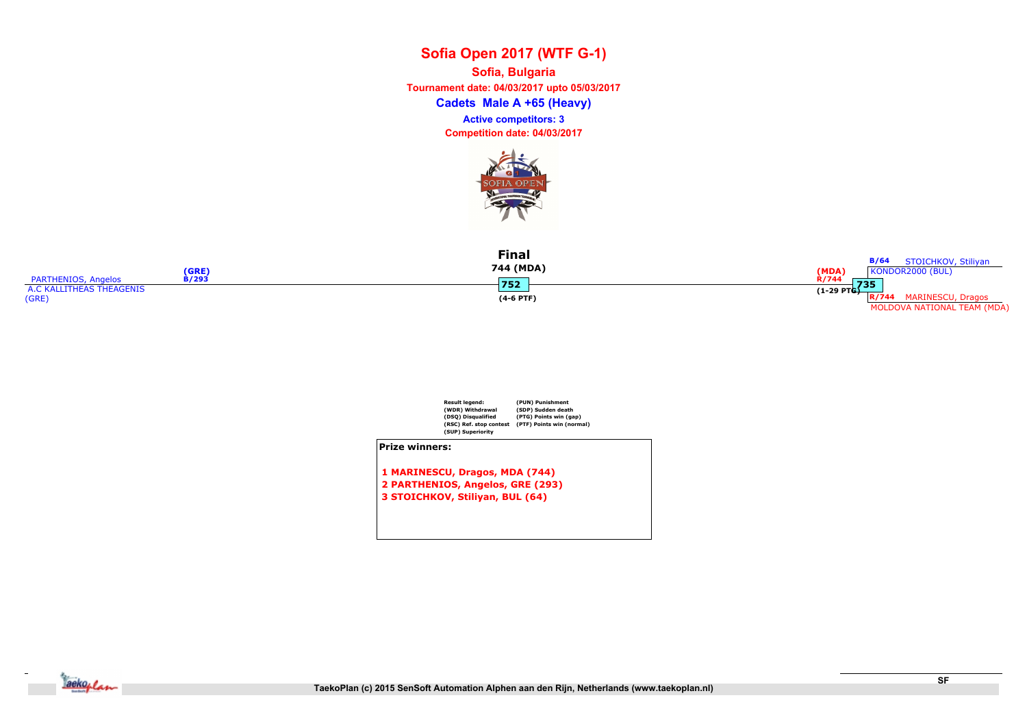# Sofia Open 2017 (WTF G-1)

**Sofia, Bulgaria**

**Tournament date: 04/03/2017 upto 05/03/2017**

## Cadets Male A +65 (Heavy)

**Active competitors: 3**

**Competition date: 04/03/2017**

### Final

744 (MDA)

752

(4-6 PTF)

(GRE)
B/293
PARTHENIOS, Angelos
A.C KALLITHEAS THEAGENIS
(GRE)

(MDA)
R/744
735
(1-29 PTG)

B/64 STOICHKOV, Stiliyan
KONDOR2000 (BUL)

R/744 MARINESCU, Dragos
MOLDOVA NATIONAL TEAM (MDA)

Result legend:
(WDR) Withdrawal
(DSQ) Disqualified
(RSC) Ref. stop contest
(SUP) Superiority
(PUN) Punishment
(SDP) Sudden death
(PTG) Points win (gap)
(PTF) Points win (normal)

**Prize winners:**

1 MARINESCU, Dragos, MDA (744)
2 PARTHENIOS, Angelos, GRE (293)
3 STOICHKOV, Stiliyan, BUL (64)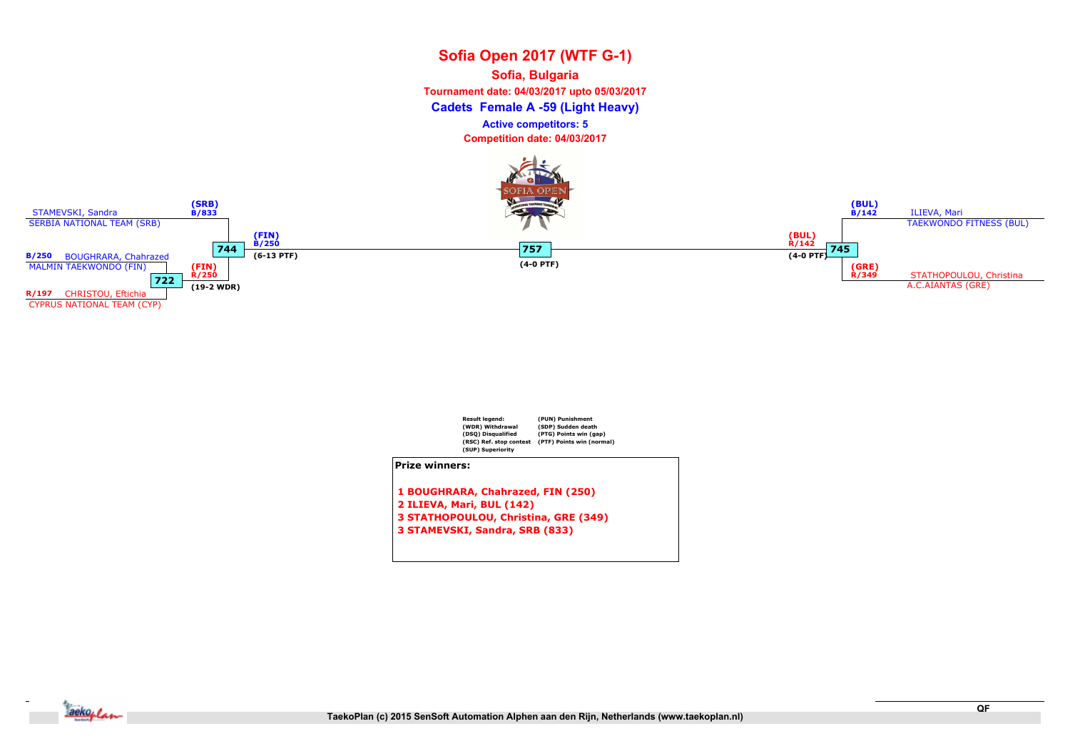# Sofia Open 2017 (WTF G-1)

**Sofia, Bulgaria**

**Tournament date: 04/03/2017 upto 05/03/2017**

**Cadets Female A -59 (Light Heavy)**

**Active competitors: 5**

**Competition date: 04/03/2017**

STAMEVSKI, Sandra (SRB) B/833
SERBIA NATIONAL TEAM (SRB)

B/250 BOUGHRARA, Chahrazed
MALMIN TAEKWONDO (FIN)

R/197 CHRISTOU, Eftichia
CYPRUS NATIONAL TEAM (CYP)

722: (FIN) R/250 (19-2 WDR)

744: (FIN) B/250 (6-13 PTF)

757: (4-0 PTF)

745: (BUL) R/142 (4-0 PTF)

ILIEVA, Mari (BUL) B/142
TAEKWONDO FITNESS (BUL)

STATHOPOULOU, Christina (GRE) R/349
A.C.AIANTAS (GRE)

| Result legend: | |
|---|---|
| (WDR) Withdrawal | (PUN) Punishment |
| (DSQ) Disqualified | (SDP) Sudden death |
| (RSC) Ref. stop contest | (PTG) Points win (gap) |
| (SUP) Superiority | (PTF) Points win (normal) |

**Prize winners:**

1 BOUGHRARA, Chahrazed, FIN (250)
2 ILIEVA, Mari, BUL (142)
3 STATHOPOULOU, Christina, GRE (349)
3 STAMEVSKI, Sandra, SRB (833)

QF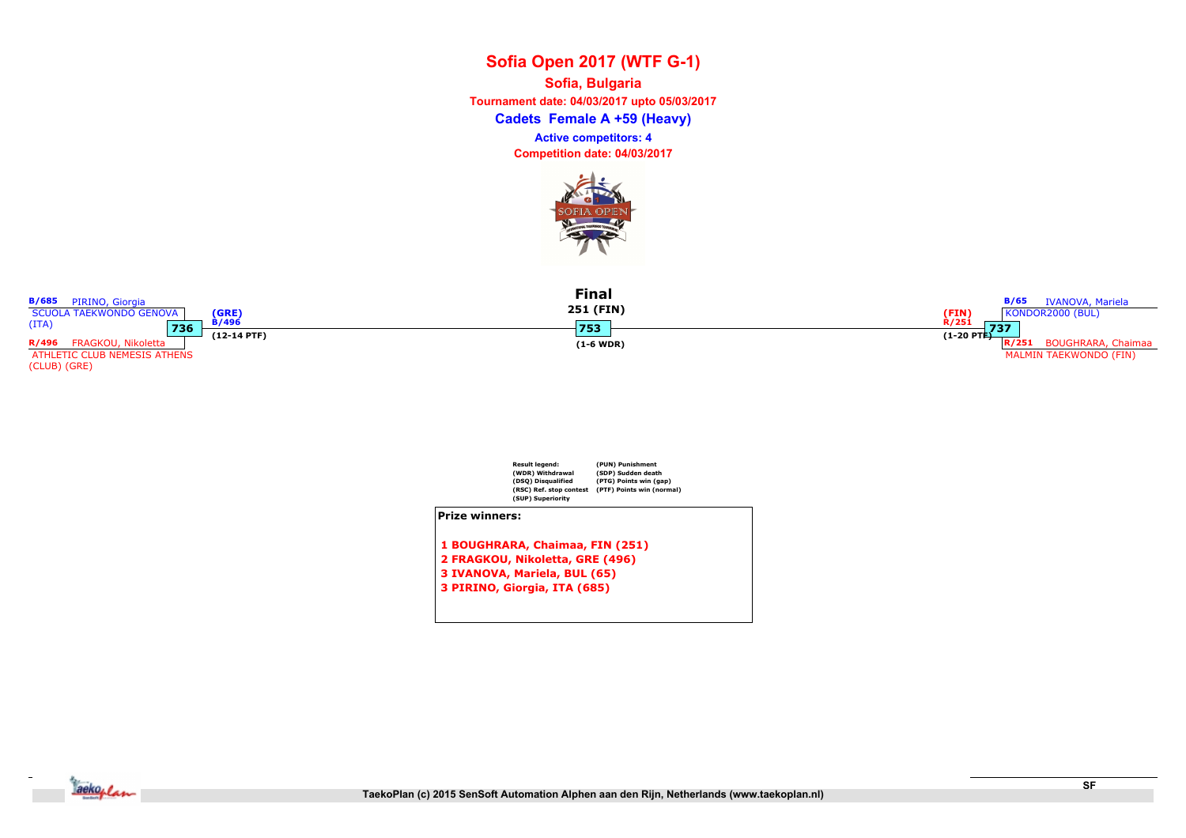# Sofia Open 2017 (WTF G-1)

**Sofia, Bulgaria**

**Tournament date: 04/03/2017 upto 05/03/2017**

**Cadets Female A +59 (Heavy)**

**Active competitors: 4**

**Competition date: 04/03/2017**

B/685 PIRINO, Giorgia
SCUOLA TAEKWONDO GENOVA (ITA)

736

R/496 FRAGKOU, Nikoletta
ATHLETIC CLUB NEMESIS ATHENS (CLUB) (GRE)

(GRE)
B/496
(12-14 PTF)

**Final**
251 (FIN)

753

(1-6 WDR)

(FIN)
R/251
(1-20 PTF)

737

B/65 IVANOVA, Mariela
KONDOR2000 (BUL)

R/251 BOUGHRARA, Chaimaa
MALMIN TAEKWONDO (FIN)

Result legend:
(WDR) Withdrawal
(DSQ) Disqualified
(RSC) Ref. stop contest
(SUP) Superiority
(PUN) Punishment
(SDP) Sudden death
(PTG) Points win (gap)
(PTF) Points win (normal)

**Prize winners:**

1 BOUGHRARA, Chaimaa, FIN (251)
2 FRAGKOU, Nikoletta, GRE (496)
3 IVANOVA, Mariela, BUL (65)
3 PIRINO, Giorgia, ITA (685)

TaekoPlan (c) 2015 SenSoft Automation Alphen aan den Rijn, Netherlands (www.taekoplan.nl)

SF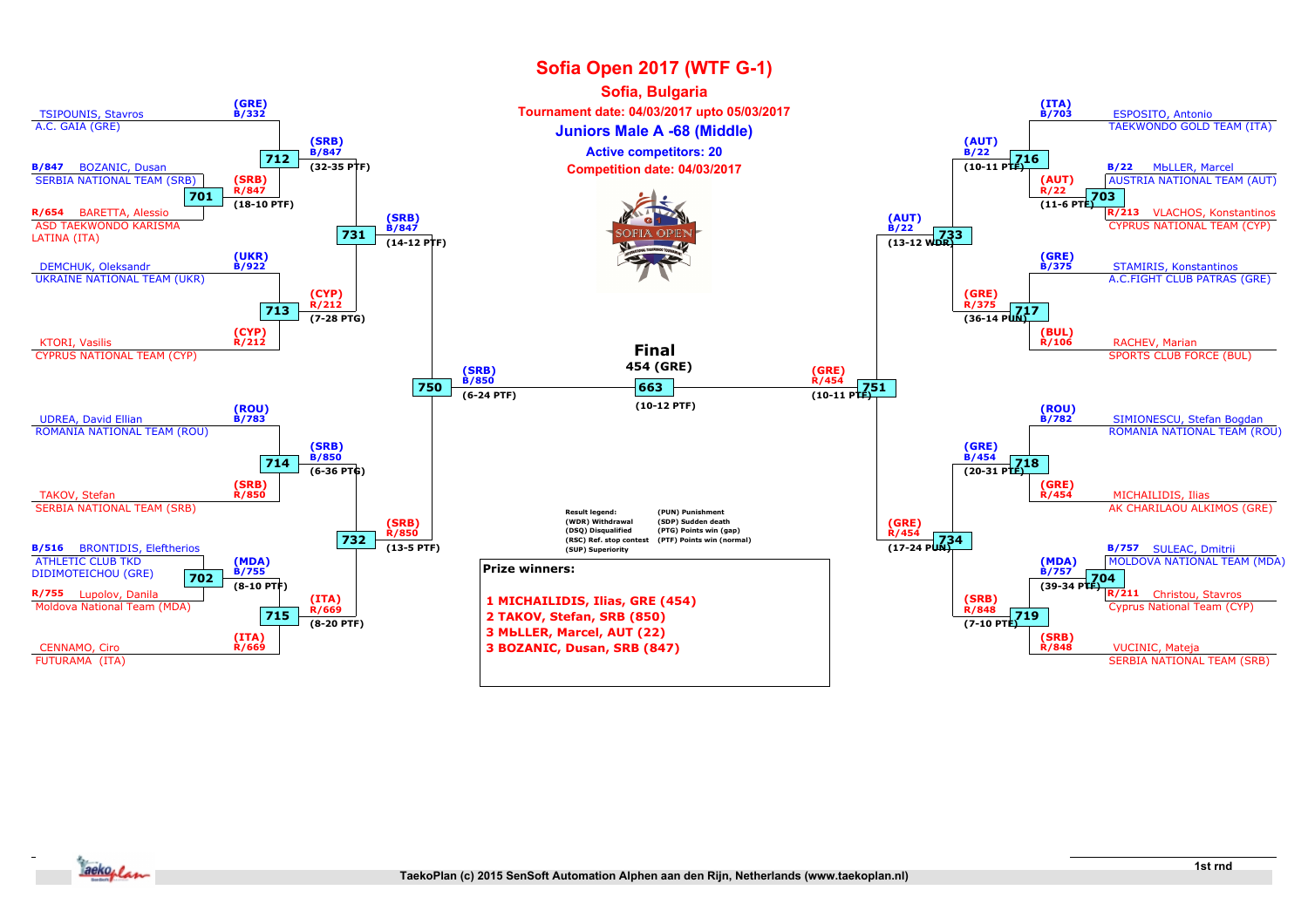# Sofia Open 2017 (WTF G-1)

## Sofia, Bulgaria

**Tournament date: 04/03/2017 upto 05/03/2017**

### Juniors Male A -68 (Middle)

**Active competitors: 20**

**Competition date: 04/03/2017**

## Bracket

| Match | Blue | Red | Winner | Score |
|---|---|---|---|---|
| 701 | B/847 BOZANIC, Dusan – SERBIA NATIONAL TEAM (SRB) | R/654 BARETTA, Alessio – ASD TAEKWONDO KARISMA LATINA (ITA) | (SRB) R/847 | (18-10 PTF) |
| 702 | B/516 BRONTIDIS, Eleftherios – ATHLETIC CLUB TKD DIDIMOTEICHOU (GRE) | R/755 Lupolov, Danila – Moldova National Team (MDA) | (MDA) B/755 | (8-10 PTF) |
| 703 | B/22 MЬLLER, Marcel – AUSTRIA NATIONAL TEAM (AUT) | R/213 VLACHOS, Konstantinos – CYPRUS NATIONAL TEAM (CYP) | (AUT) R/22 | (11-6 PTF) |
| 704 | B/757 SULEAC, Dmitrii – MOLDOVA NATIONAL TEAM (MDA) | R/211 Christou, Stavros – Cyprus National Team (CYP) | (MDA) B/757 | (39-34 PTF) |
| 712 | B/332 TSIPOUNIS, Stavros – A.C. GAIA (GRE) | (SRB) R/847 | (SRB) B/847 | (32-35 PTF) |
| 713 | B/922 DEMCHUK, Oleksandr – UKRAINE NATIONAL TEAM (UKR) | R/212 KTORI, Vasilis – CYPRUS NATIONAL TEAM (CYP) | (CYP) R/212 | (7-28 PTG) |
| 714 | B/783 UDREA, David Ellian – ROMANIA NATIONAL TEAM (ROU) | R/850 TAKOV, Stefan – SERBIA NATIONAL TEAM (SRB) | (SRB) B/850 | (6-36 PTG) |
| 715 | (MDA) B/755 | R/669 CENNAMO, Ciro – FUTURAMA (ITA) | (ITA) R/669 | (8-20 PTF) |
| 716 | B/703 ESPOSITO, Antonio – TAEKWONDO GOLD TEAM (ITA) | (AUT) R/22 | (AUT) B/22 | (10-11 PTF) |
| 717 | B/375 STAMIRIS, Konstantinos – A.C.FIGHT CLUB PATRAS (GRE) | R/106 RACHEV, Marian – SPORTS CLUB FORCE (BUL) | (GRE) R/375 | (36-14 PUN) |
| 718 | B/782 SIMIONESCU, Stefan Bogdan – ROMANIA NATIONAL TEAM (ROU) | R/454 MICHAILIDIS, Ilias – AK CHARILAOU ALKIMOS (GRE) | (GRE) B/454 | (20-31 PTF) |
| 719 | (MDA) B/757 | R/848 VUCINIC, Mateja – SERBIA NATIONAL TEAM (SRB) | (SRB) R/848 | (7-10 PTF) |
| 731 | (SRB) B/847 | (CYP) R/212 | (SRB) B/847 | (14-12 PTF) |
| 732 | (SRB) B/850 | (ITA) R/669 | (SRB) R/850 | (13-5 PTF) |
| 733 | (AUT) B/22 | (GRE) R/375 | (AUT) B/22 | (13-12 WDR) |
| 734 | (GRE) B/454 | (SRB) R/848 | (GRE) R/454 | (17-24 PUN) |
| 750 | (SRB) B/847 | (SRB) R/850 | (SRB) B/850 | (6-24 PTF) |
| 751 | (AUT) B/22 | (GRE) R/454 | (GRE) R/454 | (10-11 PTF) |
| 663 (Final) | (SRB) B/850 | (GRE) R/454 | 454 (GRE) | (10-12 PTF) |

**Result legend:**

- (WDR) Withdrawal
- (DSQ) Disqualified
- (RSC) Ref. stop contest
- (SUP) Superiority
- (PUN) Punishment
- (SDP) Sudden death
- (PTG) Points win (gap)
- (PTF) Points win (normal)

**Prize winners:**

1 MICHAILIDIS, Ilias, GRE (454)
2 TAKOV, Stefan, SRB (850)
3 MЬLLER, Marcel, AUT (22)
3 BOZANIC, Dusan, SRB (847)

1st rnd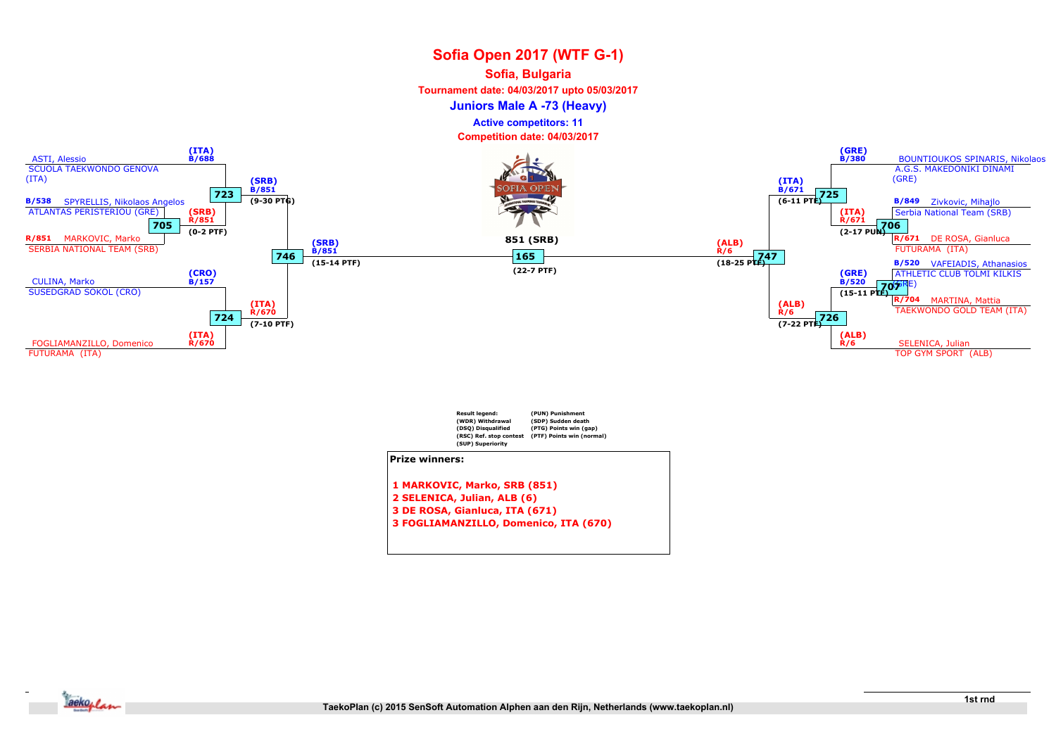# Sofia Open 2017 (WTF G-1)

## Sofia, Bulgaria

**Tournament date: 04/03/2017 upto 05/03/2017**

### Juniors Male A -73 (Heavy)

**Active competitors: 11**

**Competition date: 04/03/2017**

**Left side of bracket:**

- ASTI, Alessio — SCUOLA TAEKWONDO GENOVA (ITA) — (ITA) B/688
- B/538 SPYRELLIS, Nikolaos Angelos — ATLANTAS PERISTERIOU (GRE)
- R/851 MARKOVIC, Marko — SERBIA NATIONAL TEAM (SRB)
- Match 705: (SRB) R/851 (0-2 PTF)
- Match 723: (SRB) B/851 (9-30 PTG)
- CULINA, Marko — SUSEDGRAD SOKOL (CRO) — (CRO) B/157
- FOGLIAMANZILLO, Domenico — FUTURAMA (ITA) — (ITA) R/670
- Match 724: (ITA) R/670 (7-10 PTF)
- Match 746: (SRB) B/851 (15-14 PTF)

**Final:**

- Match 165: 851 (SRB) (22-7 PTF)

**Right side of bracket:**

- BOUNTIOUKOS SPINARIS, Nikolaos — A.G.S. MAKEDONIKI DINAMI (GRE) — (GRE) B/380
- B/849 Zivkovic, Mihajlo — Serbia National Team (SRB)
- R/671 DE ROSA, Gianluca — FUTURAMA (ITA)
- Match 706: (ITA) R/671 (2-17 PUN)
- Match 725: (ITA) B/671 (6-11 PTF)
- B/520 VAFEIADIS, Athanasios — ATHLETIC CLUB TOLMI KILKIS (GRE)
- R/704 MARTINA, Mattia — TAEKWONDO GOLD TEAM (ITA)
- Match 707: (GRE) B/520 (15-11 PTF)
- SELENICA, Julian — TOP GYM SPORT (ALB) — (ALB) R/6
- Match 726: (ALB) R/6 (7-22 PTF)
- Match 747: (ALB) R/6 (18-25 PTF)

**Result legend:**

- (WDR) Withdrawal
- (DSQ) Disqualified
- (RSC) Ref. stop contest
- (SUP) Superiority
- (PUN) Punishment
- (SDP) Sudden death
- (PTG) Points win (gap)
- (PTF) Points win (normal)

**Prize winners:**

1 MARKOVIC, Marko, SRB (851)
2 SELENICA, Julian, ALB (6)
3 DE ROSA, Gianluca, ITA (671)
3 FOGLIAMANZILLO, Domenico, ITA (670)

1st rnd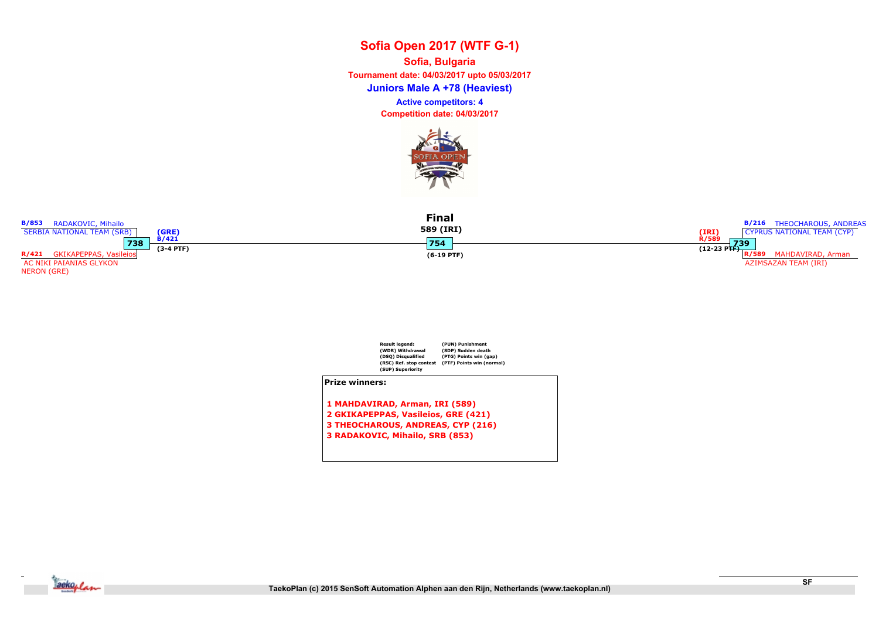# Sofia Open 2017 (WTF G-1)

**Sofia, Bulgaria**

**Tournament date: 04/03/2017 upto 05/03/2017**

## Juniors Male A +78 (Heaviest)

**Active competitors: 4**

**Competition date: 04/03/2017**

B/853 RADAKOVIC, Mihailo
SERBIA NATIONAL TEAM (SRB)

738

R/421 GKIKAPEPPAS, Vasileios
AC NIKI PAIANIAS GLYKON NERON (GRE)

(GRE)
B/421
(3-4 PTF)

**Final**

589 (IRI)

754

(6-19 PTF)

(IRI)
R/589
(12-23 PTF)

739

B/216 THEOCHAROUS, ANDREAS
CYPRUS NATIONAL TEAM (CYP)

R/589 MAHDAVIRAD, Arman
AZIMSAZAN TEAM (IRI)

Result legend:
(WDR) Withdrawal
(DSQ) Disqualified
(RSC) Ref. stop contest
(SUP) Superiority
(PUN) Punishment
(SDP) Sudden death
(PTG) Points win (gap)
(PTF) Points win (normal)

**Prize winners:**

1 MAHDAVIRAD, Arman, IRI (589)
2 GKIKAPEPPAS, Vasileios, GRE (421)
3 THEOCHAROUS, ANDREAS, CYP (216)
3 RADAKOVIC, Mihailo, SRB (853)

TaekoPlan (c) 2015 SenSoft Automation Alphen aan den Rijn, Netherlands (www.taekoplan.nl)

SF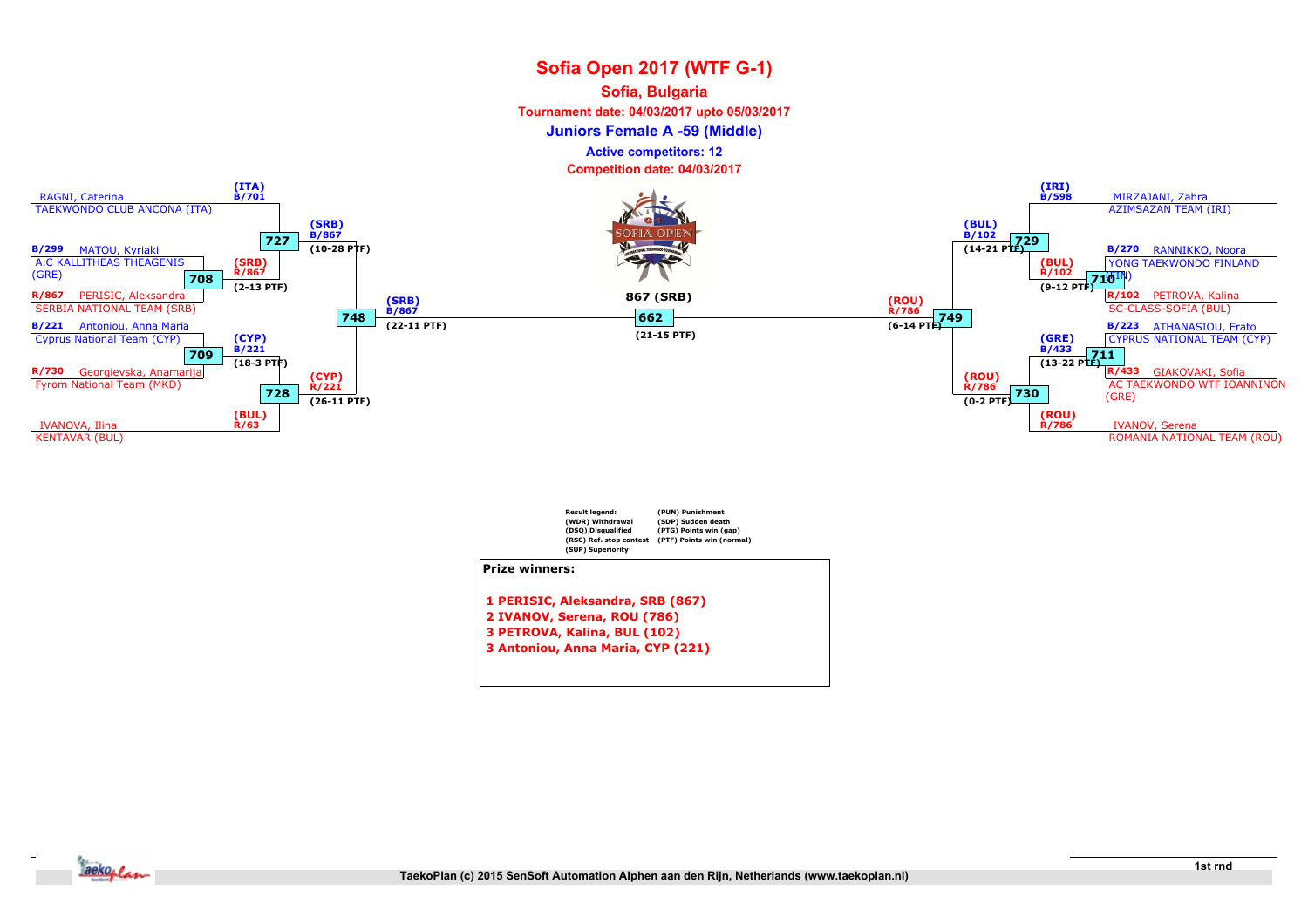# Sofia Open 2017 (WTF G-1)

## Sofia, Bulgaria

**Tournament date: 04/03/2017 upto 05/03/2017**

### Juniors Female A -59 (Middle)

**Active competitors: 12**

**Competition date: 04/03/2017**

RAGNI, Caterina
TAEKWONDO CLUB ANCONA (ITA)
(ITA) B/701

727

(SRB) B/867
(10-28 PTF)

B/299 MATOU, Kyriaki
A.C KALLITHEAS THEAGENIS (GRE)

708

(SRB) R/867
(2-13 PTF)

R/867 PERISIC, Aleksandra
SERBIA NATIONAL TEAM (SRB)

748

(SRB) B/867
(22-11 PTF)

B/221 Antoniou, Anna Maria
Cyprus National Team (CYP)

709

(CYP) B/221
(18-3 PTF)

R/730 Georgievska, Anamarija
Fyrom National Team (MKD)

728

(CYP) R/221
(26-11 PTF)

IVANOVA, Ilina
KENTAVAR (BUL)
(BUL) R/63

662

867 (SRB)
(21-15 PTF)

(IRI) B/598
MIRZAJANI, Zahra
AZIMSAZAN TEAM (IRI)

729

(BUL) B/102
(14-21 PTF)

B/270 RANNIKKO, Noora
YONG TAEKWONDO FINLAND (FIN)

710

(BUL) R/102
(9-12 PTF)

R/102 PETROVA, Kalina
SC-CLASS-SOFIA (BUL)

749

(ROU) R/786
(6-14 PTF)

B/223 ATHANASIOU, Erato
CYPRUS NATIONAL TEAM (CYP)

711

(GRE) B/433
(13-22 PTF)

R/433 GIAKOVAKI, Sofia
AC TAEKWONDO WTF IOANNINON (GRE)

730

(ROU) R/786
(0-2 PTF)

(ROU) R/786
IVANOV, Serena
ROMANIA NATIONAL TEAM (ROU)

Result legend:
(WDR) Withdrawal
(DSQ) Disqualified
(RSC) Ref. stop contest
(SUP) Superiority
(PUN) Punishment
(SDP) Sudden death
(PTG) Points win (gap)
(PTF) Points win (normal)

**Prize winners:**

**1 PERISIC, Aleksandra, SRB (867)**
**2 IVANOV, Serena, ROU (786)**
**3 PETROVA, Kalina, BUL (102)**
**3 Antoniou, Anna Maria, CYP (221)**

1st rnd

TaekoPlan (c) 2015 SenSoft Automation Alphen aan den Rijn, Netherlands (www.taekoplan.nl)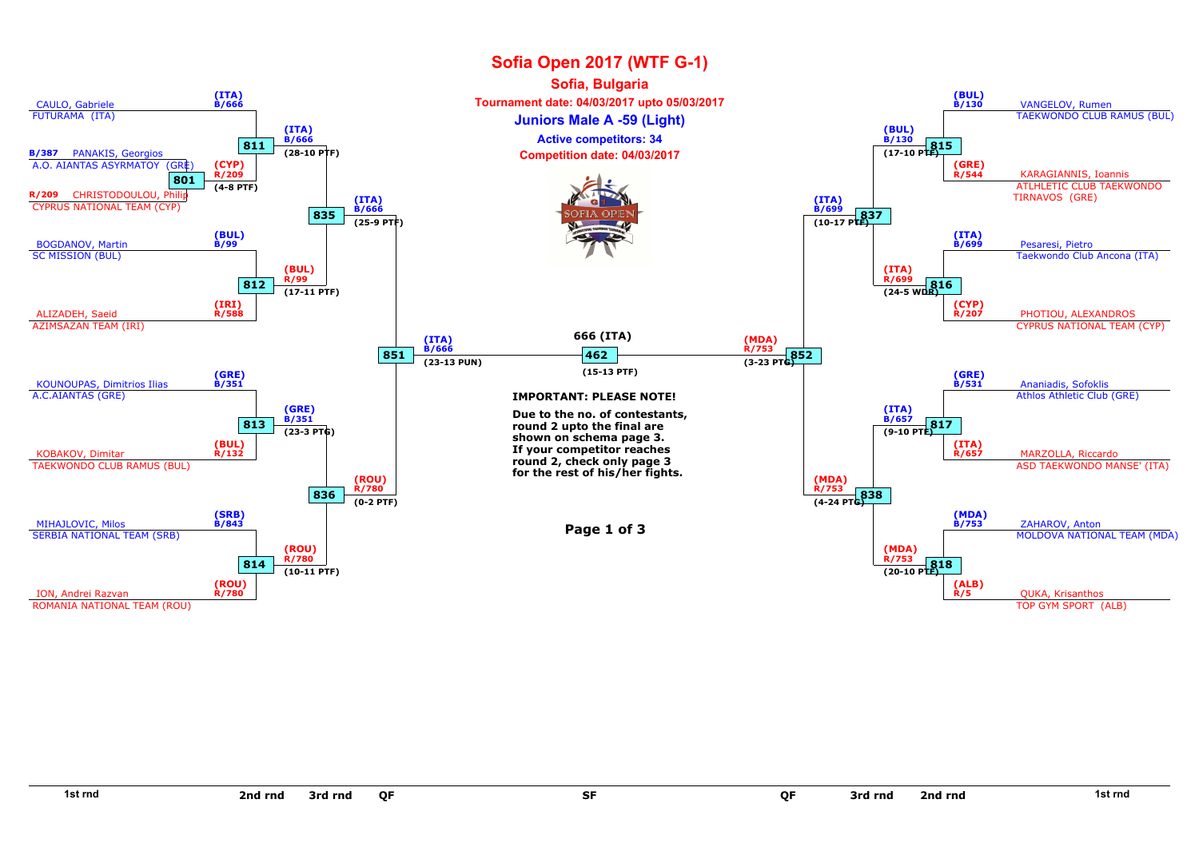# Sofia Open 2017 (WTF G-1)

## Sofia, Bulgaria

**Tournament date: 04/03/2017 upto 05/03/2017**

## Juniors Male A -59 (Light)

**Active competitors: 34**

**Competition date: 04/03/2017**

### Left side of bracket

| 1st rnd | 2nd rnd | 3rd rnd | QF |
|---|---|---|---|
| CAULO, Gabriele – FUTURAMA (ITA) | (ITA) B/666 | | |
| B/387 PANAKIS, Georgios – A.O. AIANTAS ASYRMATOY (GRE) vs R/209 CHRISTODOULOU, Philip – CYPRUS NATIONAL TEAM (CYP) — Match 801 | (CYP) R/209 (4-8 PTF) | | |
| | Match 811 | (ITA) B/666 (28-10 PTF) | |
| BOGDANOV, Martin – SC MISSION (BUL) | (BUL) B/99 | | |
| ALIZADEH, Saeid – AZIMSAZAN TEAM (IRI) | (IRI) R/588 | | |
| | Match 812 | (BUL) R/99 (17-11 PTF) | |
| | | Match 835 | (ITA) B/666 (25-9 PTF) |
| KOUNOUPAS, Dimitrios Ilias – A.C.AIANTAS (GRE) | (GRE) B/351 | | |
| KOBAKOV, Dimitar – TAEKWONDO CLUB RAMUS (BUL) | (BUL) R/132 | | |
| | Match 813 | (GRE) B/351 (23-3 PTG) | |
| MIHAJLOVIC, Milos – SERBIA NATIONAL TEAM (SRB) | (SRB) B/843 | | |
| ION, Andrei Razvan – ROMANIA NATIONAL TEAM (ROU) | (ROU) R/780 | | |
| | Match 814 | (ROU) R/780 (10-11 PTF) | |
| | | Match 836 | (ROU) R/780 (0-2 PTF) |

Match 851: (ITA) B/666 (23-13 PUN)

### Right side of bracket

| 1st rnd | 2nd rnd | 3rd rnd | QF |
|---|---|---|---|
| VANGELOV, Rumen – TAEKWONDO CLUB RAMUS (BUL) | (BUL) B/130 | | |
| KARAGIANNIS, Ioannis – ATLHLETIC CLUB TAEKWONDO TIRNAVOS (GRE) | (GRE) R/544 | | |
| | Match 815 | (BUL) B/130 (17-10 PTF) | |
| Pesaresi, Pietro – Taekwondo Club Ancona (ITA) | (ITA) B/699 | | |
| PHOTIOU, ALEXANDROS – CYPRUS NATIONAL TEAM (CYP) | (CYP) R/207 | | |
| | Match 816 | (ITA) R/699 (24-5 WDR) | |
| | | Match 837 | (ITA) B/699 (10-17 PTF) |
| Ananiadis, Sofoklis – Athlos Athletic Club (GRE) | (GRE) B/531 | | |
| MARZOLLA, Riccardo – ASD TAEKWONDO MANSE' (ITA) | (ITA) R/657 | | |
| | Match 817 | (ITA) B/657 (9-10 PTF) | |
| ZAHAROV, Anton – MOLDOVA NATIONAL TEAM (MDA) | (MDA) B/753 | | |
| QUKA, Krisanthos – TOP GYM SPORT (ALB) | (ALB) R/5 | | |
| | Match 818 | (MDA) R/753 (20-10 PTF) | |
| | | Match 838 | (MDA) R/753 (4-24 PTG) |

Match 852: (MDA) R/753 (3-23 PTG)

### Semifinal

Match 462: **666 (ITA)** (15-13 PTF)

**IMPORTANT: PLEASE NOTE!**

**Due to the no. of contestants, round 2 upto the final are shown on schema page 3. If your competitor reaches round 2, check only page 3 for the rest of his/her fights.**

**Page 1 of 3**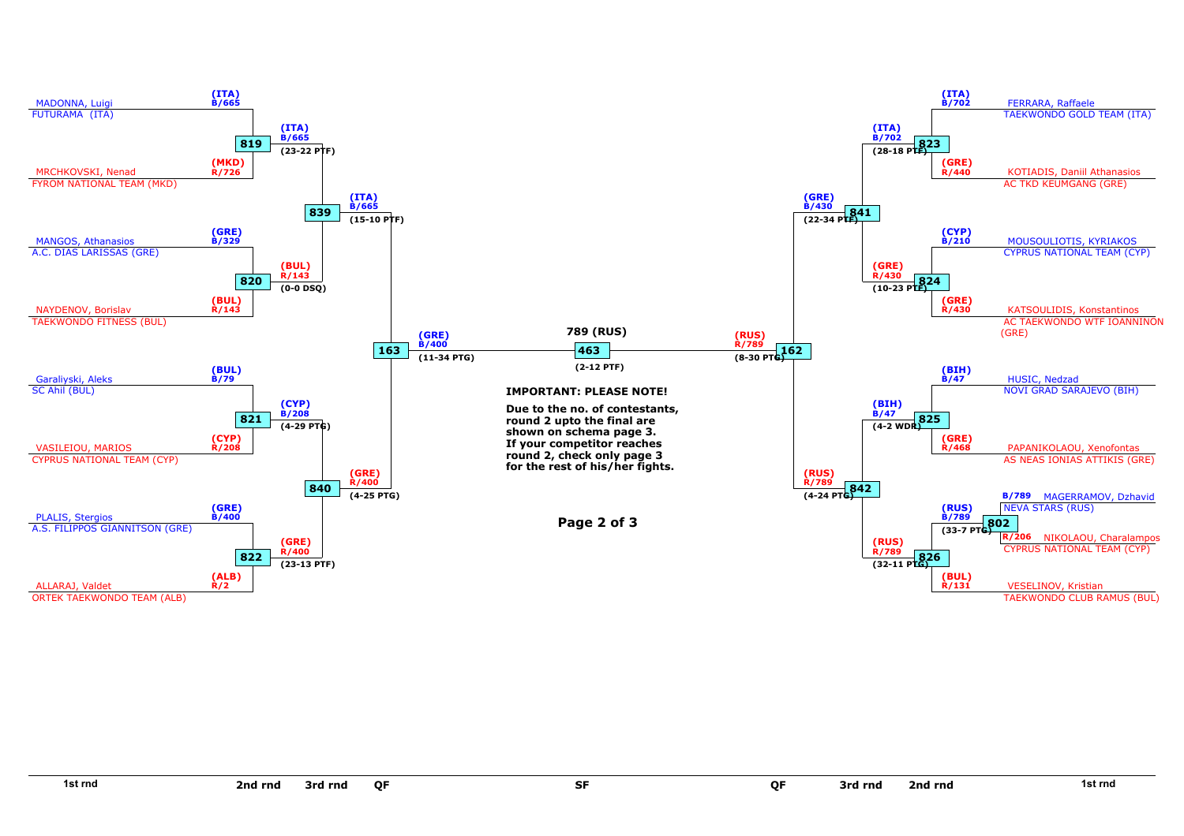| Round | Match | Blue (B) | Red (R) | Winner | Score |
|---|---|---|---|---|---|
| 1st rnd / 2nd rnd | 819 | (ITA) B/665 MADONNA, Luigi – FUTURAMA (ITA) | (MKD) R/726 MRCHKOVSKI, Nenad – FYROM NATIONAL TEAM (MKD) | (ITA) B/665 | (23-22 PTF) |
| 2nd rnd | 820 | (GRE) B/329 MANGOS, Athanasios – A.C. DIAS LARISSAS (GRE) | (BUL) R/143 NAYDENOV, Borislav – TAEKWONDO FITNESS (BUL) | (BUL) R/143 | (0-0 DSQ) |
| 2nd rnd | 821 | (BUL) B/79 Garaliyski, Aleks – SC Ahil (BUL) | (CYP) R/208 VASILEIOU, MARIOS – CYPRUS NATIONAL TEAM (CYP) | (CYP) B/208 | (4-29 PTG) |
| 2nd rnd | 822 | (GRE) B/400 PLALIS, Stergios – A.S. FILIPPOS GIANNITSON (GRE) | (ALB) R/2 ALLARAJ, Valdet – ORTEK TAEKWONDO TEAM (ALB) | (GRE) R/400 | (23-13 PTF) |
| 3rd rnd | 839 | (ITA) B/665 | (BUL) R/143 | (ITA) B/665 | (15-10 PTF) |
| 3rd rnd | 840 | (CYP) B/208 | (GRE) R/400 | (GRE) R/400 | (4-25 PTG) |
| QF | 163 | (ITA) B/665 | (GRE) R/400 | (GRE) B/400 | (11-34 PTG) |
| 1st rnd | 802 | B/789 MAGERRAMOV, Dzhavid – NEVA STARS (RUS) | R/206 NIKOLAOU, Charalampos – CYPRUS NATIONAL TEAM (CYP) | (RUS) B/789 | (33-7 PTG) |
| 2nd rnd | 823 | (ITA) B/702 FERRARA, Raffaele – TAEKWONDO GOLD TEAM (ITA) | (GRE) R/440 KOTIADIS, Daniil Athanasios – AC TKD KEUMGANG (GRE) | (ITA) B/702 | (28-18 PTF) |
| 2nd rnd | 824 | (CYP) B/210 MOUSOULIOTIS, KYRIAKOS – CYPRUS NATIONAL TEAM (CYP) | (GRE) R/430 KATSOULIDIS, Konstantinos – AC TAEKWONDO WTF IOANNINON (GRE) | (GRE) R/430 | (10-23 PTF) |
| 2nd rnd | 825 | (BIH) B/47 HUSIC, Nedzad – NOVI GRAD SARAJEVO (BIH) | (GRE) R/468 PAPANIKOLAOU, Xenofontas – AS NEAS IONIAS ATTIKIS (GRE) | (BIH) B/47 | (4-2 WDR) |
| 2nd rnd | 826 | (RUS) B/789 | (BUL) R/131 VESELINOV, Kristian – TAEKWONDO CLUB RAMUS (BUL) | (RUS) R/789 | (32-11 PTG) |
| 3rd rnd | 841 | (ITA) B/702 | (GRE) R/430 | (GRE) B/430 | (22-34 PTF) |
| 3rd rnd | 842 | (BIH) B/47 | (RUS) R/789 | (RUS) R/789 | (4-24 PTG) |
| QF | 162 | (GRE) B/430 | (RUS) R/789 | (RUS) R/789 | (8-30 PTG) |
| SF | 463 | (GRE) B/400 | (RUS) R/789 | 789 (RUS) | (2-12 PTF) |

**IMPORTANT: PLEASE NOTE!**

**Due to the no. of contestants, round 2 upto the final are shown on schema page 3. If your competitor reaches round 2, check only page 3 for the rest of his/her fights.**

1st rnd | 2nd rnd | 3rd rnd | QF | SF | QF | 3rd rnd | 2nd rnd | 1st rnd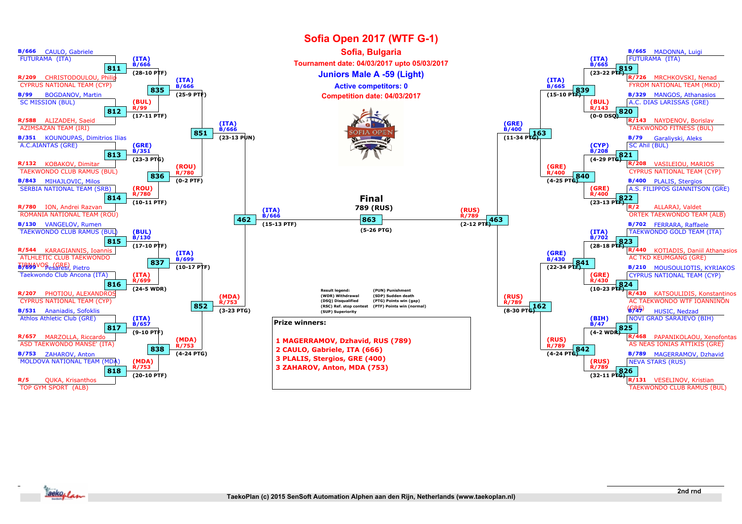# Sofia Open 2017 (WTF G-1)

## Sofia, Bulgaria

**Tournament date: 04/03/2017 upto 05/03/2017**

### Juniors Male A -59 (Light)

**Active competitors: 0**

**Competition date: 04/03/2017**

## Competitors

| Draw | Name | Club |
|---|---|---|
| B/666 | CAULO, Gabriele | FUTURAMA (ITA) |
| R/209 | CHRISTODOULOU, Philip | CYPRUS NATIONAL TEAM (CYP) |
| B/99 | BOGDANOV, Martin | SC MISSION (BUL) |
| R/588 | ALIZADEH, Saeid | AZIMSAZAN TEAM (IRI) |
| B/351 | KOUNOUPAS, Dimitrios Ilias | A.C.AIANTAS (GRE) |
| R/132 | KOBAKOV, Dimitar | TAEKWONDO CLUB RAMUS (BUL) |
| B/843 | MIHAJLOVIC, Milos | SERBIA NATIONAL TEAM (SRB) |
| R/780 | ION, Andrei Razvan | ROMANIA NATIONAL TEAM (ROU) |
| B/130 | VANGELOV, Rumen | TAEKWONDO CLUB RAMUS (BUL) |
| R/544 | KARAGIANNIS, Ioannis | ATLHLETIC CLUB TAEKWONDO TIRNAVOS (GRE) |
| B/699 | Pesaresi, Pietro | Taekwondo Club Ancona (ITA) |
| R/207 | PHOTIOU, ALEXANDROS | CYPRUS NATIONAL TEAM (CYP) |
| B/531 | Ananiadis, Sofoklis | Athlos Athletic Club (GRE) |
| R/657 | MARZOLLA, Riccardo | ASD TAEKWONDO MANSE' (ITA) |
| B/753 | ZAHAROV, Anton | MOLDOVA NATIONAL TEAM (MDA) |
| R/5 | QUKA, Krisanthos | TOP GYM SPORT (ALB) |
| B/665 | MADONNA, Luigi | FUTURAMA (ITA) |
| R/726 | MRCHKOVSKI, Nenad | FYROM NATIONAL TEAM (MKD) |
| B/329 | MANGOS, Athanasios | A.C. DIAS LARISSAS (GRE) |
| R/143 | NAYDENOV, Borislav | TAEKWONDO FITNESS (BUL) |
| B/79 | Garaliyski, Aleks | SC Ahil (BUL) |
| R/208 | VASILEIOU, MARIOS | CYPRUS NATIONAL TEAM (CYP) |
| B/400 | PLALIS, Stergios | A.S. FILIPPOS GIANNITSON (GRE) |
| R/2 | ALLARAJ, Valdet | ORTEK TAEKWONDO TEAM (ALB) |
| B/702 | FERRARA, Raffaele | TAEKWONDO GOLD TEAM (ITA) |
| R/440 | KOTIADIS, Daniil Athanasios | AC TKD KEUMGANG (GRE) |
| B/210 | MOUSOULIOTIS, KYRIAKOS | CYPRUS NATIONAL TEAM (CYP) |
| R/430 | KATSOULIDIS, Konstantinos | AC TAEKWONDO WTF IOANNINON (GRE) |
| B/47 | HUSIC, Nedzad | NOVI GRAD SARAJEVO (BIH) |
| R/468 | PAPANIKOLAOU, Xenofontas | AS NEAS IONIAS ATTIKIS (GRE) |
| B/789 | MAGERRAMOV, Dzhavid | NEVA STARS (RUS) |
| R/131 | VESELINOV, Kristian | TAEKWONDO CLUB RAMUS (BUL) |

## Results

| Match | Winner | Score |
|---|---|---|
| 811 | (ITA) B/666 | 28-10 PTF |
| 812 | (BUL) R/99 | 17-11 PTF |
| 813 | (GRE) B/351 | 23-3 PTG |
| 814 | (ROU) R/780 | 10-11 PTF |
| 815 | (BUL) B/130 | 17-10 PTF |
| 816 | (ITA) R/699 | 24-5 WDR |
| 817 | (ITA) B/657 | 9-10 PTF |
| 818 | (MDA) R/753 | 20-10 PTF |
| 835 | (ITA) B/666 | 25-9 PTF |
| 836 | (ROU) R/780 | 0-2 PTF |
| 837 | (ITA) B/699 | 10-17 PTF |
| 838 | (MDA) R/753 | 4-24 PTG |
| 851 | (ITA) B/666 | 23-13 PUN |
| 852 | (MDA) R/753 | 3-23 PTG |
| 462 | (ITA) B/666 | 15-13 PTF |
| 819 | (ITA) B/665 | 23-22 PTF |
| 820 | (BUL) R/143 | 0-0 DSQ |
| 821 | (CYP) B/208 | 4-29 PTG |
| 822 | (GRE) R/400 | 23-13 PTF |
| 823 | (ITA) B/702 | 28-18 PTF |
| 824 | (GRE) R/430 | 10-23 PTF |
| 825 | (BIH) B/47 | 4-2 WDR |
| 826 | (RUS) R/789 | 32-11 PTG |
| 839 | (ITA) B/665 | 15-10 PTF |
| 840 | (GRE) R/400 | 4-25 PTG |
| 841 | (GRE) B/430 | 22-34 PTF |
| 842 | (RUS) R/789 | 4-24 PTG |
| 163 | (GRE) B/400 | 11-34 PTG |
| 162 | (RUS) R/789 | 8-30 PTG |
| 463 | (RUS) R/789 | 2-12 PTF |
| 863 (Final) | 789 (RUS) | 5-26 PTG |

**Result legend:**
(WDR) Withdrawal, (DSQ) Disqualified, (RSC) Ref. stop contest, (SUP) Superiority, (PUN) Punishment, (SDP) Sudden death, (PTG) Points win (gap), (PTF) Points win (normal)

**Prize winners:**

1 MAGERRAMOV, Dzhavid, RUS (789)
2 CAULO, Gabriele, ITA (666)
3 PLALIS, Stergios, GRE (400)
3 ZAHAROV, Anton, MDA (753)

2nd rnd

TaekoPlan (c) 2015 SenSoft Automation Alphen aan den Rijn, Netherlands (www.taekoplan.nl)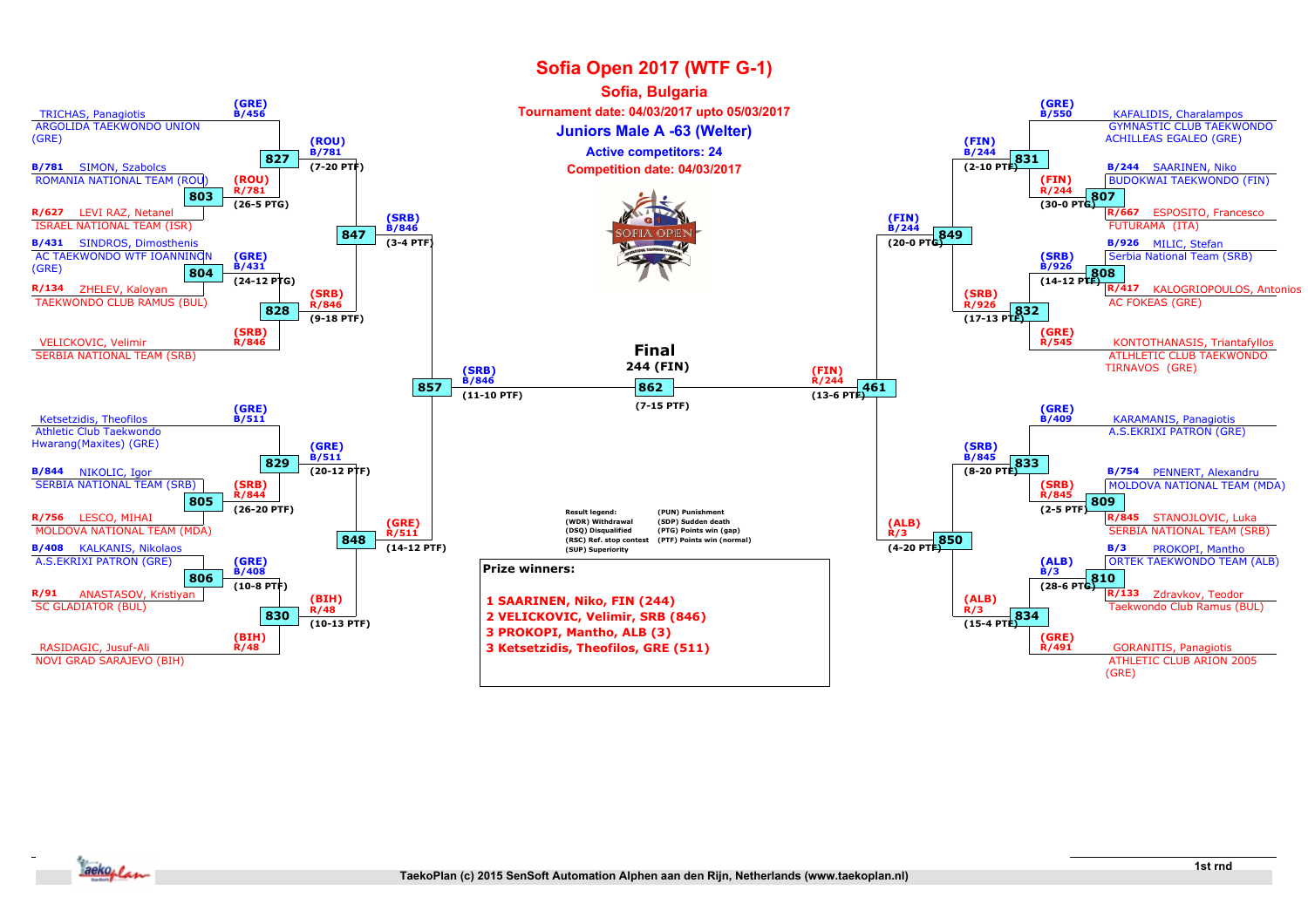# Sofia Open 2017 (WTF G-1)

## Sofia, Bulgaria

**Tournament date: 04/03/2017 upto 05/03/2017**

**Juniors Male A -63 (Welter)**

**Active competitors: 24**

**Competition date: 04/03/2017**

### Upper left bracket

- (GRE) B/456 TRICHAS, Panagiotis — ARGOLIDA TAEKWONDO UNION (GRE)
- Match 827: (ROU) B/781 (7-20 PTF)
- B/781 SIMON, Szabolcs — ROMANIA NATIONAL TEAM (ROU)
- Match 803: (ROU) R/781 (26-5 PTG)
- R/627 LEVI RAZ, Netanel — ISRAEL NATIONAL TEAM (ISR)
- Match 847: (SRB) B/846 (3-4 PTF)
- B/431 SINDROS, Dimosthenis — AC TAEKWONDO WTF IOANNINON (GRE)
- Match 804: (GRE) B/431 (24-12 PTG)
- R/134 ZHELEV, Kaloyan — TAEKWONDO CLUB RAMUS (BUL)
- Match 828: (SRB) R/846 (9-18 PTF)
- (SRB) R/846 VELICKOVIC, Velimir — SERBIA NATIONAL TEAM (SRB)

### Lower left bracket

- (GRE) B/511 Ketsetzidis, Theofilos — Athletic Club Taekwondo Hwarang(Maxites) (GRE)
- Match 829: (GRE) B/511 (20-12 PTF)
- B/844 NIKOLIC, Igor — SERBIA NATIONAL TEAM (SRB)
- Match 805: (SRB) R/844 (26-20 PTF)
- R/756 LESCO, MIHAI — MOLDOVA NATIONAL TEAM (MDA)
- Match 848: (GRE) R/511 (14-12 PTF)
- B/408 KALKANIS, Nikolaos — A.S.EKRIXI PATRON (GRE)
- Match 806: (GRE) B/408 (10-8 PTF)
- R/91 ANASTASOV, Kristiyan — SC GLADIATOR (BUL)
- Match 830: (BIH) R/48 (10-13 PTF)
- (BIH) R/48 RASIDAGIC, Jusuf-Ali — NOVI GRAD SARAJEVO (BIH)

### Semifinal left

- Match 857: (SRB) B/846 (11-10 PTF)

### Final

- Match 862: 244 (FIN) (7-15 PTF)

### Upper right bracket

- (GRE) B/550 KAFALIDIS, Charalampos — GYMNASTIC CLUB TAEKWONDO ACHILLEAS EGALEO (GRE)
- Match 831: (FIN) B/244 (2-10 PTF)
- B/244 SAARINEN, Niko — BUDOKWAI TAEKWONDO (FIN)
- Match 807: (FIN) R/244 (30-0 PTG)
- R/667 ESPOSITO, Francesco — FUTURAMA (ITA)
- Match 849: (FIN) B/244 (20-0 PTG)
- B/926 MILIC, Stefan — Serbia National Team (SRB)
- Match 808: (SRB) B/926 (14-12 PTF)
- R/417 KALOGRIOPOULOS, Antonios — AC FOKEAS (GRE)
- Match 832: (SRB) R/926 (17-13 PTF)
- (GRE) R/545 KONTOTHANASIS, Triantafyllos — ATLHLETIC CLUB TAEKWONDO TIRNAVOS (GRE)

### Lower right bracket

- (GRE) B/409 KARAMANIS, Panagiotis — A.S.EKRIXI PATRON (GRE)
- Match 833: (SRB) B/845 (8-20 PTF)
- B/754 PENNERT, Alexandru — MOLDOVA NATIONAL TEAM (MDA)
- Match 809: (SRB) R/845 (2-5 PTF)
- R/845 STANOJLOVIC, Luka — SERBIA NATIONAL TEAM (SRB)
- Match 850: (ALB) R/3 (4-20 PTF)
- B/3 PROKOPI, Mantho — ORTEK TAEKWONDO TEAM (ALB)
- Match 810: (ALB) B/3 (28-6 PTG)
- R/133 Zdravkov, Teodor — Taekwondo Club Ramus (BUL)
- Match 834: (ALB) R/3 (15-4 PTF)
- (GRE) R/491 GORANITIS, Panagiotis — ATHLETIC CLUB ARION 2005 (GRE)

### Semifinal right

- Match 461: (FIN) R/244 (13-6 PTF)

**Result legend:**

| | |
|---|---|
| (WDR) Withdrawal | (PUN) Punishment |
| (DSQ) Disqualified | (SDP) Sudden death |
| (RSC) Ref. stop contest | (PTG) Points win (gap) |
| (SUP) Superiority | (PTF) Points win (normal) |

**Prize winners:**

1 SAARINEN, Niko, FIN (244)
2 VELICKOVIC, Velimir, SRB (846)
3 PROKOPI, Mantho, ALB (3)
3 Ketsetzidis, Theofilos, GRE (511)

1st rnd

TaekoPlan (c) 2015 SenSoft Automation Alphen aan den Rijn, Netherlands (www.taekoplan.nl)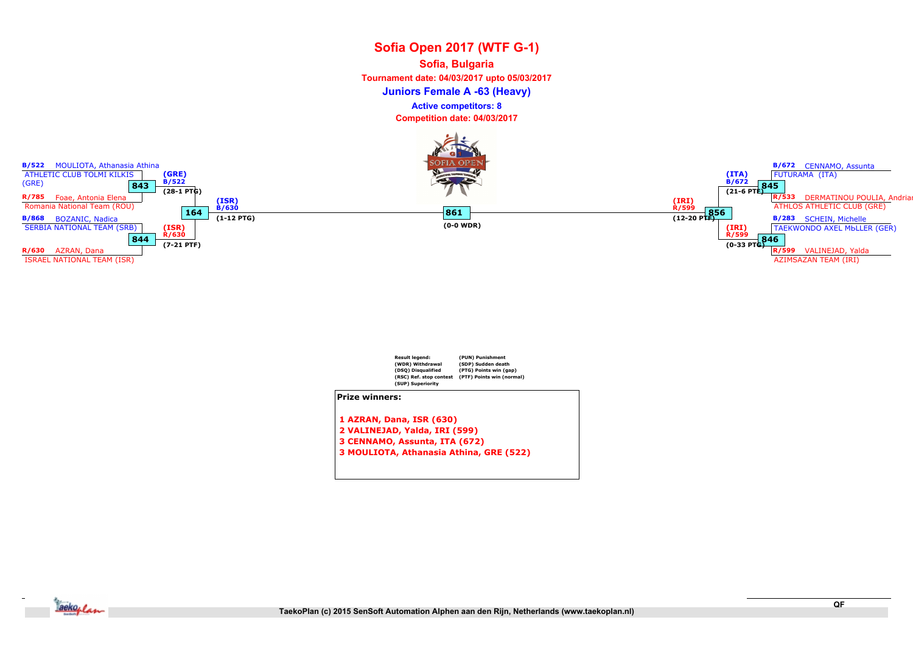# Sofia Open 2017 (WTF G-1)

**Sofia, Bulgaria**

**Tournament date: 04/03/2017 upto 05/03/2017**

## Juniors Female A -63 (Heavy)

**Active competitors: 8**

**Competition date: 04/03/2017**

B/522 MOULIOTA, Athanasia Athina
ATHLETIC CLUB TOLMI KILKIS (GRE)

843

(GRE)
B/522
(28-1 PTG)

R/785 Foae, Antonia Elena
Romania National Team (ROU)

164

(ISR)
B/630
(1-12 PTG)

B/868 BOZANIC, Nadica
SERBIA NATIONAL TEAM (SRB)

844

(ISR)
R/630
(7-21 PTF)

R/630 AZRAN, Dana
ISRAEL NATIONAL TEAM (ISR)

861

(0-0 WDR)

B/672 CENNAMO, Assunta
FUTURAMA (ITA)

845

(ITA)
B/672
(21-6 PTF)

R/533 DERMATINOU POULIA, Andriar
ATHLOS ATHLETIC CLUB (GRE)

856

(IRI)
R/599
(12-20 PTF)

B/283 SCHEIN, Michelle
TAEKWONDO AXEL MЬLLER (GER)

846

(IRI)
R/599
(0-33 PTG)

R/599 VALINEJAD, Yalda
AZIMSAZAN TEAM (IRI)

Result legend:
(WDR) Withdrawal
(DSQ) Disqualified
(RSC) Ref. stop contest
(SUP) Superiority
(PUN) Punishment
(SDP) Sudden death
(PTG) Points win (gap)
(PTF) Points win (normal)

**Prize winners:**

1 AZRAN, Dana, ISR (630)
2 VALINEJAD, Yalda, IRI (599)
3 CENNAMO, Assunta, ITA (672)
3 MOULIOTA, Athanasia Athina, GRE (522)

QF